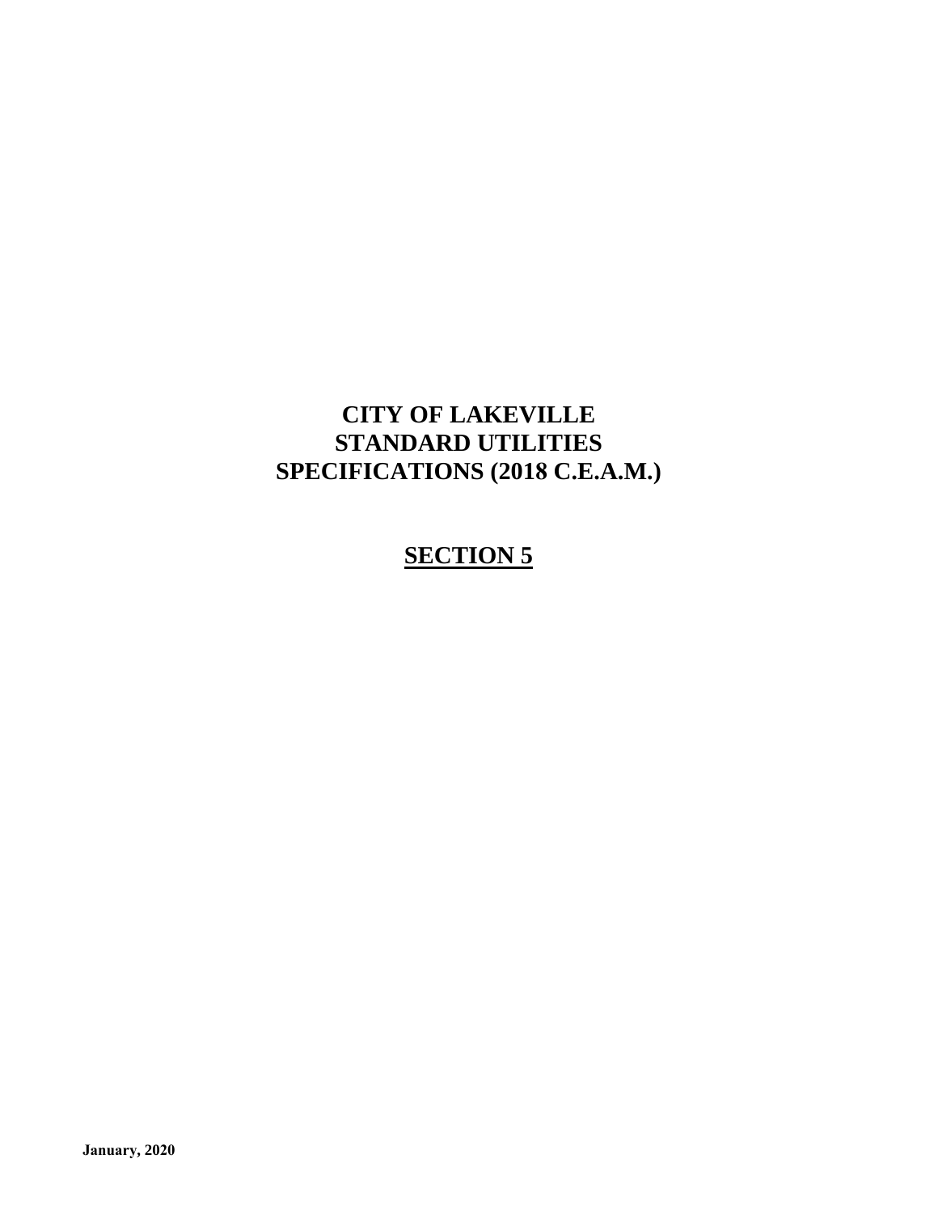# CITY OF LAKEVILLE
# STANDARD UTILITIES
# SPECIFICATIONS (2018 C.E.A.M.)

## SECTION 5

**January, 2020**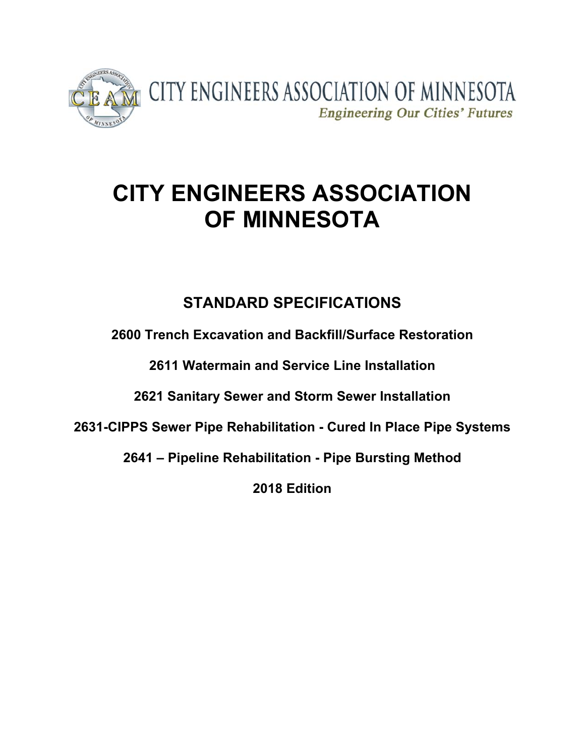CITY ENGINEERS ASSOCIATION OF MINNESOTA

*Engineering Our Cities' Futures*

# CITY ENGINEERS ASSOCIATION OF MINNESOTA

## STANDARD SPECIFICATIONS

**2600 Trench Excavation and Backfill/Surface Restoration**

**2611 Watermain and Service Line Installation**

**2621 Sanitary Sewer and Storm Sewer Installation**

**2631-CIPPS Sewer Pipe Rehabilitation - Cured In Place Pipe Systems**

**2641 – Pipeline Rehabilitation - Pipe Bursting Method**

**2018 Edition**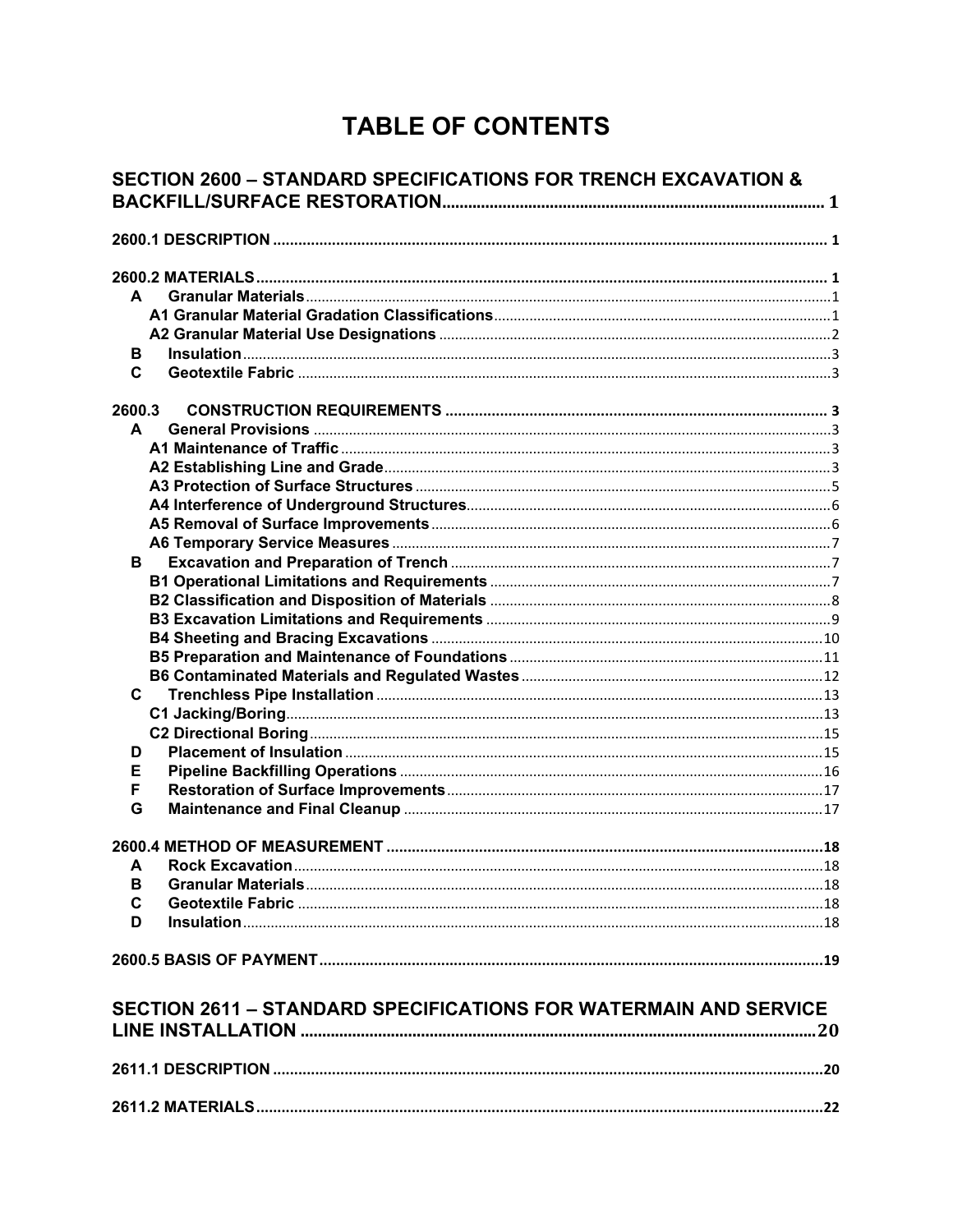# TABLE OF CONTENTS

**SECTION 2600 – STANDARD SPECIFICATIONS FOR TRENCH EXCAVATION & BACKFILL/SURFACE RESTORATION** .......... 1

**2600.1 DESCRIPTION** .......... 1

**2600.2 MATERIALS** .......... 1

- **A Granular Materials** .......... 1
  - **A1 Granular Material Gradation Classifications** .......... 1
  - **A2 Granular Material Use Designations** .......... 2
- **B Insulation** .......... 3
- **C Geotextile Fabric** .......... 3

**2600.3 CONSTRUCTION REQUIREMENTS** .......... 3

- **A General Provisions** .......... 3
  - **A1 Maintenance of Traffic** .......... 3
  - **A2 Establishing Line and Grade** .......... 3
  - **A3 Protection of Surface Structures** .......... 5
  - **A4 Interference of Underground Structures** .......... 6
  - **A5 Removal of Surface Improvements** .......... 6
  - **A6 Temporary Service Measures** .......... 7
- **B Excavation and Preparation of Trench** .......... 7
  - **B1 Operational Limitations and Requirements** .......... 7
  - **B2 Classification and Disposition of Materials** .......... 8
  - **B3 Excavation Limitations and Requirements** .......... 9
  - **B4 Sheeting and Bracing Excavations** .......... 10
  - **B5 Preparation and Maintenance of Foundations** .......... 11
  - **B6 Contaminated Materials and Regulated Wastes** .......... 12
- **C Trenchless Pipe Installation** .......... 13
  - **C1 Jacking/Boring** .......... 13
  - **C2 Directional Boring** .......... 15
- **D Placement of Insulation** .......... 15
- **E Pipeline Backfilling Operations** .......... 16
- **F Restoration of Surface Improvements** .......... 17
- **G Maintenance and Final Cleanup** .......... 17

**2600.4 METHOD OF MEASUREMENT** .......... 18

- **A Rock Excavation** .......... 18
- **B Granular Materials** .......... 18
- **C Geotextile Fabric** .......... 18
- **D Insulation** .......... 18

**2600.5 BASIS OF PAYMENT** .......... 19

**SECTION 2611 – STANDARD SPECIFICATIONS FOR WATERMAIN AND SERVICE LINE INSTALLATION** .......... 20

**2611.1 DESCRIPTION** .......... 20

**2611.2 MATERIALS** .......... 22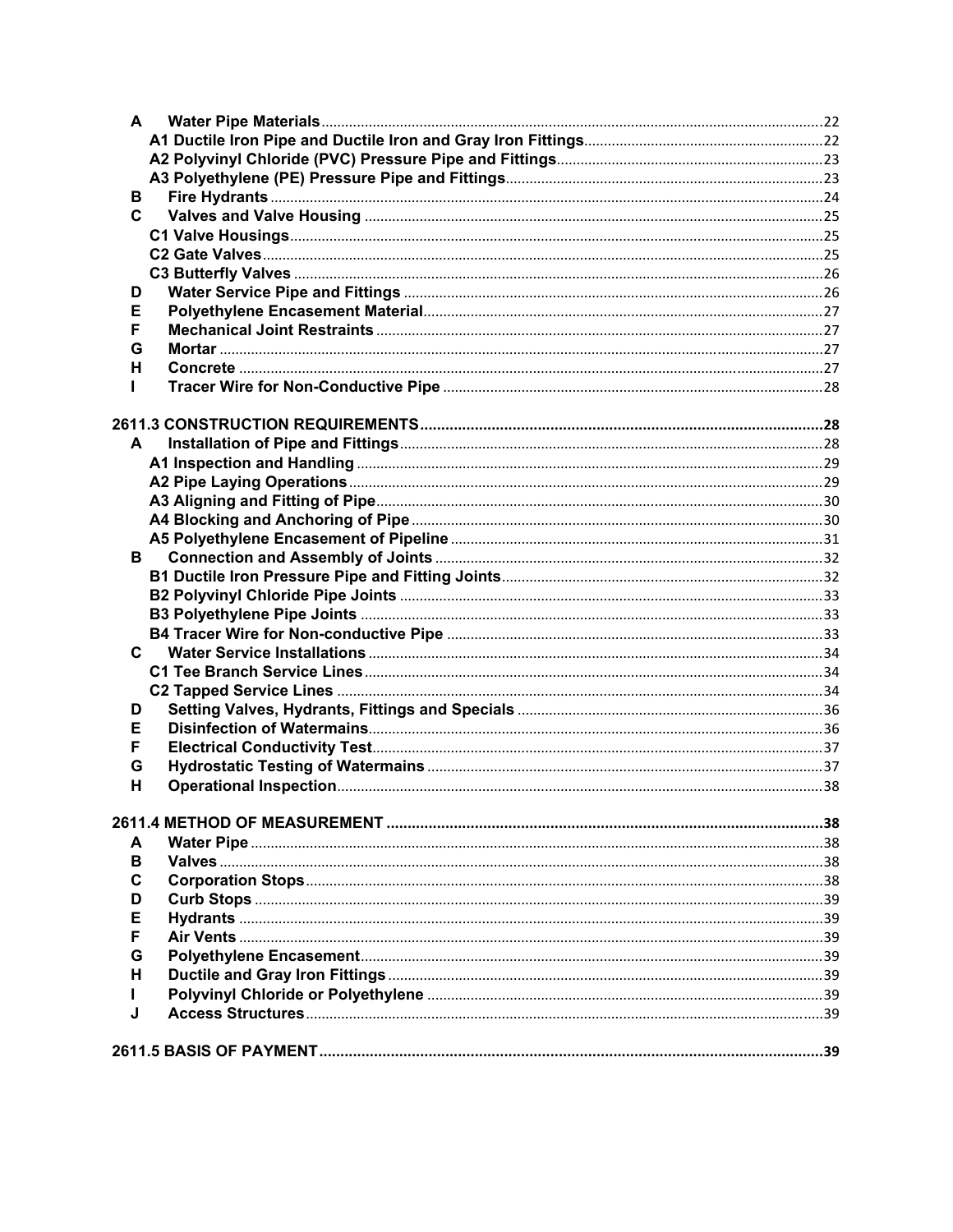| | | |
|---|---|---|
| **A** | **Water Pipe Materials** | 22 |
| | **A1 Ductile Iron Pipe and Ductile Iron and Gray Iron Fittings** | 22 |
| | **A2 Polyvinyl Chloride (PVC) Pressure Pipe and Fittings** | 23 |
| | **A3 Polyethylene (PE) Pressure Pipe and Fittings** | 23 |
| **B** | **Fire Hydrants** | 24 |
| **C** | **Valves and Valve Housing** | 25 |
| | **C1 Valve Housings** | 25 |
| | **C2 Gate Valves** | 25 |
| | **C3 Butterfly Valves** | 26 |
| **D** | **Water Service Pipe and Fittings** | 26 |
| **E** | **Polyethylene Encasement Material** | 27 |
| **F** | **Mechanical Joint Restraints** | 27 |
| **G** | **Mortar** | 27 |
| **H** | **Concrete** | 27 |
| **I** | **Tracer Wire for Non-Conductive Pipe** | 28 |

**2611.3 CONSTRUCTION REQUIREMENTS** ............ **28**

| | | |
|---|---|---|
| **A** | **Installation of Pipe and Fittings** | 28 |
| | **A1 Inspection and Handling** | 29 |
| | **A2 Pipe Laying Operations** | 29 |
| | **A3 Aligning and Fitting of Pipe** | 30 |
| | **A4 Blocking and Anchoring of Pipe** | 30 |
| | **A5 Polyethylene Encasement of Pipeline** | 31 |
| **B** | **Connection and Assembly of Joints** | 32 |
| | **B1 Ductile Iron Pressure Pipe and Fitting Joints** | 32 |
| | **B2 Polyvinyl Chloride Pipe Joints** | 33 |
| | **B3 Polyethylene Pipe Joints** | 33 |
| | **B4 Tracer Wire for Non-conductive Pipe** | 33 |
| **C** | **Water Service Installations** | 34 |
| | **C1 Tee Branch Service Lines** | 34 |
| | **C2 Tapped Service Lines** | 34 |
| **D** | **Setting Valves, Hydrants, Fittings and Specials** | 36 |
| **E** | **Disinfection of Watermains** | 36 |
| **F** | **Electrical Conductivity Test** | 37 |
| **G** | **Hydrostatic Testing of Watermains** | 37 |
| **H** | **Operational Inspection** | 38 |

**2611.4 METHOD OF MEASUREMENT** ............ **38**

| | | |
|---|---|---|
| **A** | **Water Pipe** | 38 |
| **B** | **Valves** | 38 |
| **C** | **Corporation Stops** | 38 |
| **D** | **Curb Stops** | 39 |
| **E** | **Hydrants** | 39 |
| **F** | **Air Vents** | 39 |
| **G** | **Polyethylene Encasement** | 39 |
| **H** | **Ductile and Gray Iron Fittings** | 39 |
| **I** | **Polyvinyl Chloride or Polyethylene** | 39 |
| **J** | **Access Structures** | 39 |

**2611.5 BASIS OF PAYMENT** ............ **39**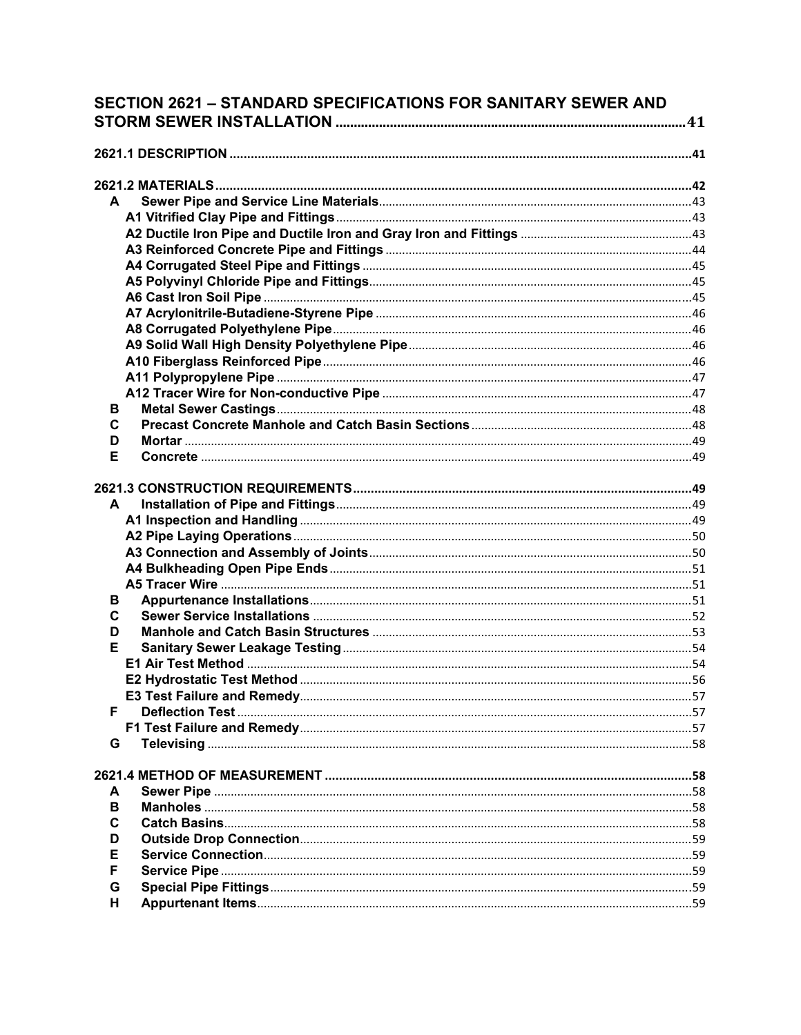**SECTION 2621 – STANDARD SPECIFICATIONS FOR SANITARY SEWER AND STORM SEWER INSTALLATION ........ 41**

**2621.1 DESCRIPTION ........ 41**

**2621.2 MATERIALS ........ 42**

- **A Sewer Pipe and Service Line Materials** ........ 43
  - **A1 Vitrified Clay Pipe and Fittings** ........ 43
  - **A2 Ductile Iron Pipe and Ductile Iron and Gray Iron and Fittings** ........ 43
  - **A3 Reinforced Concrete Pipe and Fittings** ........ 44
  - **A4 Corrugated Steel Pipe and Fittings** ........ 45
  - **A5 Polyvinyl Chloride Pipe and Fittings** ........ 45
  - **A6 Cast Iron Soil Pipe** ........ 45
  - **A7 Acrylonitrile-Butadiene-Styrene Pipe** ........ 46
  - **A8 Corrugated Polyethylene Pipe** ........ 46
  - **A9 Solid Wall High Density Polyethylene Pipe** ........ 46
  - **A10 Fiberglass Reinforced Pipe** ........ 46
  - **A11 Polypropylene Pipe** ........ 47
  - **A12 Tracer Wire for Non-conductive Pipe** ........ 47
- **B Metal Sewer Castings** ........ 48
- **C Precast Concrete Manhole and Catch Basin Sections** ........ 48
- **D Mortar** ........ 49
- **E Concrete** ........ 49

**2621.3 CONSTRUCTION REQUIREMENTS ........ 49**

- **A Installation of Pipe and Fittings** ........ 49
  - **A1 Inspection and Handling** ........ 49
  - **A2 Pipe Laying Operations** ........ 50
  - **A3 Connection and Assembly of Joints** ........ 50
  - **A4 Bulkheading Open Pipe Ends** ........ 51
  - **A5 Tracer Wire** ........ 51
- **B Appurtenance Installations** ........ 51
- **C Sewer Service Installations** ........ 52
- **D Manhole and Catch Basin Structures** ........ 53
- **E Sanitary Sewer Leakage Testing** ........ 54
  - **E1 Air Test Method** ........ 54
  - **E2 Hydrostatic Test Method** ........ 56
  - **E3 Test Failure and Remedy** ........ 57
- **F Deflection Test** ........ 57
  - **F1 Test Failure and Remedy** ........ 57
- **G Televising** ........ 58

**2621.4 METHOD OF MEASUREMENT ........ 58**

- **A Sewer Pipe** ........ 58
- **B Manholes** ........ 58
- **C Catch Basins** ........ 58
- **D Outside Drop Connection** ........ 59
- **E Service Connection** ........ 59
- **F Service Pipe** ........ 59
- **G Special Pipe Fittings** ........ 59
- **H Appurtenant Items** ........ 59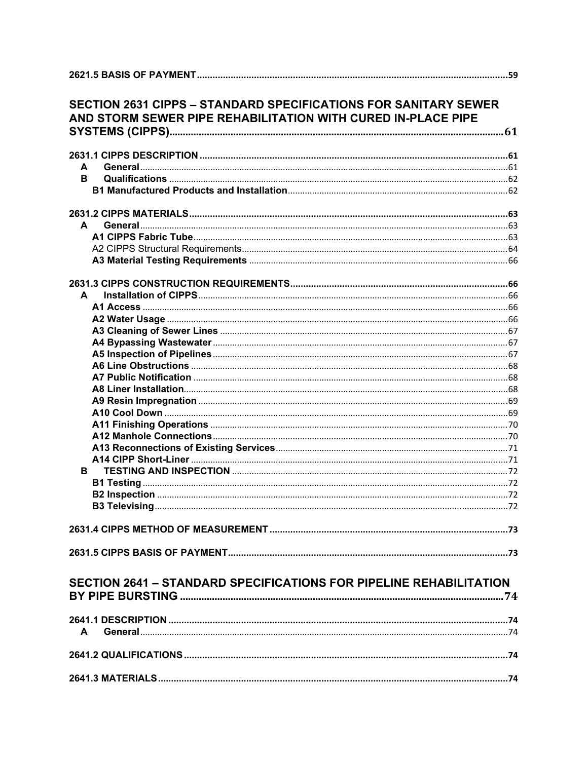**2621.5 BASIS OF PAYMENT** ........ 59

## SECTION 2631 CIPPS – STANDARD SPECIFICATIONS FOR SANITARY SEWER AND STORM SEWER PIPE REHABILITATION WITH CURED IN-PLACE PIPE SYSTEMS (CIPPS) ........ 61

**2631.1 CIPPS DESCRIPTION** ........ 61

- **A General** ........ 61
- **B Qualifications** ........ 62
  - **B1 Manufactured Products and Installation** ........ 62

**2631.2 CIPPS MATERIALS** ........ 63

- **A General** ........ 63
  - **A1 CIPPS Fabric Tube** ........ 63
  - A2 CIPPS Structural Requirements ........ 64
  - **A3 Material Testing Requirements** ........ 66

**2631.3 CIPPS CONSTRUCTION REQUIREMENTS** ........ 66

- **A Installation of CIPPS** ........ 66
  - **A1 Access** ........ 66
  - **A2 Water Usage** ........ 66
  - **A3 Cleaning of Sewer Lines** ........ 67
  - **A4 Bypassing Wastewater** ........ 67
  - **A5 Inspection of Pipelines** ........ 67
  - **A6 Line Obstructions** ........ 68
  - **A7 Public Notification** ........ 68
  - **A8 Liner Installation** ........ 68
  - **A9 Resin Impregnation** ........ 69
  - **A10 Cool Down** ........ 69
  - **A11 Finishing Operations** ........ 70
  - **A12 Manhole Connections** ........ 70
  - **A13 Reconnections of Existing Services** ........ 71
  - **A14 CIPP Short-Liner** ........ 71
- **B TESTING AND INSPECTION** ........ 72
  - **B1 Testing** ........ 72
  - **B2 Inspection** ........ 72
  - **B3 Televising** ........ 72

**2631.4 CIPPS METHOD OF MEASUREMENT** ........ 73

**2631.5 CIPPS BASIS OF PAYMENT** ........ 73

## SECTION 2641 – STANDARD SPECIFICATIONS FOR PIPELINE REHABILITATION BY PIPE BURSTING ........ 74

**2641.1 DESCRIPTION** ........ 74

- **A General** ........ 74

**2641.2 QUALIFICATIONS** ........ 74

**2641.3 MATERIALS** ........ 74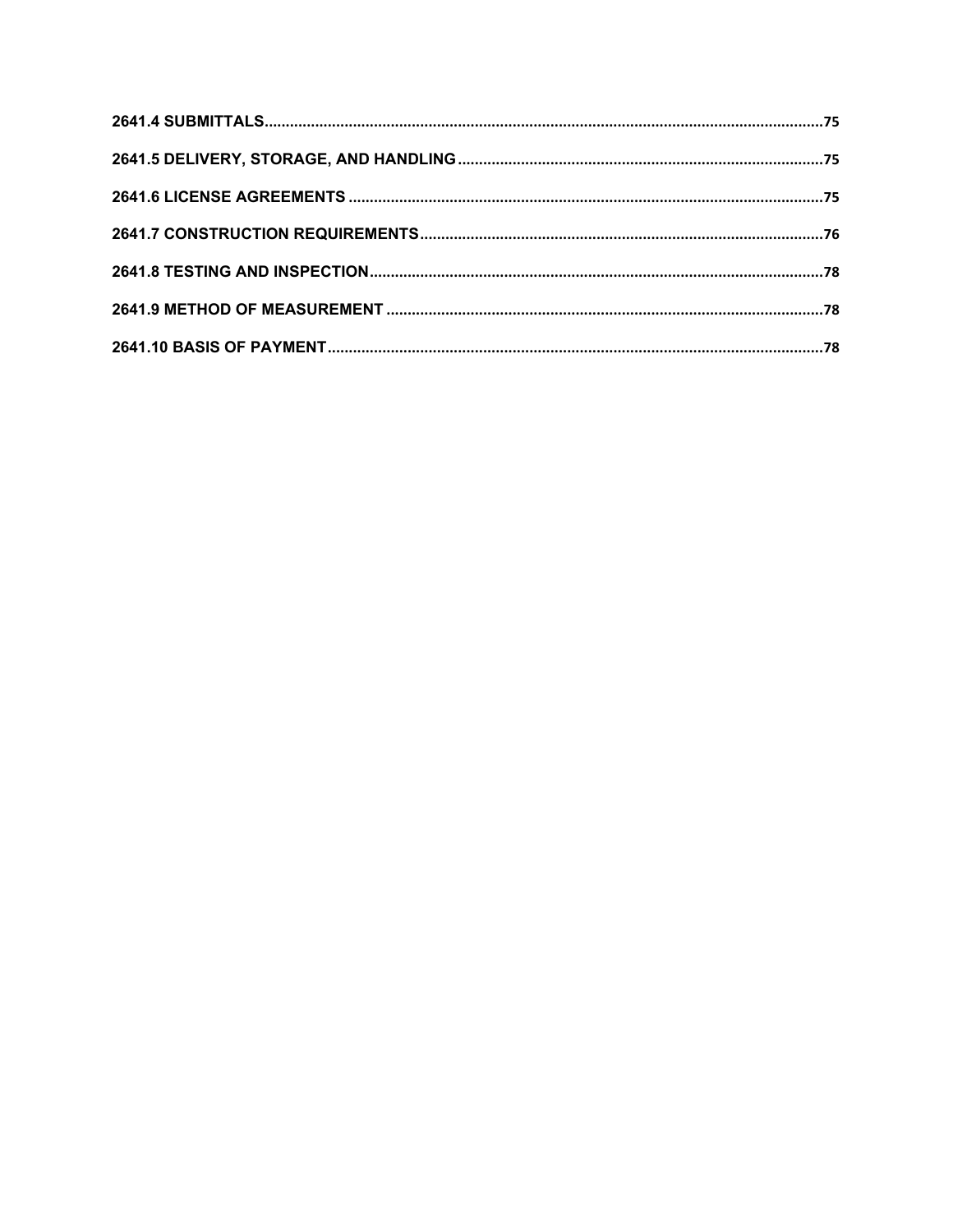2641.4 SUBMITTALS.....75

2641.5 DELIVERY, STORAGE, AND HANDLING.....75

2641.6 LICENSE AGREEMENTS.....75

2641.7 CONSTRUCTION REQUIREMENTS.....76

2641.8 TESTING AND INSPECTION.....78

2641.9 METHOD OF MEASUREMENT.....78

2641.10 BASIS OF PAYMENT.....78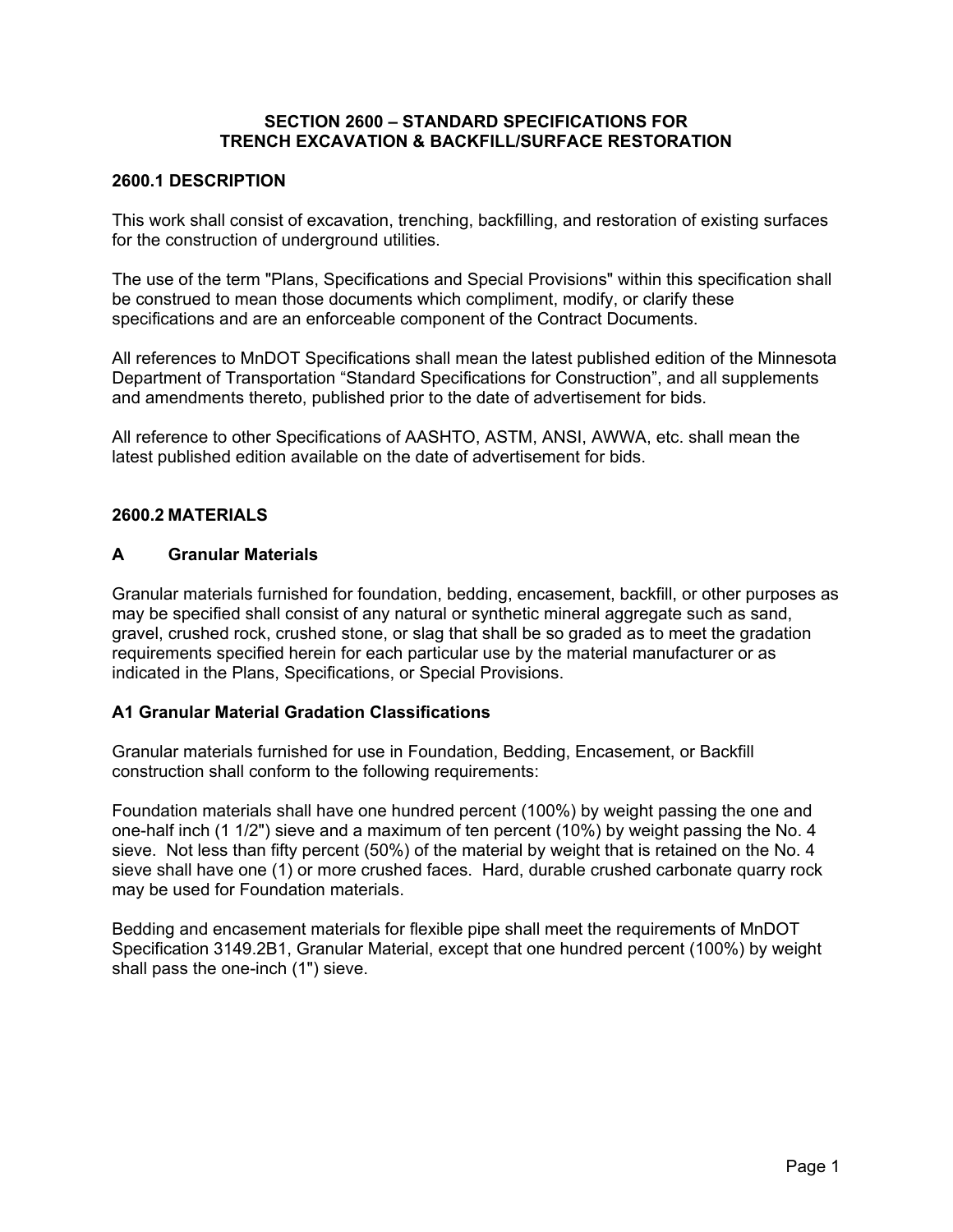# SECTION 2600 – STANDARD SPECIFICATIONS FOR TRENCH EXCAVATION & BACKFILL/SURFACE RESTORATION

## 2600.1 DESCRIPTION

This work shall consist of excavation, trenching, backfilling, and restoration of existing surfaces for the construction of underground utilities.

The use of the term "Plans, Specifications and Special Provisions" within this specification shall be construed to mean those documents which compliment, modify, or clarify these specifications and are an enforceable component of the Contract Documents.

All references to MnDOT Specifications shall mean the latest published edition of the Minnesota Department of Transportation “Standard Specifications for Construction”, and all supplements and amendments thereto, published prior to the date of advertisement for bids.

All reference to other Specifications of AASHTO, ASTM, ANSI, AWWA, etc. shall mean the latest published edition available on the date of advertisement for bids.

## 2600.2 MATERIALS

### A Granular Materials

Granular materials furnished for foundation, bedding, encasement, backfill, or other purposes as may be specified shall consist of any natural or synthetic mineral aggregate such as sand, gravel, crushed rock, crushed stone, or slag that shall be so graded as to meet the gradation requirements specified herein for each particular use by the material manufacturer or as indicated in the Plans, Specifications, or Special Provisions.

### A1 Granular Material Gradation Classifications

Granular materials furnished for use in Foundation, Bedding, Encasement, or Backfill construction shall conform to the following requirements:

Foundation materials shall have one hundred percent (100%) by weight passing the one and one-half inch (1 1/2") sieve and a maximum of ten percent (10%) by weight passing the No. 4 sieve. Not less than fifty percent (50%) of the material by weight that is retained on the No. 4 sieve shall have one (1) or more crushed faces. Hard, durable crushed carbonate quarry rock may be used for Foundation materials.

Bedding and encasement materials for flexible pipe shall meet the requirements of MnDOT Specification 3149.2B1, Granular Material, except that one hundred percent (100%) by weight shall pass the one-inch (1") sieve.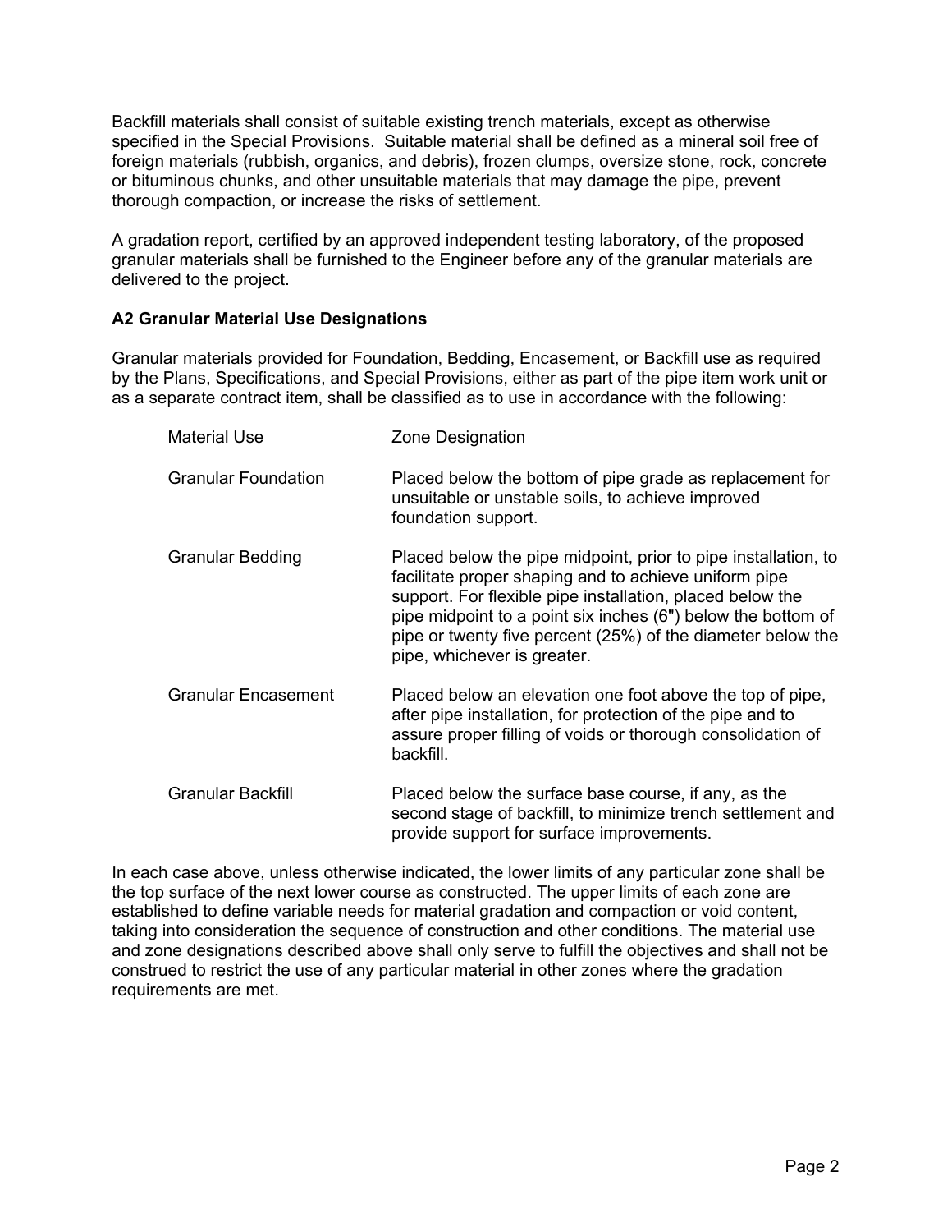Backfill materials shall consist of suitable existing trench materials, except as otherwise specified in the Special Provisions. Suitable material shall be defined as a mineral soil free of foreign materials (rubbish, organics, and debris), frozen clumps, oversize stone, rock, concrete or bituminous chunks, and other unsuitable materials that may damage the pipe, prevent thorough compaction, or increase the risks of settlement.

A gradation report, certified by an approved independent testing laboratory, of the proposed granular materials shall be furnished to the Engineer before any of the granular materials are delivered to the project.

**A2 Granular Material Use Designations**

Granular materials provided for Foundation, Bedding, Encasement, or Backfill use as required by the Plans, Specifications, and Special Provisions, either as part of the pipe item work unit or as a separate contract item, shall be classified as to use in accordance with the following:

| Material Use | Zone Designation |
|---|---|
| Granular Foundation | Placed below the bottom of pipe grade as replacement for unsuitable or unstable soils, to achieve improved foundation support. |
| Granular Bedding | Placed below the pipe midpoint, prior to pipe installation, to facilitate proper shaping and to achieve uniform pipe support. For flexible pipe installation, placed below the pipe midpoint to a point six inches (6") below the bottom of pipe or twenty five percent (25%) of the diameter below the pipe, whichever is greater. |
| Granular Encasement | Placed below an elevation one foot above the top of pipe, after pipe installation, for protection of the pipe and to assure proper filling of voids or thorough consolidation of backfill. |
| Granular Backfill | Placed below the surface base course, if any, as the second stage of backfill, to minimize trench settlement and provide support for surface improvements. |

In each case above, unless otherwise indicated, the lower limits of any particular zone shall be the top surface of the next lower course as constructed. The upper limits of each zone are established to define variable needs for material gradation and compaction or void content, taking into consideration the sequence of construction and other conditions. The material use and zone designations described above shall only serve to fulfill the objectives and shall not be construed to restrict the use of any particular material in other zones where the gradation requirements are met.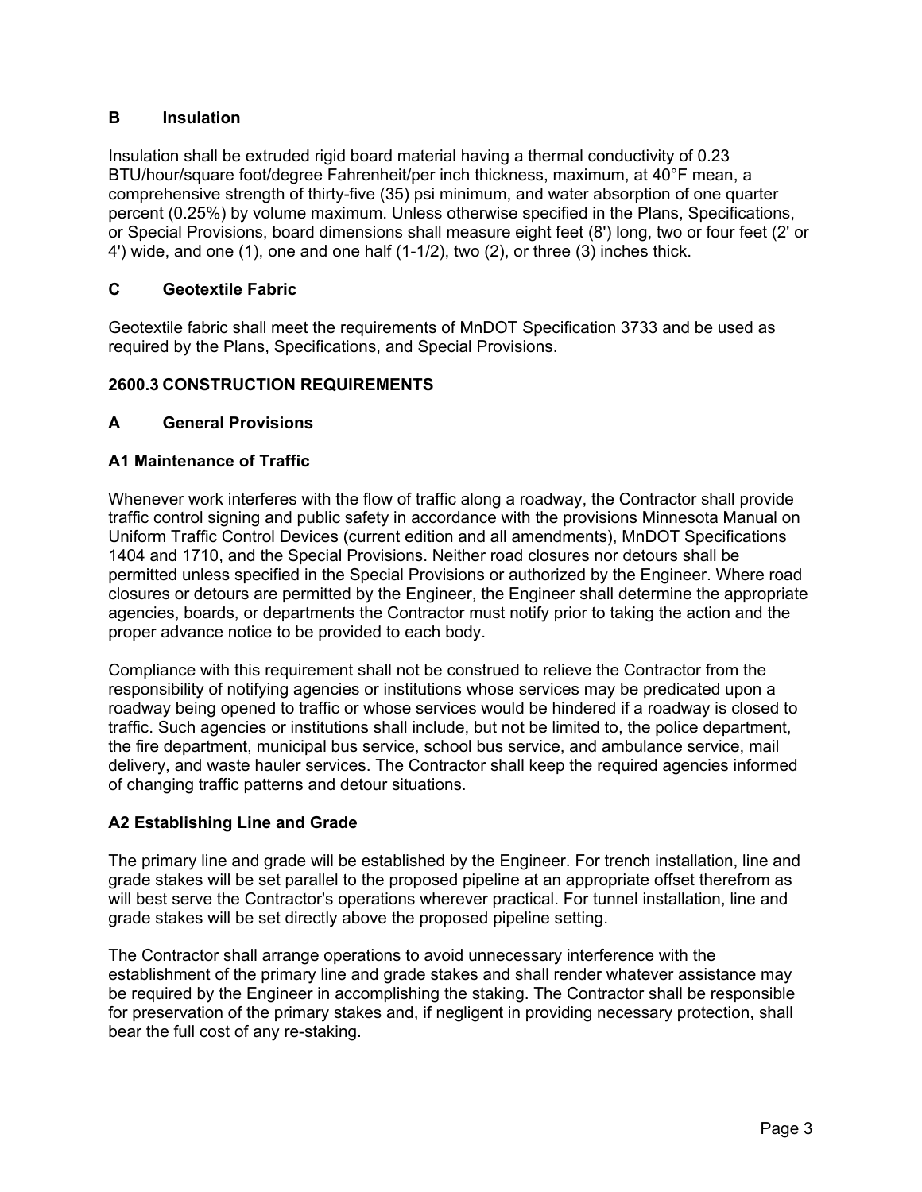### B Insulation

Insulation shall be extruded rigid board material having a thermal conductivity of 0.23 BTU/hour/square foot/degree Fahrenheit/per inch thickness, maximum, at 40°F mean, a comprehensive strength of thirty-five (35) psi minimum, and water absorption of one quarter percent (0.25%) by volume maximum. Unless otherwise specified in the Plans, Specifications, or Special Provisions, board dimensions shall measure eight feet (8') long, two or four feet (2' or 4') wide, and one (1), one and one half (1-1/2), two (2), or three (3) inches thick.

### C Geotextile Fabric

Geotextile fabric shall meet the requirements of MnDOT Specification 3733 and be used as required by the Plans, Specifications, and Special Provisions.

## 2600.3 CONSTRUCTION REQUIREMENTS

### A General Provisions

#### A1 Maintenance of Traffic

Whenever work interferes with the flow of traffic along a roadway, the Contractor shall provide traffic control signing and public safety in accordance with the provisions Minnesota Manual on Uniform Traffic Control Devices (current edition and all amendments), MnDOT Specifications 1404 and 1710, and the Special Provisions. Neither road closures nor detours shall be permitted unless specified in the Special Provisions or authorized by the Engineer. Where road closures or detours are permitted by the Engineer, the Engineer shall determine the appropriate agencies, boards, or departments the Contractor must notify prior to taking the action and the proper advance notice to be provided to each body.

Compliance with this requirement shall not be construed to relieve the Contractor from the responsibility of notifying agencies or institutions whose services may be predicated upon a roadway being opened to traffic or whose services would be hindered if a roadway is closed to traffic. Such agencies or institutions shall include, but not be limited to, the police department, the fire department, municipal bus service, school bus service, and ambulance service, mail delivery, and waste hauler services. The Contractor shall keep the required agencies informed of changing traffic patterns and detour situations.

#### A2 Establishing Line and Grade

The primary line and grade will be established by the Engineer. For trench installation, line and grade stakes will be set parallel to the proposed pipeline at an appropriate offset therefrom as will best serve the Contractor's operations wherever practical. For tunnel installation, line and grade stakes will be set directly above the proposed pipeline setting.

The Contractor shall arrange operations to avoid unnecessary interference with the establishment of the primary line and grade stakes and shall render whatever assistance may be required by the Engineer in accomplishing the staking. The Contractor shall be responsible for preservation of the primary stakes and, if negligent in providing necessary protection, shall bear the full cost of any re-staking.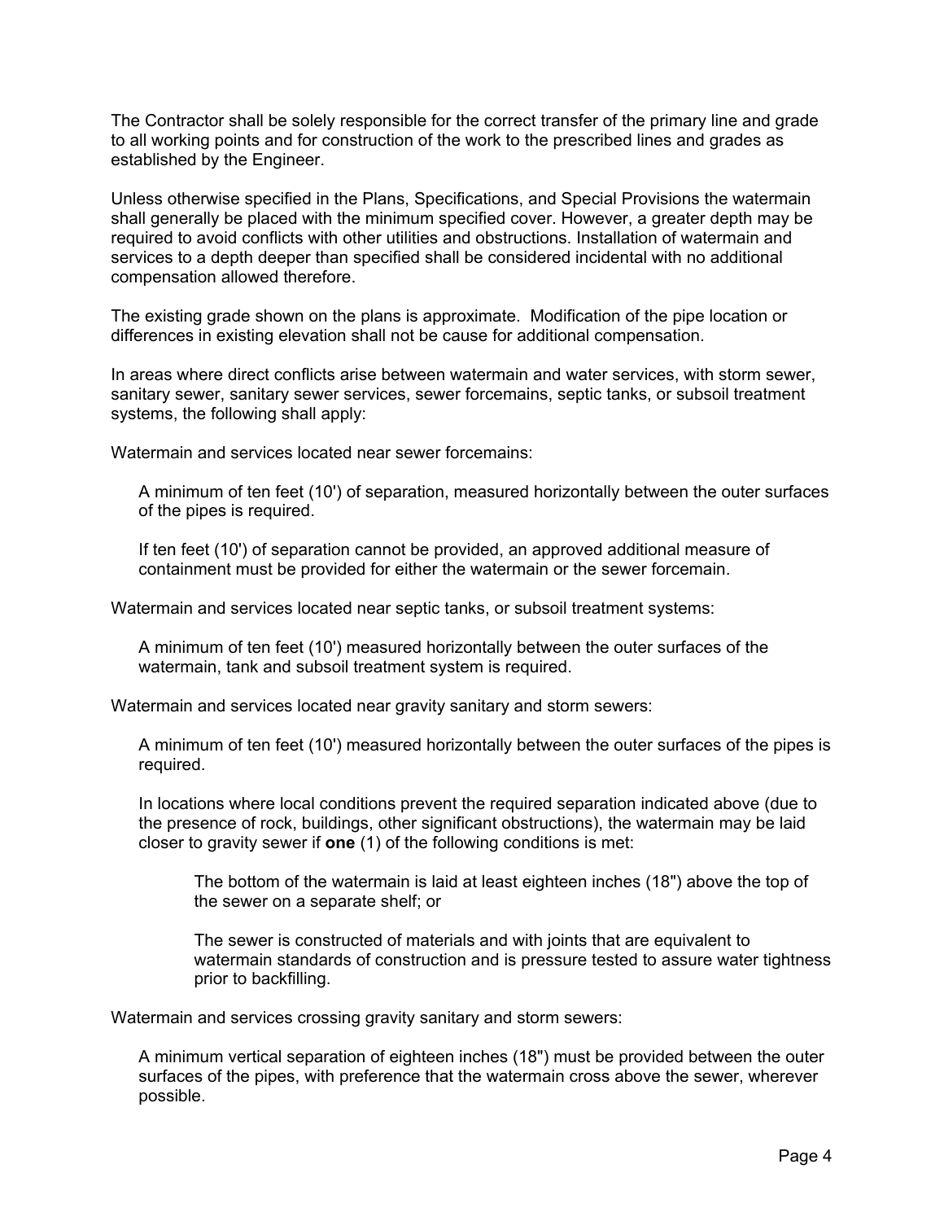The Contractor shall be solely responsible for the correct transfer of the primary line and grade to all working points and for construction of the work to the prescribed lines and grades as established by the Engineer.

Unless otherwise specified in the Plans, Specifications, and Special Provisions the watermain shall generally be placed with the minimum specified cover. However, a greater depth may be required to avoid conflicts with other utilities and obstructions. Installation of watermain and services to a depth deeper than specified shall be considered incidental with no additional compensation allowed therefore.

The existing grade shown on the plans is approximate. Modification of the pipe location or differences in existing elevation shall not be cause for additional compensation.

In areas where direct conflicts arise between watermain and water services, with storm sewer, sanitary sewer, sanitary sewer services, sewer forcemains, septic tanks, or subsoil treatment systems, the following shall apply:

Watermain and services located near sewer forcemains:

> A minimum of ten feet (10') of separation, measured horizontally between the outer surfaces of the pipes is required.
>
> If ten feet (10') of separation cannot be provided, an approved additional measure of containment must be provided for either the watermain or the sewer forcemain.

Watermain and services located near septic tanks, or subsoil treatment systems:

> A minimum of ten feet (10') measured horizontally between the outer surfaces of the watermain, tank and subsoil treatment system is required.

Watermain and services located near gravity sanitary and storm sewers:

> A minimum of ten feet (10') measured horizontally between the outer surfaces of the pipes is required.
>
> In locations where local conditions prevent the required separation indicated above (due to the presence of rock, buildings, other significant obstructions), the watermain may be laid closer to gravity sewer if **one** (1) of the following conditions is met:
>
> > The bottom of the watermain is laid at least eighteen inches (18") above the top of the sewer on a separate shelf; or
> >
> > The sewer is constructed of materials and with joints that are equivalent to watermain standards of construction and is pressure tested to assure water tightness prior to backfilling.

Watermain and services crossing gravity sanitary and storm sewers:

> A minimum vertical separation of eighteen inches (18") must be provided between the outer surfaces of the pipes, with preference that the watermain cross above the sewer, wherever possible.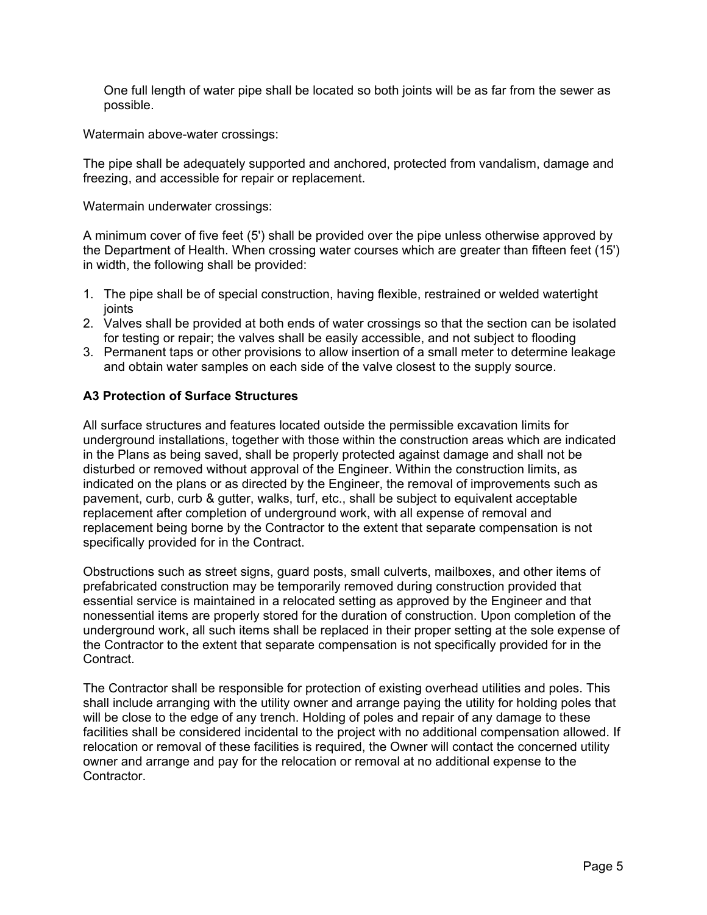One full length of water pipe shall be located so both joints will be as far from the sewer as possible.

Watermain above-water crossings:

The pipe shall be adequately supported and anchored, protected from vandalism, damage and freezing, and accessible for repair or replacement.

Watermain underwater crossings:

A minimum cover of five feet (5') shall be provided over the pipe unless otherwise approved by the Department of Health. When crossing water courses which are greater than fifteen feet (15') in width, the following shall be provided:

1. The pipe shall be of special construction, having flexible, restrained or welded watertight joints
2. Valves shall be provided at both ends of water crossings so that the section can be isolated for testing or repair; the valves shall be easily accessible, and not subject to flooding
3. Permanent taps or other provisions to allow insertion of a small meter to determine leakage and obtain water samples on each side of the valve closest to the supply source.

### A3 Protection of Surface Structures

All surface structures and features located outside the permissible excavation limits for underground installations, together with those within the construction areas which are indicated in the Plans as being saved, shall be properly protected against damage and shall not be disturbed or removed without approval of the Engineer. Within the construction limits, as indicated on the plans or as directed by the Engineer, the removal of improvements such as pavement, curb, curb & gutter, walks, turf, etc., shall be subject to equivalent acceptable replacement after completion of underground work, with all expense of removal and replacement being borne by the Contractor to the extent that separate compensation is not specifically provided for in the Contract.

Obstructions such as street signs, guard posts, small culverts, mailboxes, and other items of prefabricated construction may be temporarily removed during construction provided that essential service is maintained in a relocated setting as approved by the Engineer and that nonessential items are properly stored for the duration of construction. Upon completion of the underground work, all such items shall be replaced in their proper setting at the sole expense of the Contractor to the extent that separate compensation is not specifically provided for in the Contract.

The Contractor shall be responsible for protection of existing overhead utilities and poles. This shall include arranging with the utility owner and arrange paying the utility for holding poles that will be close to the edge of any trench. Holding of poles and repair of any damage to these facilities shall be considered incidental to the project with no additional compensation allowed. If relocation or removal of these facilities is required, the Owner will contact the concerned utility owner and arrange and pay for the relocation or removal at no additional expense to the Contractor.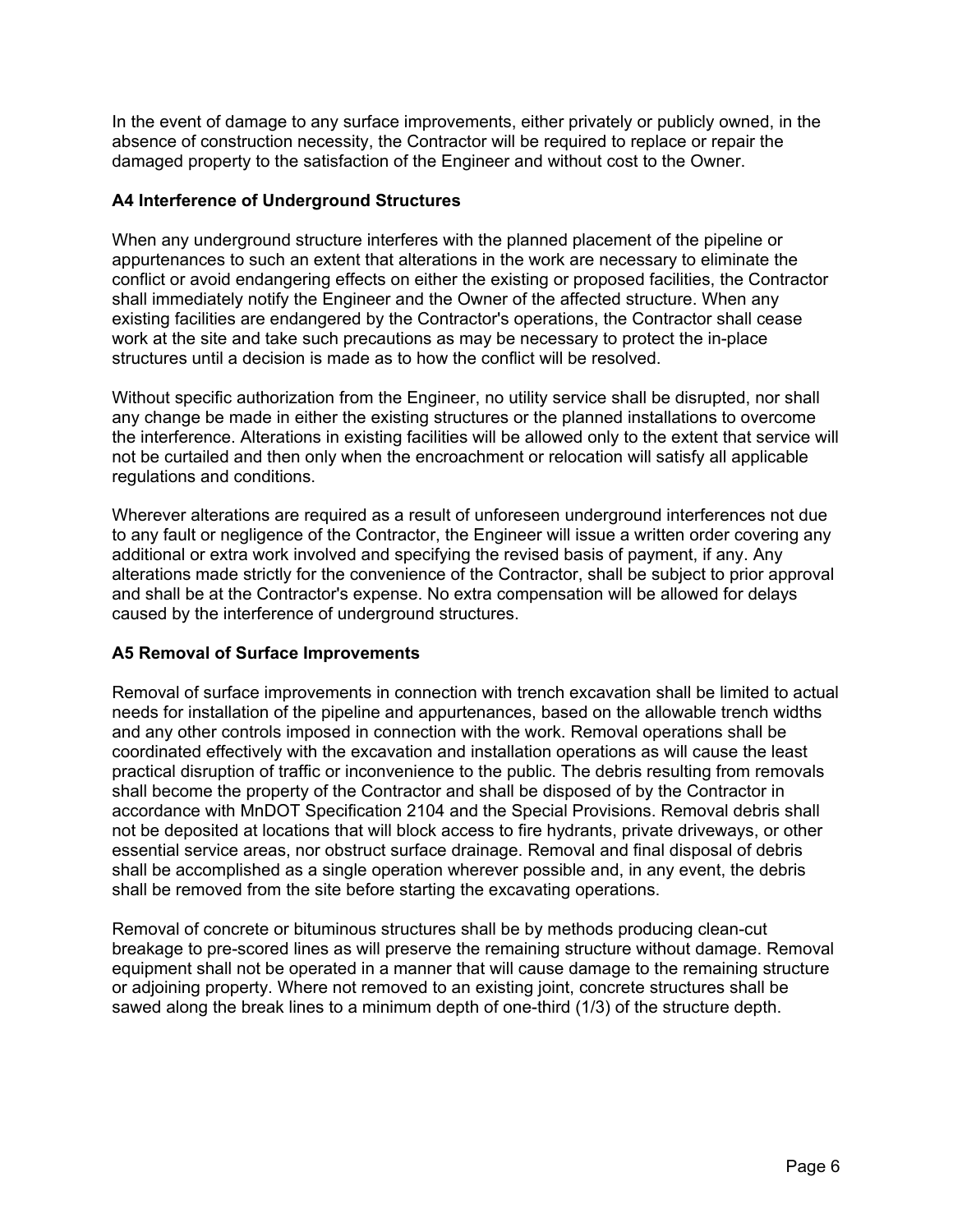In the event of damage to any surface improvements, either privately or publicly owned, in the absence of construction necessity, the Contractor will be required to replace or repair the damaged property to the satisfaction of the Engineer and without cost to the Owner.

### A4 Interference of Underground Structures

When any underground structure interferes with the planned placement of the pipeline or appurtenances to such an extent that alterations in the work are necessary to eliminate the conflict or avoid endangering effects on either the existing or proposed facilities, the Contractor shall immediately notify the Engineer and the Owner of the affected structure. When any existing facilities are endangered by the Contractor's operations, the Contractor shall cease work at the site and take such precautions as may be necessary to protect the in-place structures until a decision is made as to how the conflict will be resolved.

Without specific authorization from the Engineer, no utility service shall be disrupted, nor shall any change be made in either the existing structures or the planned installations to overcome the interference. Alterations in existing facilities will be allowed only to the extent that service will not be curtailed and then only when the encroachment or relocation will satisfy all applicable regulations and conditions.

Wherever alterations are required as a result of unforeseen underground interferences not due to any fault or negligence of the Contractor, the Engineer will issue a written order covering any additional or extra work involved and specifying the revised basis of payment, if any. Any alterations made strictly for the convenience of the Contractor, shall be subject to prior approval and shall be at the Contractor's expense. No extra compensation will be allowed for delays caused by the interference of underground structures.

### A5 Removal of Surface Improvements

Removal of surface improvements in connection with trench excavation shall be limited to actual needs for installation of the pipeline and appurtenances, based on the allowable trench widths and any other controls imposed in connection with the work. Removal operations shall be coordinated effectively with the excavation and installation operations as will cause the least practical disruption of traffic or inconvenience to the public. The debris resulting from removals shall become the property of the Contractor and shall be disposed of by the Contractor in accordance with MnDOT Specification 2104 and the Special Provisions. Removal debris shall not be deposited at locations that will block access to fire hydrants, private driveways, or other essential service areas, nor obstruct surface drainage. Removal and final disposal of debris shall be accomplished as a single operation wherever possible and, in any event, the debris shall be removed from the site before starting the excavating operations.

Removal of concrete or bituminous structures shall be by methods producing clean-cut breakage to pre-scored lines as will preserve the remaining structure without damage. Removal equipment shall not be operated in a manner that will cause damage to the remaining structure or adjoining property. Where not removed to an existing joint, concrete structures shall be sawed along the break lines to a minimum depth of one-third (1/3) of the structure depth.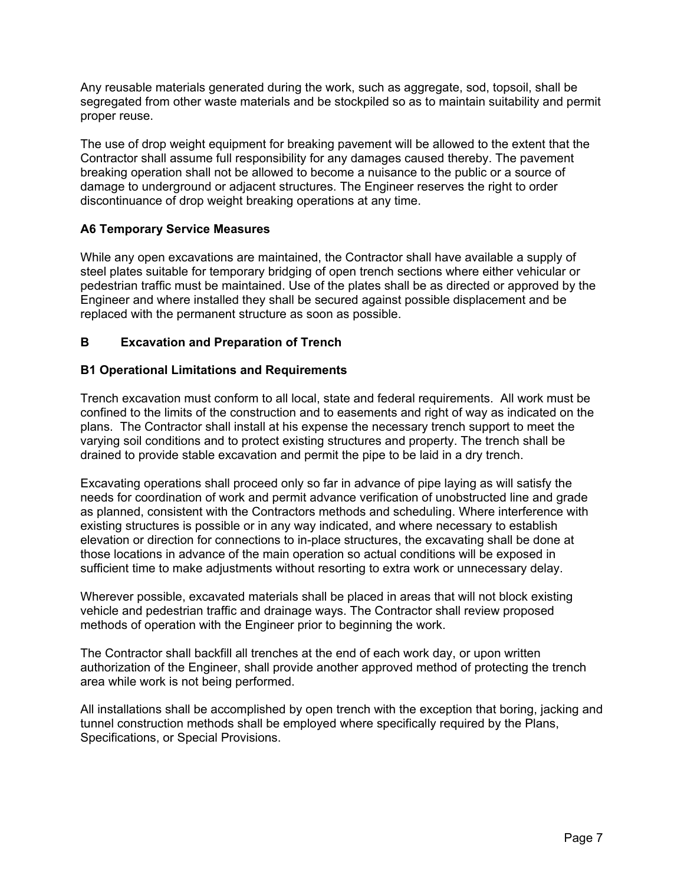Any reusable materials generated during the work, such as aggregate, sod, topsoil, shall be segregated from other waste materials and be stockpiled so as to maintain suitability and permit proper reuse.

The use of drop weight equipment for breaking pavement will be allowed to the extent that the Contractor shall assume full responsibility for any damages caused thereby. The pavement breaking operation shall not be allowed to become a nuisance to the public or a source of damage to underground or adjacent structures. The Engineer reserves the right to order discontinuance of drop weight breaking operations at any time.

### A6 Temporary Service Measures

While any open excavations are maintained, the Contractor shall have available a supply of steel plates suitable for temporary bridging of open trench sections where either vehicular or pedestrian traffic must be maintained. Use of the plates shall be as directed or approved by the Engineer and where installed they shall be secured against possible displacement and be replaced with the permanent structure as soon as possible.

## B Excavation and Preparation of Trench

### B1 Operational Limitations and Requirements

Trench excavation must conform to all local, state and federal requirements. All work must be confined to the limits of the construction and to easements and right of way as indicated on the plans. The Contractor shall install at his expense the necessary trench support to meet the varying soil conditions and to protect existing structures and property. The trench shall be drained to provide stable excavation and permit the pipe to be laid in a dry trench.

Excavating operations shall proceed only so far in advance of pipe laying as will satisfy the needs for coordination of work and permit advance verification of unobstructed line and grade as planned, consistent with the Contractors methods and scheduling. Where interference with existing structures is possible or in any way indicated, and where necessary to establish elevation or direction for connections to in-place structures, the excavating shall be done at those locations in advance of the main operation so actual conditions will be exposed in sufficient time to make adjustments without resorting to extra work or unnecessary delay.

Wherever possible, excavated materials shall be placed in areas that will not block existing vehicle and pedestrian traffic and drainage ways. The Contractor shall review proposed methods of operation with the Engineer prior to beginning the work.

The Contractor shall backfill all trenches at the end of each work day, or upon written authorization of the Engineer, shall provide another approved method of protecting the trench area while work is not being performed.

All installations shall be accomplished by open trench with the exception that boring, jacking and tunnel construction methods shall be employed where specifically required by the Plans, Specifications, or Special Provisions.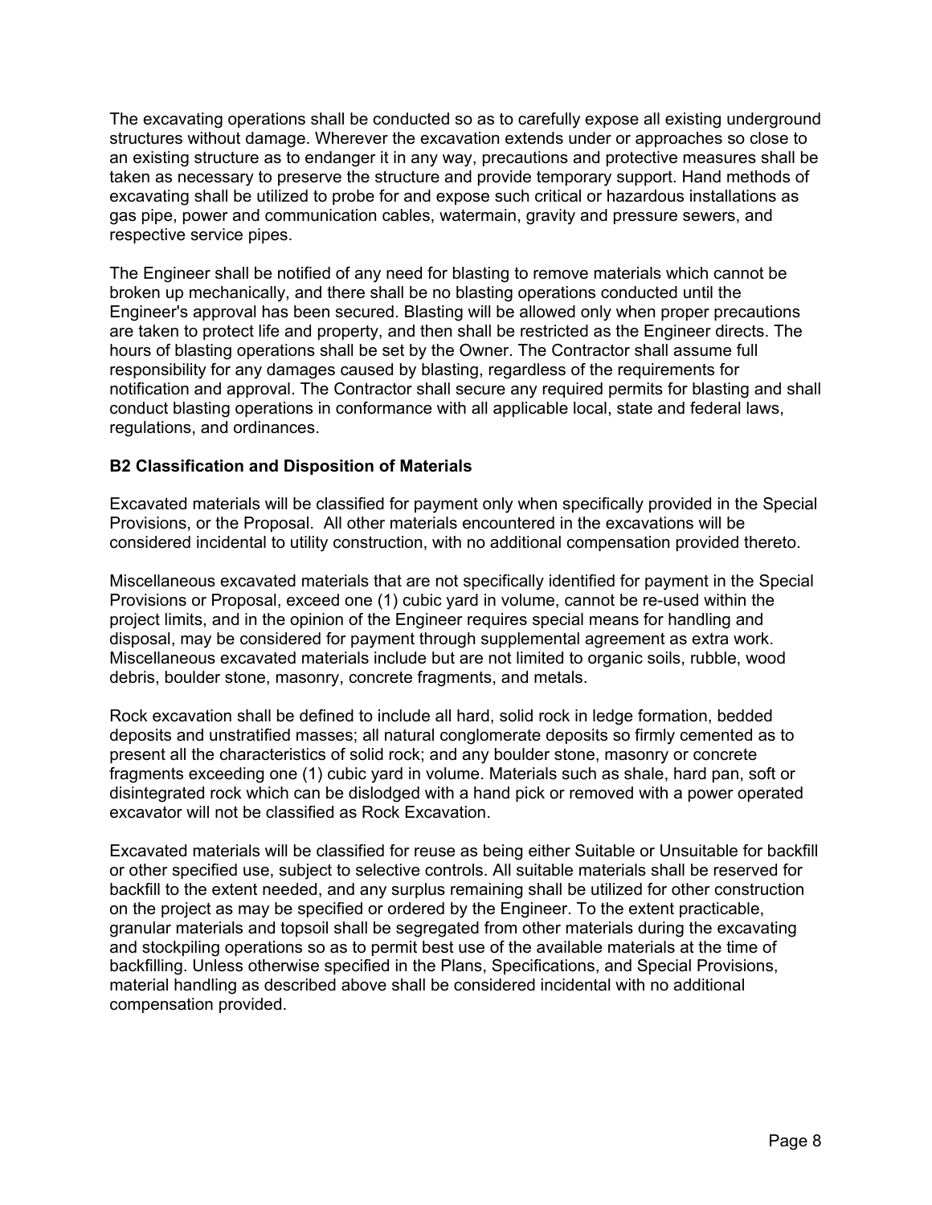The excavating operations shall be conducted so as to carefully expose all existing underground structures without damage. Wherever the excavation extends under or approaches so close to an existing structure as to endanger it in any way, precautions and protective measures shall be taken as necessary to preserve the structure and provide temporary support. Hand methods of excavating shall be utilized to probe for and expose such critical or hazardous installations as gas pipe, power and communication cables, watermain, gravity and pressure sewers, and respective service pipes.

The Engineer shall be notified of any need for blasting to remove materials which cannot be broken up mechanically, and there shall be no blasting operations conducted until the Engineer's approval has been secured. Blasting will be allowed only when proper precautions are taken to protect life and property, and then shall be restricted as the Engineer directs. The hours of blasting operations shall be set by the Owner. The Contractor shall assume full responsibility for any damages caused by blasting, regardless of the requirements for notification and approval. The Contractor shall secure any required permits for blasting and shall conduct blasting operations in conformance with all applicable local, state and federal laws, regulations, and ordinances.

### B2 Classification and Disposition of Materials

Excavated materials will be classified for payment only when specifically provided in the Special Provisions, or the Proposal. All other materials encountered in the excavations will be considered incidental to utility construction, with no additional compensation provided thereto.

Miscellaneous excavated materials that are not specifically identified for payment in the Special Provisions or Proposal, exceed one (1) cubic yard in volume, cannot be re-used within the project limits, and in the opinion of the Engineer requires special means for handling and disposal, may be considered for payment through supplemental agreement as extra work. Miscellaneous excavated materials include but are not limited to organic soils, rubble, wood debris, boulder stone, masonry, concrete fragments, and metals.

Rock excavation shall be defined to include all hard, solid rock in ledge formation, bedded deposits and unstratified masses; all natural conglomerate deposits so firmly cemented as to present all the characteristics of solid rock; and any boulder stone, masonry or concrete fragments exceeding one (1) cubic yard in volume. Materials such as shale, hard pan, soft or disintegrated rock which can be dislodged with a hand pick or removed with a power operated excavator will not be classified as Rock Excavation.

Excavated materials will be classified for reuse as being either Suitable or Unsuitable for backfill or other specified use, subject to selective controls. All suitable materials shall be reserved for backfill to the extent needed, and any surplus remaining shall be utilized for other construction on the project as may be specified or ordered by the Engineer. To the extent practicable, granular materials and topsoil shall be segregated from other materials during the excavating and stockpiling operations so as to permit best use of the available materials at the time of backfilling. Unless otherwise specified in the Plans, Specifications, and Special Provisions, material handling as described above shall be considered incidental with no additional compensation provided.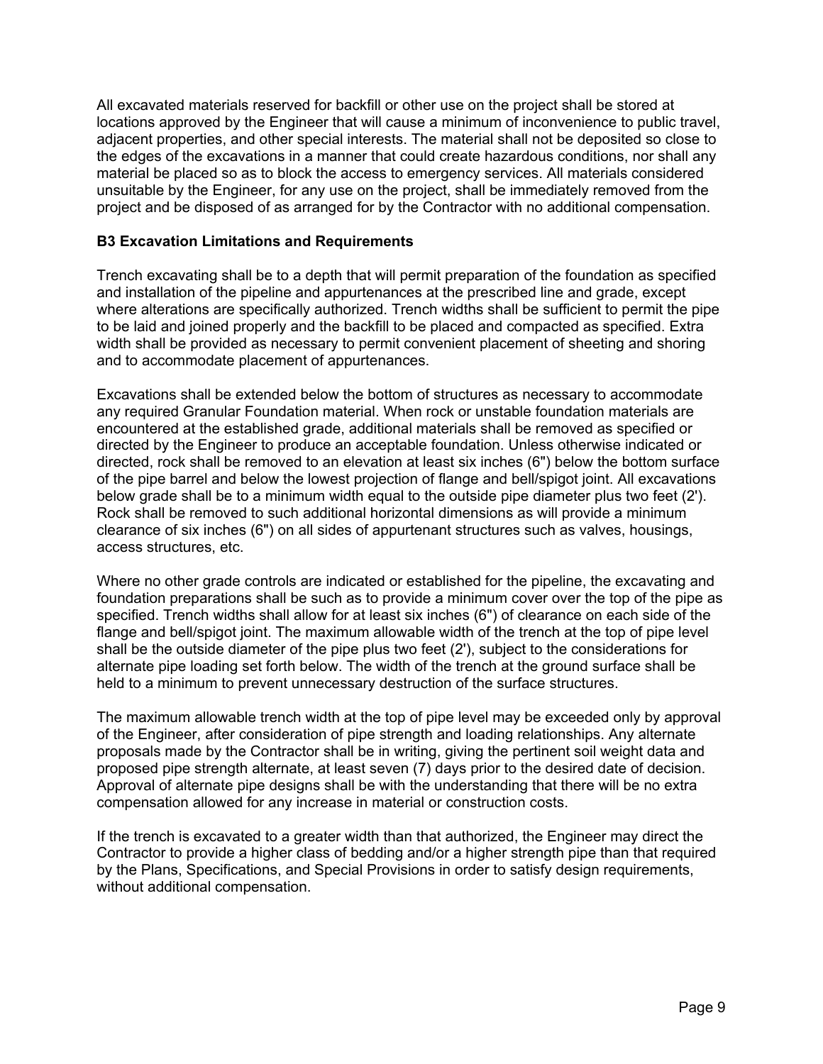All excavated materials reserved for backfill or other use on the project shall be stored at locations approved by the Engineer that will cause a minimum of inconvenience to public travel, adjacent properties, and other special interests. The material shall not be deposited so close to the edges of the excavations in a manner that could create hazardous conditions, nor shall any material be placed so as to block the access to emergency services. All materials considered unsuitable by the Engineer, for any use on the project, shall be immediately removed from the project and be disposed of as arranged for by the Contractor with no additional compensation.

**B3 Excavation Limitations and Requirements**

Trench excavating shall be to a depth that will permit preparation of the foundation as specified and installation of the pipeline and appurtenances at the prescribed line and grade, except where alterations are specifically authorized. Trench widths shall be sufficient to permit the pipe to be laid and joined properly and the backfill to be placed and compacted as specified. Extra width shall be provided as necessary to permit convenient placement of sheeting and shoring and to accommodate placement of appurtenances.

Excavations shall be extended below the bottom of structures as necessary to accommodate any required Granular Foundation material. When rock or unstable foundation materials are encountered at the established grade, additional materials shall be removed as specified or directed by the Engineer to produce an acceptable foundation. Unless otherwise indicated or directed, rock shall be removed to an elevation at least six inches (6") below the bottom surface of the pipe barrel and below the lowest projection of flange and bell/spigot joint. All excavations below grade shall be to a minimum width equal to the outside pipe diameter plus two feet (2'). Rock shall be removed to such additional horizontal dimensions as will provide a minimum clearance of six inches (6") on all sides of appurtenant structures such as valves, housings, access structures, etc.

Where no other grade controls are indicated or established for the pipeline, the excavating and foundation preparations shall be such as to provide a minimum cover over the top of the pipe as specified. Trench widths shall allow for at least six inches (6") of clearance on each side of the flange and bell/spigot joint. The maximum allowable width of the trench at the top of pipe level shall be the outside diameter of the pipe plus two feet (2'), subject to the considerations for alternate pipe loading set forth below. The width of the trench at the ground surface shall be held to a minimum to prevent unnecessary destruction of the surface structures.

The maximum allowable trench width at the top of pipe level may be exceeded only by approval of the Engineer, after consideration of pipe strength and loading relationships. Any alternate proposals made by the Contractor shall be in writing, giving the pertinent soil weight data and proposed pipe strength alternate, at least seven (7) days prior to the desired date of decision. Approval of alternate pipe designs shall be with the understanding that there will be no extra compensation allowed for any increase in material or construction costs.

If the trench is excavated to a greater width than that authorized, the Engineer may direct the Contractor to provide a higher class of bedding and/or a higher strength pipe than that required by the Plans, Specifications, and Special Provisions in order to satisfy design requirements, without additional compensation.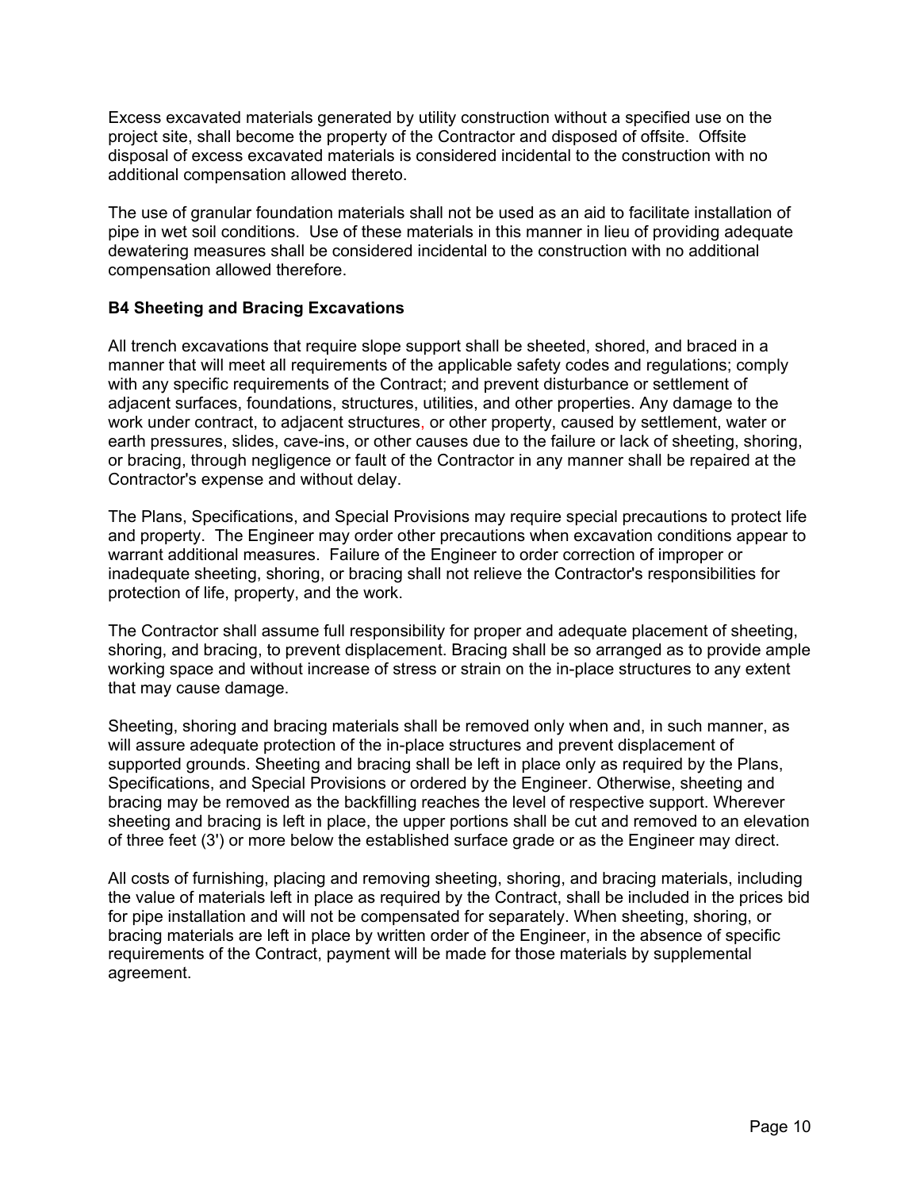Excess excavated materials generated by utility construction without a specified use on the project site, shall become the property of the Contractor and disposed of offsite. Offsite disposal of excess excavated materials is considered incidental to the construction with no additional compensation allowed thereto.

The use of granular foundation materials shall not be used as an aid to facilitate installation of pipe in wet soil conditions. Use of these materials in this manner in lieu of providing adequate dewatering measures shall be considered incidental to the construction with no additional compensation allowed therefore.

### B4 Sheeting and Bracing Excavations

All trench excavations that require slope support shall be sheeted, shored, and braced in a manner that will meet all requirements of the applicable safety codes and regulations; comply with any specific requirements of the Contract; and prevent disturbance or settlement of adjacent surfaces, foundations, structures, utilities, and other properties. Any damage to the work under contract, to adjacent structures, or other property, caused by settlement, water or earth pressures, slides, cave-ins, or other causes due to the failure or lack of sheeting, shoring, or bracing, through negligence or fault of the Contractor in any manner shall be repaired at the Contractor's expense and without delay.

The Plans, Specifications, and Special Provisions may require special precautions to protect life and property. The Engineer may order other precautions when excavation conditions appear to warrant additional measures. Failure of the Engineer to order correction of improper or inadequate sheeting, shoring, or bracing shall not relieve the Contractor's responsibilities for protection of life, property, and the work.

The Contractor shall assume full responsibility for proper and adequate placement of sheeting, shoring, and bracing, to prevent displacement. Bracing shall be so arranged as to provide ample working space and without increase of stress or strain on the in-place structures to any extent that may cause damage.

Sheeting, shoring and bracing materials shall be removed only when and, in such manner, as will assure adequate protection of the in-place structures and prevent displacement of supported grounds. Sheeting and bracing shall be left in place only as required by the Plans, Specifications, and Special Provisions or ordered by the Engineer. Otherwise, sheeting and bracing may be removed as the backfilling reaches the level of respective support. Wherever sheeting and bracing is left in place, the upper portions shall be cut and removed to an elevation of three feet (3') or more below the established surface grade or as the Engineer may direct.

All costs of furnishing, placing and removing sheeting, shoring, and bracing materials, including the value of materials left in place as required by the Contract, shall be included in the prices bid for pipe installation and will not be compensated for separately. When sheeting, shoring, or bracing materials are left in place by written order of the Engineer, in the absence of specific requirements of the Contract, payment will be made for those materials by supplemental agreement.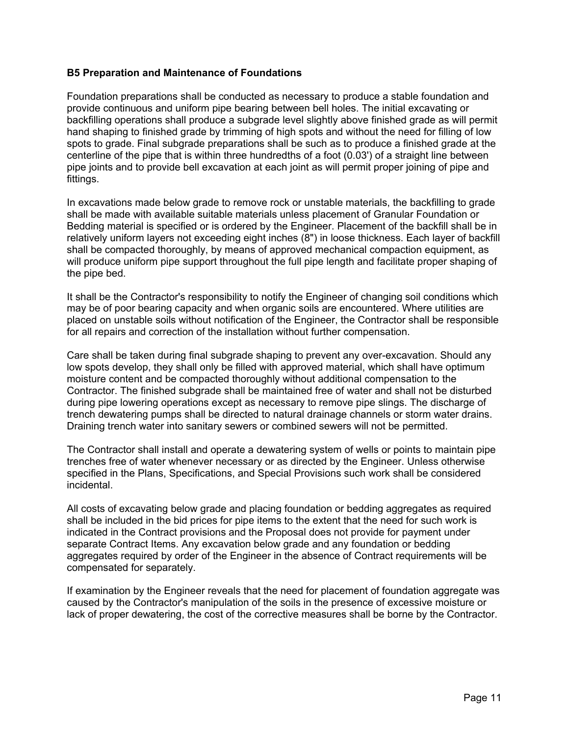### B5 Preparation and Maintenance of Foundations

Foundation preparations shall be conducted as necessary to produce a stable foundation and provide continuous and uniform pipe bearing between bell holes. The initial excavating or backfilling operations shall produce a subgrade level slightly above finished grade as will permit hand shaping to finished grade by trimming of high spots and without the need for filling of low spots to grade. Final subgrade preparations shall be such as to produce a finished grade at the centerline of the pipe that is within three hundredths of a foot (0.03') of a straight line between pipe joints and to provide bell excavation at each joint as will permit proper joining of pipe and fittings.

In excavations made below grade to remove rock or unstable materials, the backfilling to grade shall be made with available suitable materials unless placement of Granular Foundation or Bedding material is specified or is ordered by the Engineer. Placement of the backfill shall be in relatively uniform layers not exceeding eight inches (8") in loose thickness. Each layer of backfill shall be compacted thoroughly, by means of approved mechanical compaction equipment, as will produce uniform pipe support throughout the full pipe length and facilitate proper shaping of the pipe bed.

It shall be the Contractor's responsibility to notify the Engineer of changing soil conditions which may be of poor bearing capacity and when organic soils are encountered. Where utilities are placed on unstable soils without notification of the Engineer, the Contractor shall be responsible for all repairs and correction of the installation without further compensation.

Care shall be taken during final subgrade shaping to prevent any over-excavation. Should any low spots develop, they shall only be filled with approved material, which shall have optimum moisture content and be compacted thoroughly without additional compensation to the Contractor. The finished subgrade shall be maintained free of water and shall not be disturbed during pipe lowering operations except as necessary to remove pipe slings. The discharge of trench dewatering pumps shall be directed to natural drainage channels or storm water drains. Draining trench water into sanitary sewers or combined sewers will not be permitted.

The Contractor shall install and operate a dewatering system of wells or points to maintain pipe trenches free of water whenever necessary or as directed by the Engineer. Unless otherwise specified in the Plans, Specifications, and Special Provisions such work shall be considered incidental.

All costs of excavating below grade and placing foundation or bedding aggregates as required shall be included in the bid prices for pipe items to the extent that the need for such work is indicated in the Contract provisions and the Proposal does not provide for payment under separate Contract Items. Any excavation below grade and any foundation or bedding aggregates required by order of the Engineer in the absence of Contract requirements will be compensated for separately.

If examination by the Engineer reveals that the need for placement of foundation aggregate was caused by the Contractor's manipulation of the soils in the presence of excessive moisture or lack of proper dewatering, the cost of the corrective measures shall be borne by the Contractor.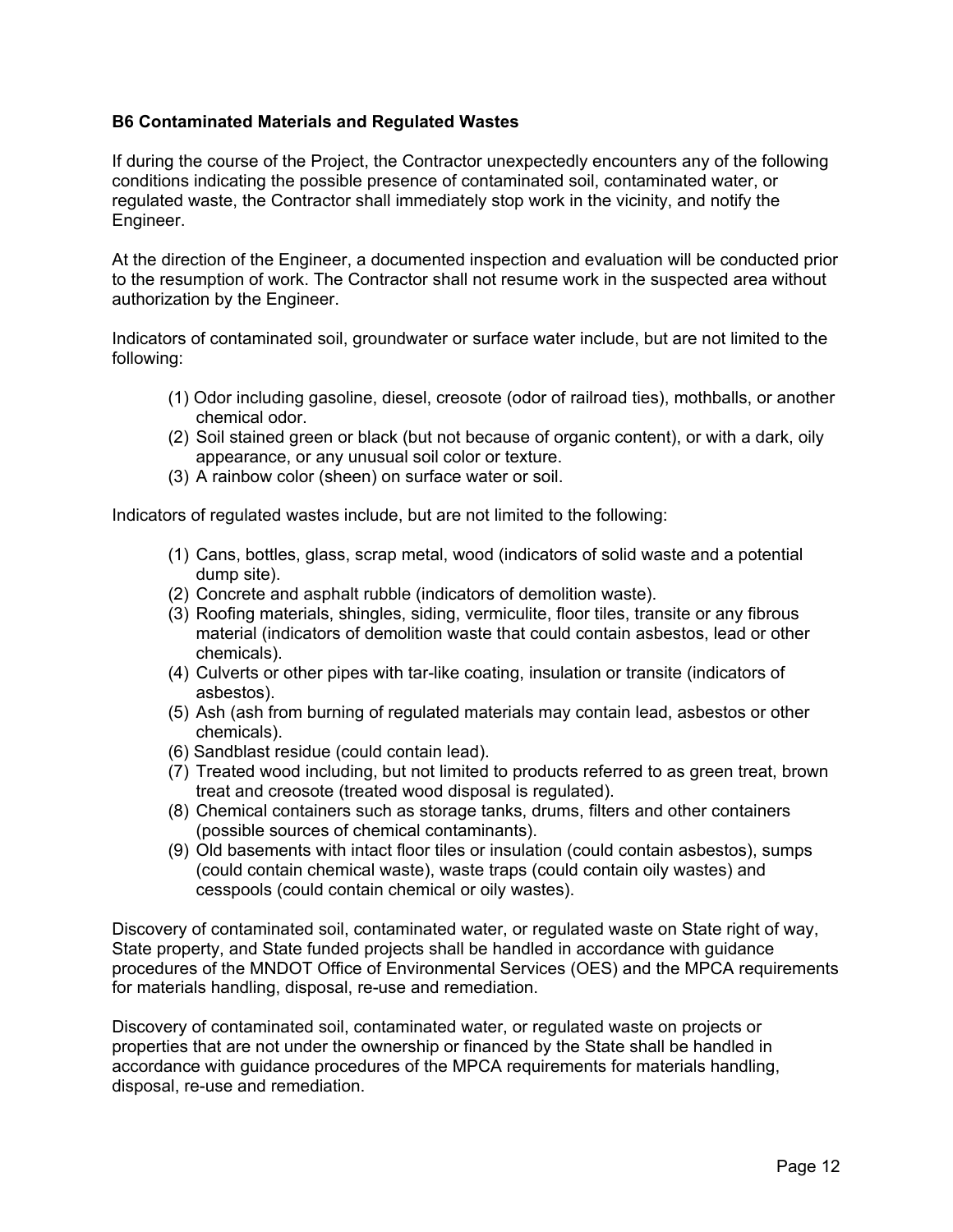### B6 Contaminated Materials and Regulated Wastes

If during the course of the Project, the Contractor unexpectedly encounters any of the following conditions indicating the possible presence of contaminated soil, contaminated water, or regulated waste, the Contractor shall immediately stop work in the vicinity, and notify the Engineer.

At the direction of the Engineer, a documented inspection and evaluation will be conducted prior to the resumption of work. The Contractor shall not resume work in the suspected area without authorization by the Engineer.

Indicators of contaminated soil, groundwater or surface water include, but are not limited to the following:

(1) Odor including gasoline, diesel, creosote (odor of railroad ties), mothballs, or another chemical odor.
(2) Soil stained green or black (but not because of organic content), or with a dark, oily appearance, or any unusual soil color or texture.
(3) A rainbow color (sheen) on surface water or soil.

Indicators of regulated wastes include, but are not limited to the following:

(1) Cans, bottles, glass, scrap metal, wood (indicators of solid waste and a potential dump site).
(2) Concrete and asphalt rubble (indicators of demolition waste).
(3) Roofing materials, shingles, siding, vermiculite, floor tiles, transite or any fibrous material (indicators of demolition waste that could contain asbestos, lead or other chemicals).
(4) Culverts or other pipes with tar-like coating, insulation or transite (indicators of asbestos).
(5) Ash (ash from burning of regulated materials may contain lead, asbestos or other chemicals).
(6) Sandblast residue (could contain lead).
(7) Treated wood including, but not limited to products referred to as green treat, brown treat and creosote (treated wood disposal is regulated).
(8) Chemical containers such as storage tanks, drums, filters and other containers (possible sources of chemical contaminants).
(9) Old basements with intact floor tiles or insulation (could contain asbestos), sumps (could contain chemical waste), waste traps (could contain oily wastes) and cesspools (could contain chemical or oily wastes).

Discovery of contaminated soil, contaminated water, or regulated waste on State right of way, State property, and State funded projects shall be handled in accordance with guidance procedures of the MNDOT Office of Environmental Services (OES) and the MPCA requirements for materials handling, disposal, re-use and remediation.

Discovery of contaminated soil, contaminated water, or regulated waste on projects or properties that are not under the ownership or financed by the State shall be handled in accordance with guidance procedures of the MPCA requirements for materials handling, disposal, re-use and remediation.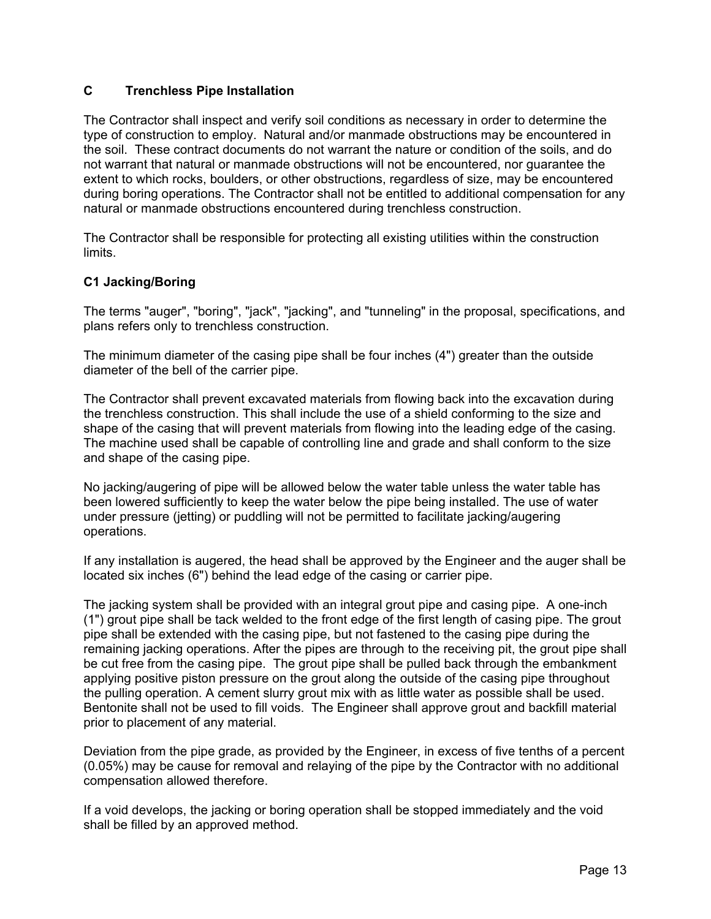## C Trenchless Pipe Installation

The Contractor shall inspect and verify soil conditions as necessary in order to determine the type of construction to employ. Natural and/or manmade obstructions may be encountered in the soil. These contract documents do not warrant the nature or condition of the soils, and do not warrant that natural or manmade obstructions will not be encountered, nor guarantee the extent to which rocks, boulders, or other obstructions, regardless of size, may be encountered during boring operations. The Contractor shall not be entitled to additional compensation for any natural or manmade obstructions encountered during trenchless construction.

The Contractor shall be responsible for protecting all existing utilities within the construction limits.

### C1 Jacking/Boring

The terms "auger", "boring", "jack", "jacking", and "tunneling" in the proposal, specifications, and plans refers only to trenchless construction.

The minimum diameter of the casing pipe shall be four inches (4") greater than the outside diameter of the bell of the carrier pipe.

The Contractor shall prevent excavated materials from flowing back into the excavation during the trenchless construction. This shall include the use of a shield conforming to the size and shape of the casing that will prevent materials from flowing into the leading edge of the casing. The machine used shall be capable of controlling line and grade and shall conform to the size and shape of the casing pipe.

No jacking/augering of pipe will be allowed below the water table unless the water table has been lowered sufficiently to keep the water below the pipe being installed. The use of water under pressure (jetting) or puddling will not be permitted to facilitate jacking/augering operations.

If any installation is augered, the head shall be approved by the Engineer and the auger shall be located six inches (6") behind the lead edge of the casing or carrier pipe.

The jacking system shall be provided with an integral grout pipe and casing pipe. A one-inch (1") grout pipe shall be tack welded to the front edge of the first length of casing pipe. The grout pipe shall be extended with the casing pipe, but not fastened to the casing pipe during the remaining jacking operations. After the pipes are through to the receiving pit, the grout pipe shall be cut free from the casing pipe. The grout pipe shall be pulled back through the embankment applying positive piston pressure on the grout along the outside of the casing pipe throughout the pulling operation. A cement slurry grout mix with as little water as possible shall be used. Bentonite shall not be used to fill voids. The Engineer shall approve grout and backfill material prior to placement of any material.

Deviation from the pipe grade, as provided by the Engineer, in excess of five tenths of a percent (0.05%) may be cause for removal and relaying of the pipe by the Contractor with no additional compensation allowed therefore.

If a void develops, the jacking or boring operation shall be stopped immediately and the void shall be filled by an approved method.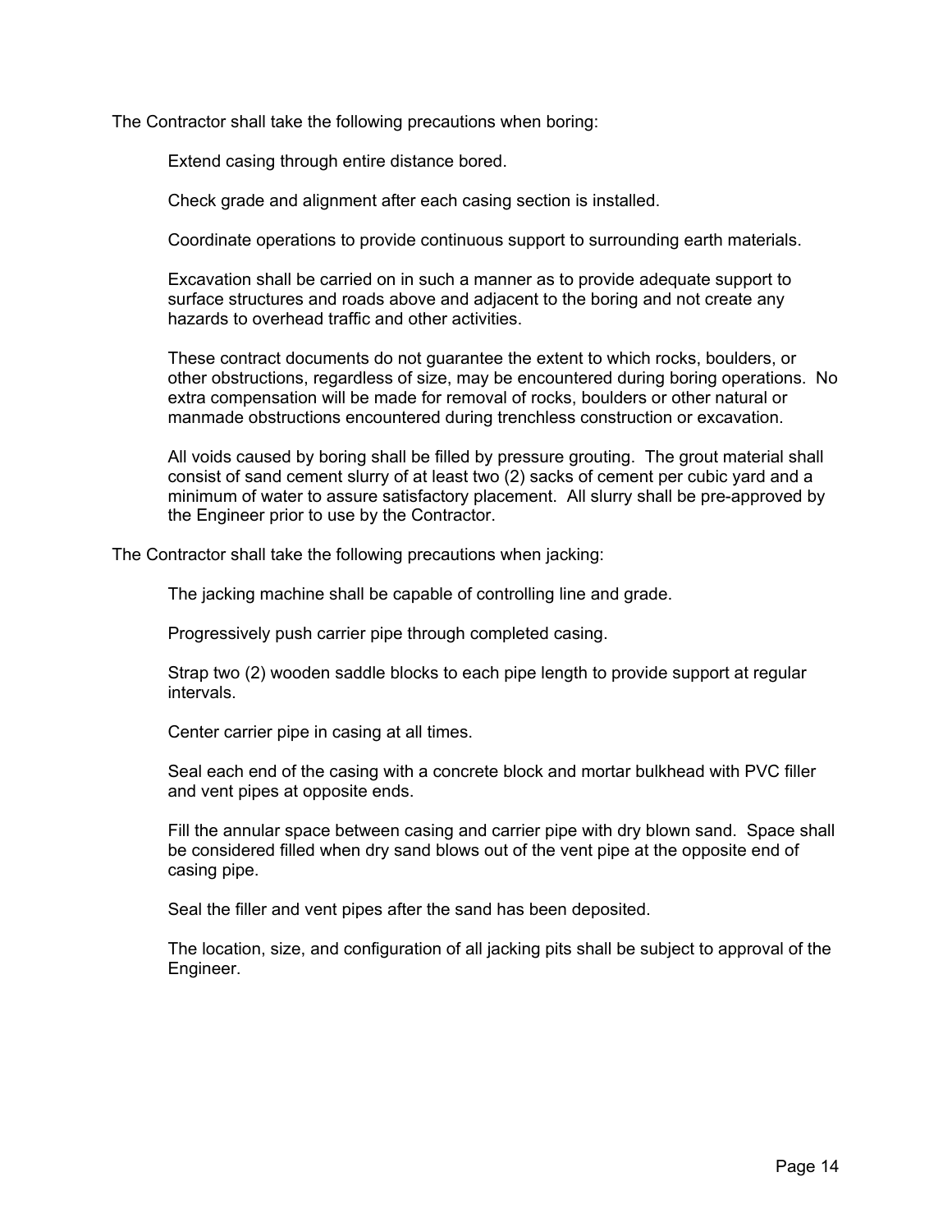The Contractor shall take the following precautions when boring:

Extend casing through entire distance bored.

Check grade and alignment after each casing section is installed.

Coordinate operations to provide continuous support to surrounding earth materials.

Excavation shall be carried on in such a manner as to provide adequate support to surface structures and roads above and adjacent to the boring and not create any hazards to overhead traffic and other activities.

These contract documents do not guarantee the extent to which rocks, boulders, or other obstructions, regardless of size, may be encountered during boring operations. No extra compensation will be made for removal of rocks, boulders or other natural or manmade obstructions encountered during trenchless construction or excavation.

All voids caused by boring shall be filled by pressure grouting. The grout material shall consist of sand cement slurry of at least two (2) sacks of cement per cubic yard and a minimum of water to assure satisfactory placement. All slurry shall be pre-approved by the Engineer prior to use by the Contractor.

The Contractor shall take the following precautions when jacking:

The jacking machine shall be capable of controlling line and grade.

Progressively push carrier pipe through completed casing.

Strap two (2) wooden saddle blocks to each pipe length to provide support at regular intervals.

Center carrier pipe in casing at all times.

Seal each end of the casing with a concrete block and mortar bulkhead with PVC filler and vent pipes at opposite ends.

Fill the annular space between casing and carrier pipe with dry blown sand. Space shall be considered filled when dry sand blows out of the vent pipe at the opposite end of casing pipe.

Seal the filler and vent pipes after the sand has been deposited.

The location, size, and configuration of all jacking pits shall be subject to approval of the Engineer.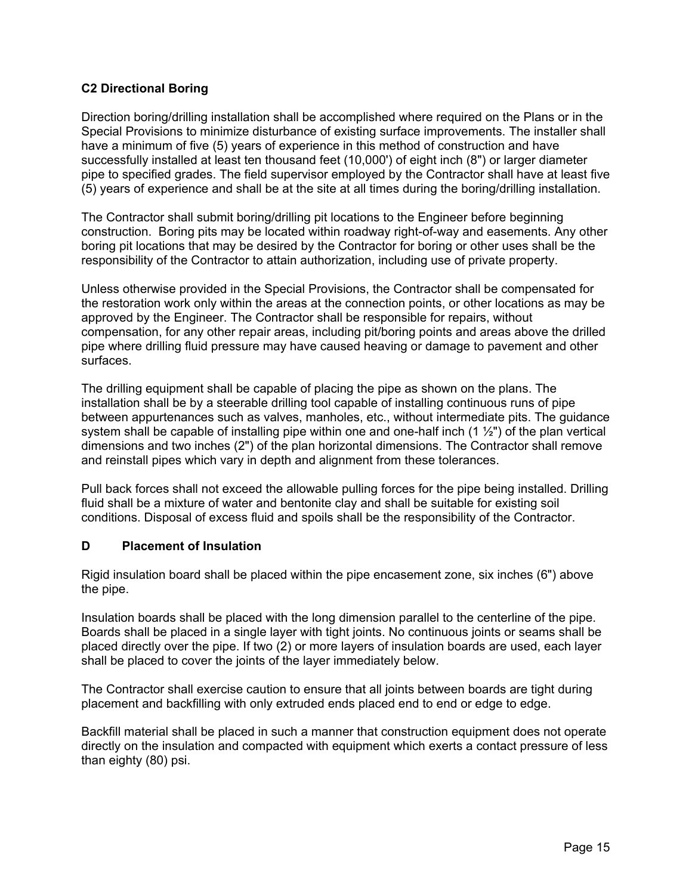### C2 Directional Boring

Direction boring/drilling installation shall be accomplished where required on the Plans or in the Special Provisions to minimize disturbance of existing surface improvements. The installer shall have a minimum of five (5) years of experience in this method of construction and have successfully installed at least ten thousand feet (10,000') of eight inch (8") or larger diameter pipe to specified grades. The field supervisor employed by the Contractor shall have at least five (5) years of experience and shall be at the site at all times during the boring/drilling installation.

The Contractor shall submit boring/drilling pit locations to the Engineer before beginning construction. Boring pits may be located within roadway right-of-way and easements. Any other boring pit locations that may be desired by the Contractor for boring or other uses shall be the responsibility of the Contractor to attain authorization, including use of private property.

Unless otherwise provided in the Special Provisions, the Contractor shall be compensated for the restoration work only within the areas at the connection points, or other locations as may be approved by the Engineer. The Contractor shall be responsible for repairs, without compensation, for any other repair areas, including pit/boring points and areas above the drilled pipe where drilling fluid pressure may have caused heaving or damage to pavement and other surfaces.

The drilling equipment shall be capable of placing the pipe as shown on the plans. The installation shall be by a steerable drilling tool capable of installing continuous runs of pipe between appurtenances such as valves, manholes, etc., without intermediate pits. The guidance system shall be capable of installing pipe within one and one-half inch (1 ½") of the plan vertical dimensions and two inches (2") of the plan horizontal dimensions. The Contractor shall remove and reinstall pipes which vary in depth and alignment from these tolerances.

Pull back forces shall not exceed the allowable pulling forces for the pipe being installed. Drilling fluid shall be a mixture of water and bentonite clay and shall be suitable for existing soil conditions. Disposal of excess fluid and spoils shall be the responsibility of the Contractor.

### D Placement of Insulation

Rigid insulation board shall be placed within the pipe encasement zone, six inches (6") above the pipe.

Insulation boards shall be placed with the long dimension parallel to the centerline of the pipe. Boards shall be placed in a single layer with tight joints. No continuous joints or seams shall be placed directly over the pipe. If two (2) or more layers of insulation boards are used, each layer shall be placed to cover the joints of the layer immediately below.

The Contractor shall exercise caution to ensure that all joints between boards are tight during placement and backfilling with only extruded ends placed end to end or edge to edge.

Backfill material shall be placed in such a manner that construction equipment does not operate directly on the insulation and compacted with equipment which exerts a contact pressure of less than eighty (80) psi.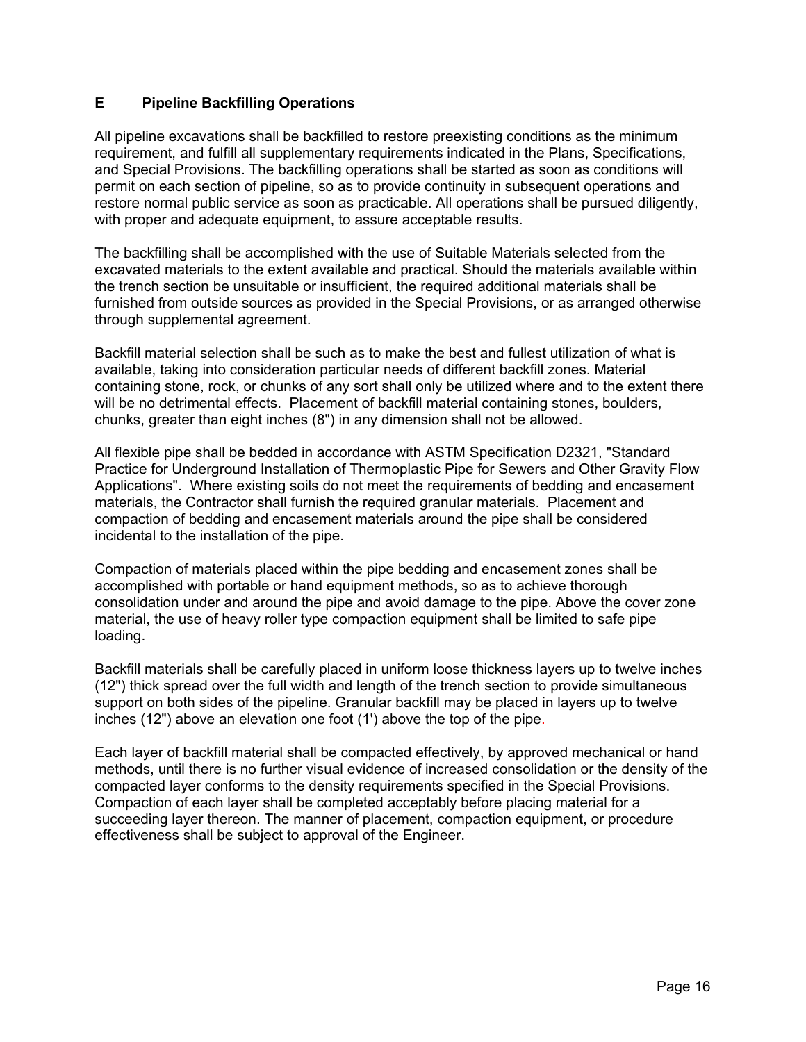## E Pipeline Backfilling Operations

All pipeline excavations shall be backfilled to restore preexisting conditions as the minimum requirement, and fulfill all supplementary requirements indicated in the Plans, Specifications, and Special Provisions. The backfilling operations shall be started as soon as conditions will permit on each section of pipeline, so as to provide continuity in subsequent operations and restore normal public service as soon as practicable. All operations shall be pursued diligently, with proper and adequate equipment, to assure acceptable results.

The backfilling shall be accomplished with the use of Suitable Materials selected from the excavated materials to the extent available and practical. Should the materials available within the trench section be unsuitable or insufficient, the required additional materials shall be furnished from outside sources as provided in the Special Provisions, or as arranged otherwise through supplemental agreement.

Backfill material selection shall be such as to make the best and fullest utilization of what is available, taking into consideration particular needs of different backfill zones. Material containing stone, rock, or chunks of any sort shall only be utilized where and to the extent there will be no detrimental effects. Placement of backfill material containing stones, boulders, chunks, greater than eight inches (8") in any dimension shall not be allowed.

All flexible pipe shall be bedded in accordance with ASTM Specification D2321, "Standard Practice for Underground Installation of Thermoplastic Pipe for Sewers and Other Gravity Flow Applications". Where existing soils do not meet the requirements of bedding and encasement materials, the Contractor shall furnish the required granular materials. Placement and compaction of bedding and encasement materials around the pipe shall be considered incidental to the installation of the pipe.

Compaction of materials placed within the pipe bedding and encasement zones shall be accomplished with portable or hand equipment methods, so as to achieve thorough consolidation under and around the pipe and avoid damage to the pipe. Above the cover zone material, the use of heavy roller type compaction equipment shall be limited to safe pipe loading.

Backfill materials shall be carefully placed in uniform loose thickness layers up to twelve inches (12") thick spread over the full width and length of the trench section to provide simultaneous support on both sides of the pipeline. Granular backfill may be placed in layers up to twelve inches (12") above an elevation one foot (1') above the top of the pipe.

Each layer of backfill material shall be compacted effectively, by approved mechanical or hand methods, until there is no further visual evidence of increased consolidation or the density of the compacted layer conforms to the density requirements specified in the Special Provisions. Compaction of each layer shall be completed acceptably before placing material for a succeeding layer thereon. The manner of placement, compaction equipment, or procedure effectiveness shall be subject to approval of the Engineer.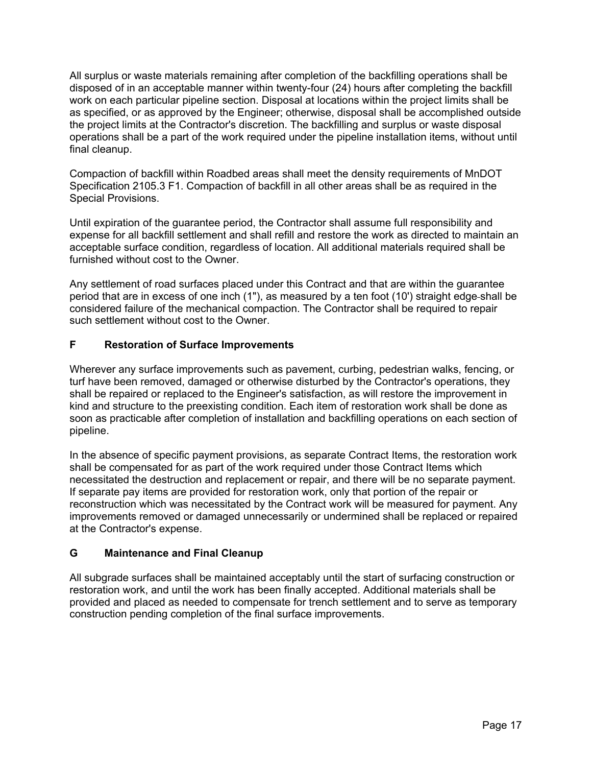All surplus or waste materials remaining after completion of the backfilling operations shall be disposed of in an acceptable manner within twenty-four (24) hours after completing the backfill work on each particular pipeline section. Disposal at locations within the project limits shall be as specified, or as approved by the Engineer; otherwise, disposal shall be accomplished outside the project limits at the Contractor's discretion. The backfilling and surplus or waste disposal operations shall be a part of the work required under the pipeline installation items, without until final cleanup.

Compaction of backfill within Roadbed areas shall meet the density requirements of MnDOT Specification 2105.3 F1. Compaction of backfill in all other areas shall be as required in the Special Provisions.

Until expiration of the guarantee period, the Contractor shall assume full responsibility and expense for all backfill settlement and shall refill and restore the work as directed to maintain an acceptable surface condition, regardless of location. All additional materials required shall be furnished without cost to the Owner.

Any settlement of road surfaces placed under this Contract and that are within the guarantee period that are in excess of one inch (1"), as measured by a ten foot (10') straight edge shall be considered failure of the mechanical compaction. The Contractor shall be required to repair such settlement without cost to the Owner.

## F Restoration of Surface Improvements

Wherever any surface improvements such as pavement, curbing, pedestrian walks, fencing, or turf have been removed, damaged or otherwise disturbed by the Contractor's operations, they shall be repaired or replaced to the Engineer's satisfaction, as will restore the improvement in kind and structure to the preexisting condition. Each item of restoration work shall be done as soon as practicable after completion of installation and backfilling operations on each section of pipeline.

In the absence of specific payment provisions, as separate Contract Items, the restoration work shall be compensated for as part of the work required under those Contract Items which necessitated the destruction and replacement or repair, and there will be no separate payment. If separate pay items are provided for restoration work, only that portion of the repair or reconstruction which was necessitated by the Contract work will be measured for payment. Any improvements removed or damaged unnecessarily or undermined shall be replaced or repaired at the Contractor's expense.

## G Maintenance and Final Cleanup

All subgrade surfaces shall be maintained acceptably until the start of surfacing construction or restoration work, and until the work has been finally accepted. Additional materials shall be provided and placed as needed to compensate for trench settlement and to serve as temporary construction pending completion of the final surface improvements.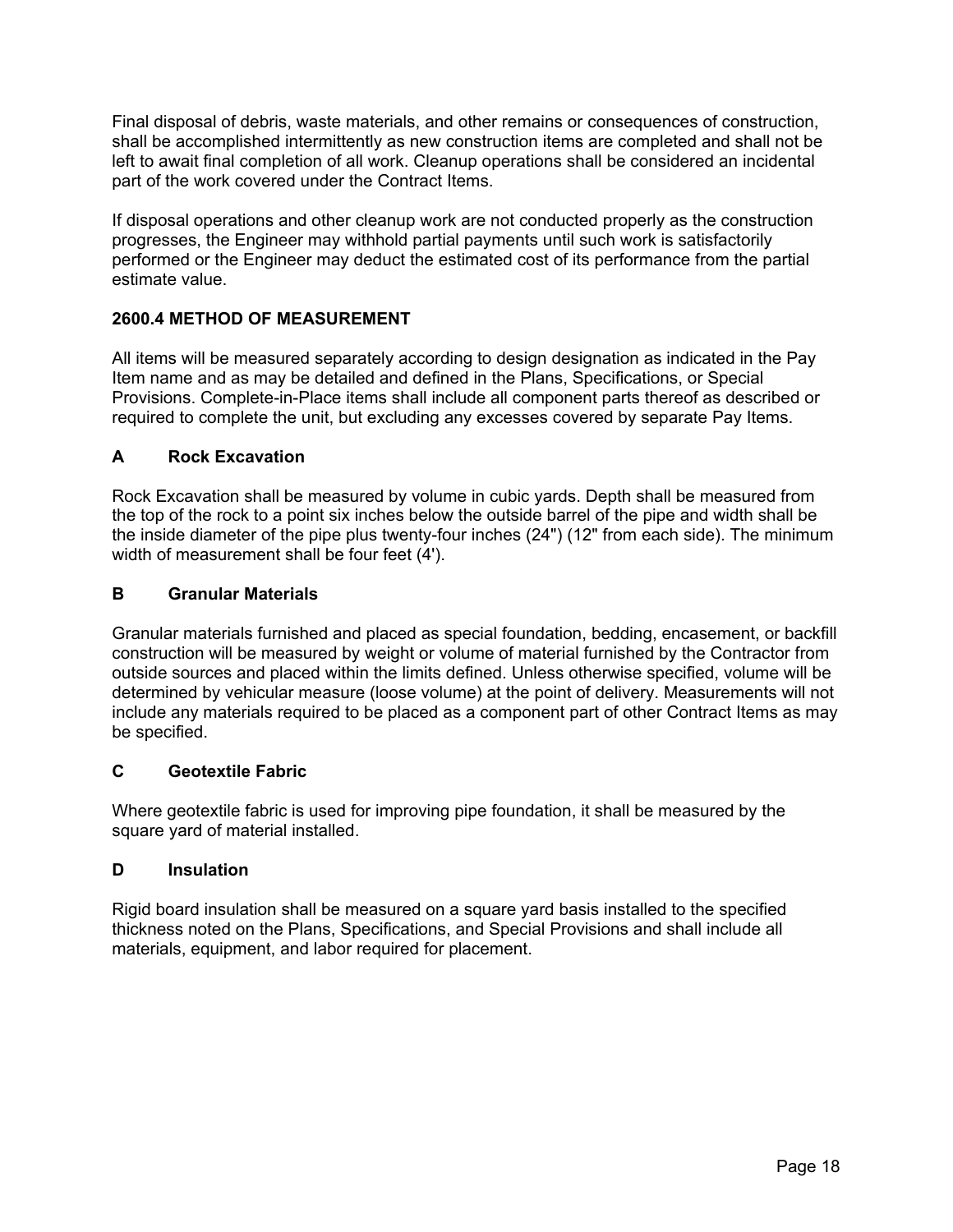Final disposal of debris, waste materials, and other remains or consequences of construction, shall be accomplished intermittently as new construction items are completed and shall not be left to await final completion of all work. Cleanup operations shall be considered an incidental part of the work covered under the Contract Items.

If disposal operations and other cleanup work are not conducted properly as the construction progresses, the Engineer may withhold partial payments until such work is satisfactorily performed or the Engineer may deduct the estimated cost of its performance from the partial estimate value.

## 2600.4 METHOD OF MEASUREMENT

All items will be measured separately according to design designation as indicated in the Pay Item name and as may be detailed and defined in the Plans, Specifications, or Special Provisions. Complete-in-Place items shall include all component parts thereof as described or required to complete the unit, but excluding any excesses covered by separate Pay Items.

### A Rock Excavation

Rock Excavation shall be measured by volume in cubic yards. Depth shall be measured from the top of the rock to a point six inches below the outside barrel of the pipe and width shall be the inside diameter of the pipe plus twenty-four inches (24") (12" from each side). The minimum width of measurement shall be four feet (4').

### B Granular Materials

Granular materials furnished and placed as special foundation, bedding, encasement, or backfill construction will be measured by weight or volume of material furnished by the Contractor from outside sources and placed within the limits defined. Unless otherwise specified, volume will be determined by vehicular measure (loose volume) at the point of delivery. Measurements will not include any materials required to be placed as a component part of other Contract Items as may be specified.

### C Geotextile Fabric

Where geotextile fabric is used for improving pipe foundation, it shall be measured by the square yard of material installed.

### D Insulation

Rigid board insulation shall be measured on a square yard basis installed to the specified thickness noted on the Plans, Specifications, and Special Provisions and shall include all materials, equipment, and labor required for placement.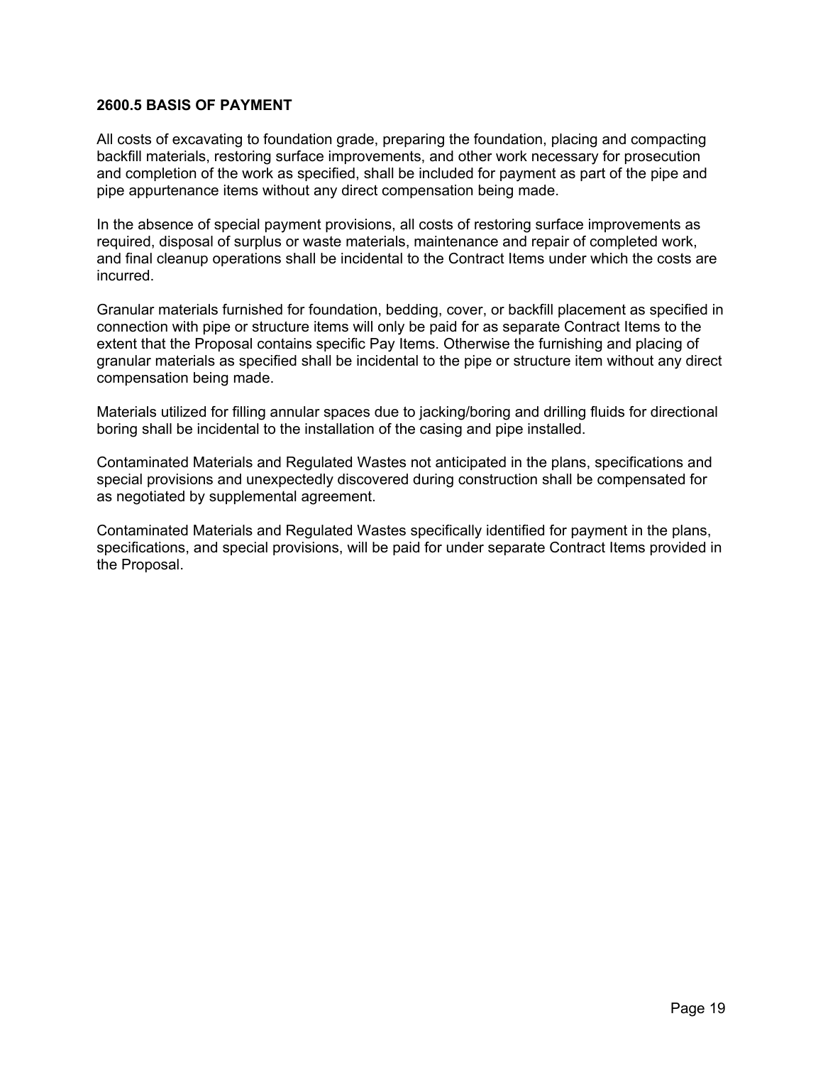### 2600.5 BASIS OF PAYMENT

All costs of excavating to foundation grade, preparing the foundation, placing and compacting backfill materials, restoring surface improvements, and other work necessary for prosecution and completion of the work as specified, shall be included for payment as part of the pipe and pipe appurtenance items without any direct compensation being made.

In the absence of special payment provisions, all costs of restoring surface improvements as required, disposal of surplus or waste materials, maintenance and repair of completed work, and final cleanup operations shall be incidental to the Contract Items under which the costs are incurred.

Granular materials furnished for foundation, bedding, cover, or backfill placement as specified in connection with pipe or structure items will only be paid for as separate Contract Items to the extent that the Proposal contains specific Pay Items. Otherwise the furnishing and placing of granular materials as specified shall be incidental to the pipe or structure item without any direct compensation being made.

Materials utilized for filling annular spaces due to jacking/boring and drilling fluids for directional boring shall be incidental to the installation of the casing and pipe installed.

Contaminated Materials and Regulated Wastes not anticipated in the plans, specifications and special provisions and unexpectedly discovered during construction shall be compensated for as negotiated by supplemental agreement.

Contaminated Materials and Regulated Wastes specifically identified for payment in the plans, specifications, and special provisions, will be paid for under separate Contract Items provided in the Proposal.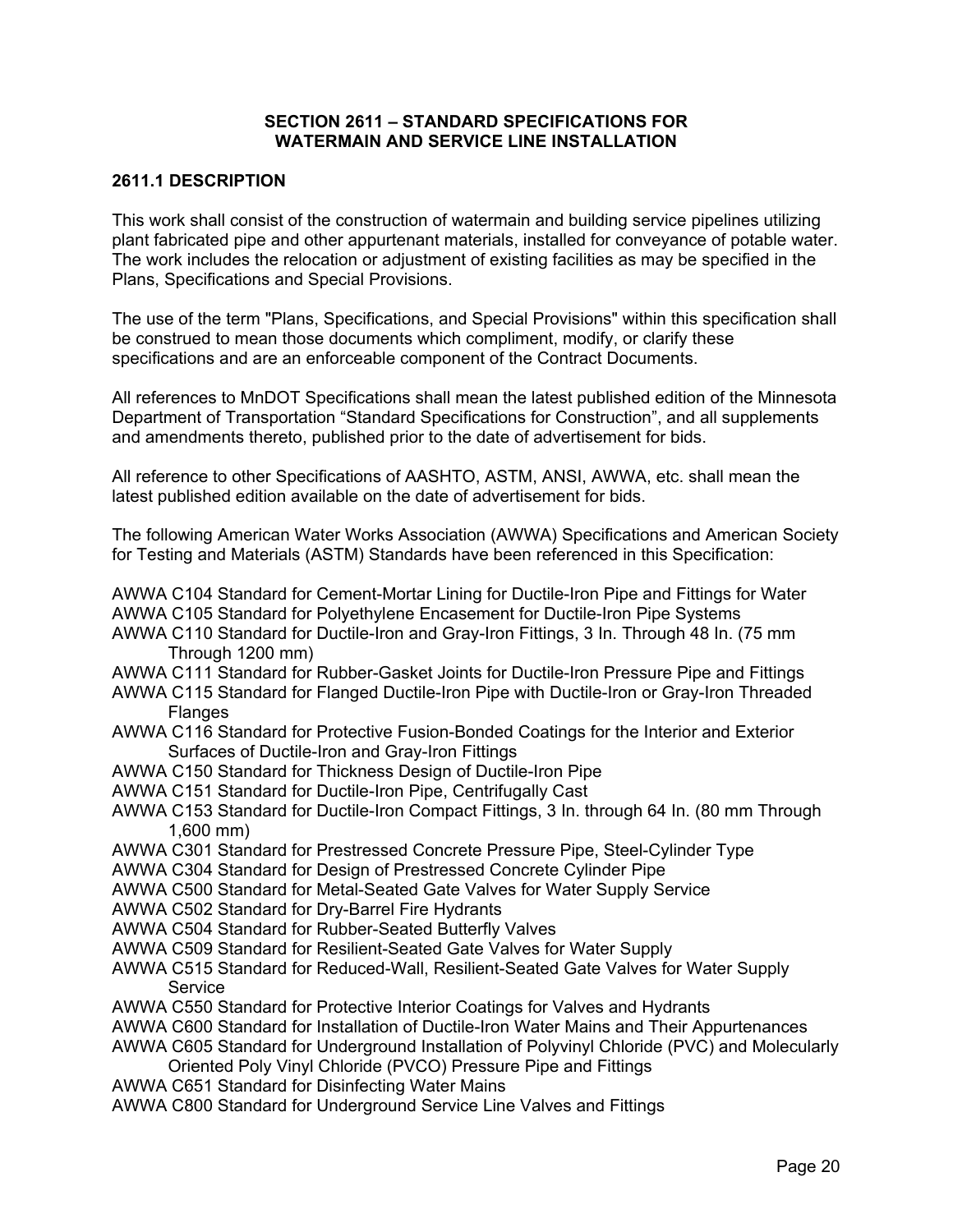# SECTION 2611 – STANDARD SPECIFICATIONS FOR WATERMAIN AND SERVICE LINE INSTALLATION

## 2611.1 DESCRIPTION

This work shall consist of the construction of watermain and building service pipelines utilizing plant fabricated pipe and other appurtenant materials, installed for conveyance of potable water. The work includes the relocation or adjustment of existing facilities as may be specified in the Plans, Specifications and Special Provisions.

The use of the term "Plans, Specifications, and Special Provisions" within this specification shall be construed to mean those documents which compliment, modify, or clarify these specifications and are an enforceable component of the Contract Documents.

All references to MnDOT Specifications shall mean the latest published edition of the Minnesota Department of Transportation "Standard Specifications for Construction", and all supplements and amendments thereto, published prior to the date of advertisement for bids.

All reference to other Specifications of AASHTO, ASTM, ANSI, AWWA, etc. shall mean the latest published edition available on the date of advertisement for bids.

The following American Water Works Association (AWWA) Specifications and American Society for Testing and Materials (ASTM) Standards have been referenced in this Specification:

AWWA C104 Standard for Cement-Mortar Lining for Ductile-Iron Pipe and Fittings for Water
AWWA C105 Standard for Polyethylene Encasement for Ductile-Iron Pipe Systems
AWWA C110 Standard for Ductile-Iron and Gray-Iron Fittings, 3 In. Through 48 In. (75 mm Through 1200 mm)
AWWA C111 Standard for Rubber-Gasket Joints for Ductile-Iron Pressure Pipe and Fittings
AWWA C115 Standard for Flanged Ductile-Iron Pipe with Ductile-Iron or Gray-Iron Threaded Flanges
AWWA C116 Standard for Protective Fusion-Bonded Coatings for the Interior and Exterior Surfaces of Ductile-Iron and Gray-Iron Fittings
AWWA C150 Standard for Thickness Design of Ductile-Iron Pipe
AWWA C151 Standard for Ductile-Iron Pipe, Centrifugally Cast
AWWA C153 Standard for Ductile-Iron Compact Fittings, 3 In. through 64 In. (80 mm Through 1,600 mm)
AWWA C301 Standard for Prestressed Concrete Pressure Pipe, Steel-Cylinder Type
AWWA C304 Standard for Design of Prestressed Concrete Cylinder Pipe
AWWA C500 Standard for Metal-Seated Gate Valves for Water Supply Service
AWWA C502 Standard for Dry-Barrel Fire Hydrants
AWWA C504 Standard for Rubber-Seated Butterfly Valves
AWWA C509 Standard for Resilient-Seated Gate Valves for Water Supply
AWWA C515 Standard for Reduced-Wall, Resilient-Seated Gate Valves for Water Supply Service
AWWA C550 Standard for Protective Interior Coatings for Valves and Hydrants
AWWA C600 Standard for Installation of Ductile-Iron Water Mains and Their Appurtenances
AWWA C605 Standard for Underground Installation of Polyvinyl Chloride (PVC) and Molecularly Oriented Poly Vinyl Chloride (PVCO) Pressure Pipe and Fittings
AWWA C651 Standard for Disinfecting Water Mains
AWWA C800 Standard for Underground Service Line Valves and Fittings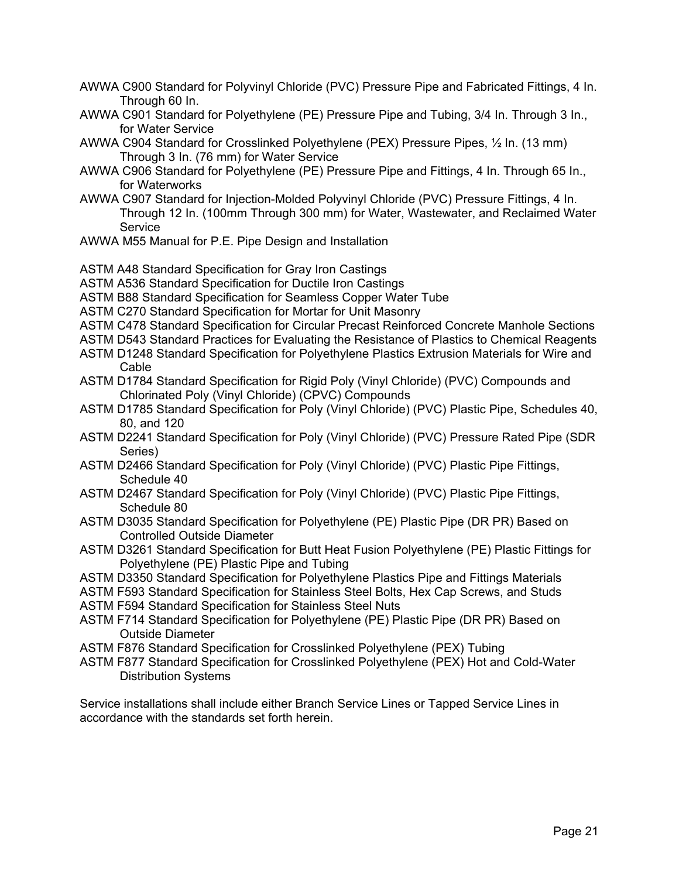AWWA C900 Standard for Polyvinyl Chloride (PVC) Pressure Pipe and Fabricated Fittings, 4 In. Through 60 In.

AWWA C901 Standard for Polyethylene (PE) Pressure Pipe and Tubing, 3/4 In. Through 3 In., for Water Service

AWWA C904 Standard for Crosslinked Polyethylene (PEX) Pressure Pipes, ½ In. (13 mm) Through 3 In. (76 mm) for Water Service

AWWA C906 Standard for Polyethylene (PE) Pressure Pipe and Fittings, 4 In. Through 65 In., for Waterworks

AWWA C907 Standard for Injection-Molded Polyvinyl Chloride (PVC) Pressure Fittings, 4 In. Through 12 In. (100mm Through 300 mm) for Water, Wastewater, and Reclaimed Water Service

AWWA M55 Manual for P.E. Pipe Design and Installation

ASTM A48 Standard Specification for Gray Iron Castings

ASTM A536 Standard Specification for Ductile Iron Castings

ASTM B88 Standard Specification for Seamless Copper Water Tube

ASTM C270 Standard Specification for Mortar for Unit Masonry

ASTM C478 Standard Specification for Circular Precast Reinforced Concrete Manhole Sections

ASTM D543 Standard Practices for Evaluating the Resistance of Plastics to Chemical Reagents

ASTM D1248 Standard Specification for Polyethylene Plastics Extrusion Materials for Wire and Cable

ASTM D1784 Standard Specification for Rigid Poly (Vinyl Chloride) (PVC) Compounds and Chlorinated Poly (Vinyl Chloride) (CPVC) Compounds

ASTM D1785 Standard Specification for Poly (Vinyl Chloride) (PVC) Plastic Pipe, Schedules 40, 80, and 120

ASTM D2241 Standard Specification for Poly (Vinyl Chloride) (PVC) Pressure Rated Pipe (SDR Series)

ASTM D2466 Standard Specification for Poly (Vinyl Chloride) (PVC) Plastic Pipe Fittings, Schedule 40

ASTM D2467 Standard Specification for Poly (Vinyl Chloride) (PVC) Plastic Pipe Fittings, Schedule 80

ASTM D3035 Standard Specification for Polyethylene (PE) Plastic Pipe (DR PR) Based on Controlled Outside Diameter

ASTM D3261 Standard Specification for Butt Heat Fusion Polyethylene (PE) Plastic Fittings for Polyethylene (PE) Plastic Pipe and Tubing

ASTM D3350 Standard Specification for Polyethylene Plastics Pipe and Fittings Materials

ASTM F593 Standard Specification for Stainless Steel Bolts, Hex Cap Screws, and Studs

ASTM F594 Standard Specification for Stainless Steel Nuts

ASTM F714 Standard Specification for Polyethylene (PE) Plastic Pipe (DR PR) Based on Outside Diameter

ASTM F876 Standard Specification for Crosslinked Polyethylene (PEX) Tubing

ASTM F877 Standard Specification for Crosslinked Polyethylene (PEX) Hot and Cold-Water Distribution Systems

Service installations shall include either Branch Service Lines or Tapped Service Lines in accordance with the standards set forth herein.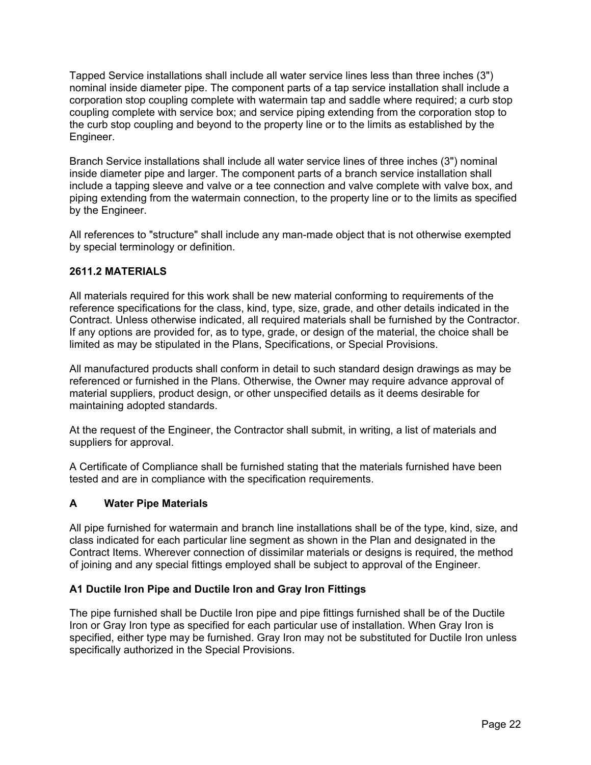Tapped Service installations shall include all water service lines less than three inches (3") nominal inside diameter pipe. The component parts of a tap service installation shall include a corporation stop coupling complete with watermain tap and saddle where required; a curb stop coupling complete with service box; and service piping extending from the corporation stop to the curb stop coupling and beyond to the property line or to the limits as established by the Engineer.

Branch Service installations shall include all water service lines of three inches (3") nominal inside diameter pipe and larger. The component parts of a branch service installation shall include a tapping sleeve and valve or a tee connection and valve complete with valve box, and piping extending from the watermain connection, to the property line or to the limits as specified by the Engineer.

All references to "structure" shall include any man-made object that is not otherwise exempted by special terminology or definition.

## 2611.2 MATERIALS

All materials required for this work shall be new material conforming to requirements of the reference specifications for the class, kind, type, size, grade, and other details indicated in the Contract. Unless otherwise indicated, all required materials shall be furnished by the Contractor. If any options are provided for, as to type, grade, or design of the material, the choice shall be limited as may be stipulated in the Plans, Specifications, or Special Provisions.

All manufactured products shall conform in detail to such standard design drawings as may be referenced or furnished in the Plans. Otherwise, the Owner may require advance approval of material suppliers, product design, or other unspecified details as it deems desirable for maintaining adopted standards.

At the request of the Engineer, the Contractor shall submit, in writing, a list of materials and suppliers for approval.

A Certificate of Compliance shall be furnished stating that the materials furnished have been tested and are in compliance with the specification requirements.

### A Water Pipe Materials

All pipe furnished for watermain and branch line installations shall be of the type, kind, size, and class indicated for each particular line segment as shown in the Plan and designated in the Contract Items. Wherever connection of dissimilar materials or designs is required, the method of joining and any special fittings employed shall be subject to approval of the Engineer.

#### A1 Ductile Iron Pipe and Ductile Iron and Gray Iron Fittings

The pipe furnished shall be Ductile Iron pipe and pipe fittings furnished shall be of the Ductile Iron or Gray Iron type as specified for each particular use of installation. When Gray Iron is specified, either type may be furnished. Gray Iron may not be substituted for Ductile Iron unless specifically authorized in the Special Provisions.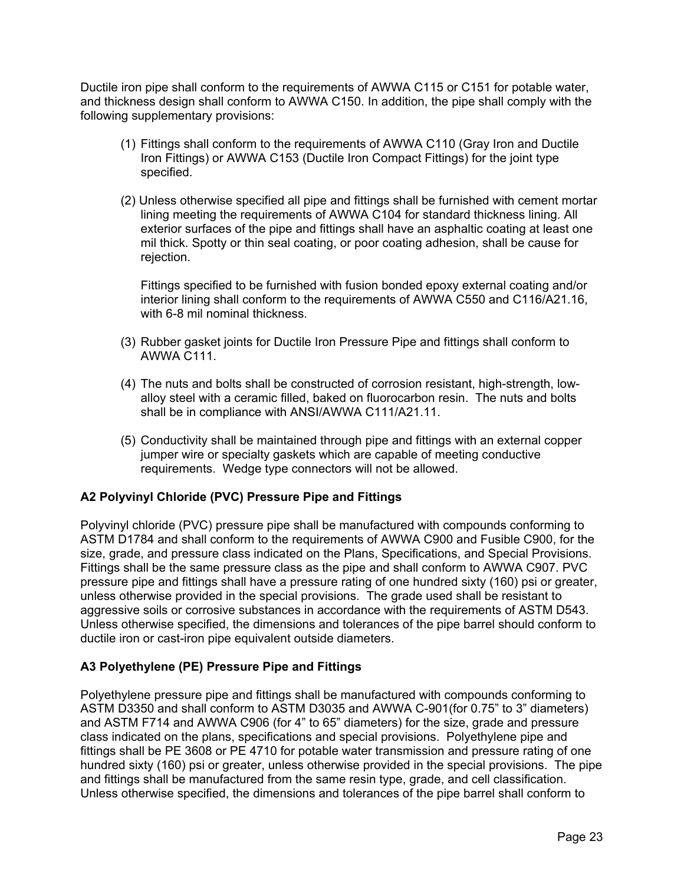Ductile iron pipe shall conform to the requirements of AWWA C115 or C151 for potable water, and thickness design shall conform to AWWA C150. In addition, the pipe shall comply with the following supplementary provisions:

(1) Fittings shall conform to the requirements of AWWA C110 (Gray Iron and Ductile Iron Fittings) or AWWA C153 (Ductile Iron Compact Fittings) for the joint type specified.

(2) Unless otherwise specified all pipe and fittings shall be furnished with cement mortar lining meeting the requirements of AWWA C104 for standard thickness lining. All exterior surfaces of the pipe and fittings shall have an asphaltic coating at least one mil thick. Spotty or thin seal coating, or poor coating adhesion, shall be cause for rejection.

    Fittings specified to be furnished with fusion bonded epoxy external coating and/or interior lining shall conform to the requirements of AWWA C550 and C116/A21.16, with 6-8 mil nominal thickness.

(3) Rubber gasket joints for Ductile Iron Pressure Pipe and fittings shall conform to AWWA C111.

(4) The nuts and bolts shall be constructed of corrosion resistant, high-strength, low-alloy steel with a ceramic filled, baked on fluorocarbon resin. The nuts and bolts shall be in compliance with ANSI/AWWA C111/A21.11.

(5) Conductivity shall be maintained through pipe and fittings with an external copper jumper wire or specialty gaskets which are capable of meeting conductive requirements. Wedge type connectors will not be allowed.

**A2 Polyvinyl Chloride (PVC) Pressure Pipe and Fittings**

Polyvinyl chloride (PVC) pressure pipe shall be manufactured with compounds conforming to ASTM D1784 and shall conform to the requirements of AWWA C900 and Fusible C900, for the size, grade, and pressure class indicated on the Plans, Specifications, and Special Provisions. Fittings shall be the same pressure class as the pipe and shall conform to AWWA C907. PVC pressure pipe and fittings shall have a pressure rating of one hundred sixty (160) psi or greater, unless otherwise provided in the special provisions. The grade used shall be resistant to aggressive soils or corrosive substances in accordance with the requirements of ASTM D543. Unless otherwise specified, the dimensions and tolerances of the pipe barrel should conform to ductile iron or cast-iron pipe equivalent outside diameters.

**A3 Polyethylene (PE) Pressure Pipe and Fittings**

Polyethylene pressure pipe and fittings shall be manufactured with compounds conforming to ASTM D3350 and shall conform to ASTM D3035 and AWWA C-901(for 0.75" to 3" diameters) and ASTM F714 and AWWA C906 (for 4" to 65" diameters) for the size, grade and pressure class indicated on the plans, specifications and special provisions. Polyethylene pipe and fittings shall be PE 3608 or PE 4710 for potable water transmission and pressure rating of one hundred sixty (160) psi or greater, unless otherwise provided in the special provisions. The pipe and fittings shall be manufactured from the same resin type, grade, and cell classification. Unless otherwise specified, the dimensions and tolerances of the pipe barrel shall conform to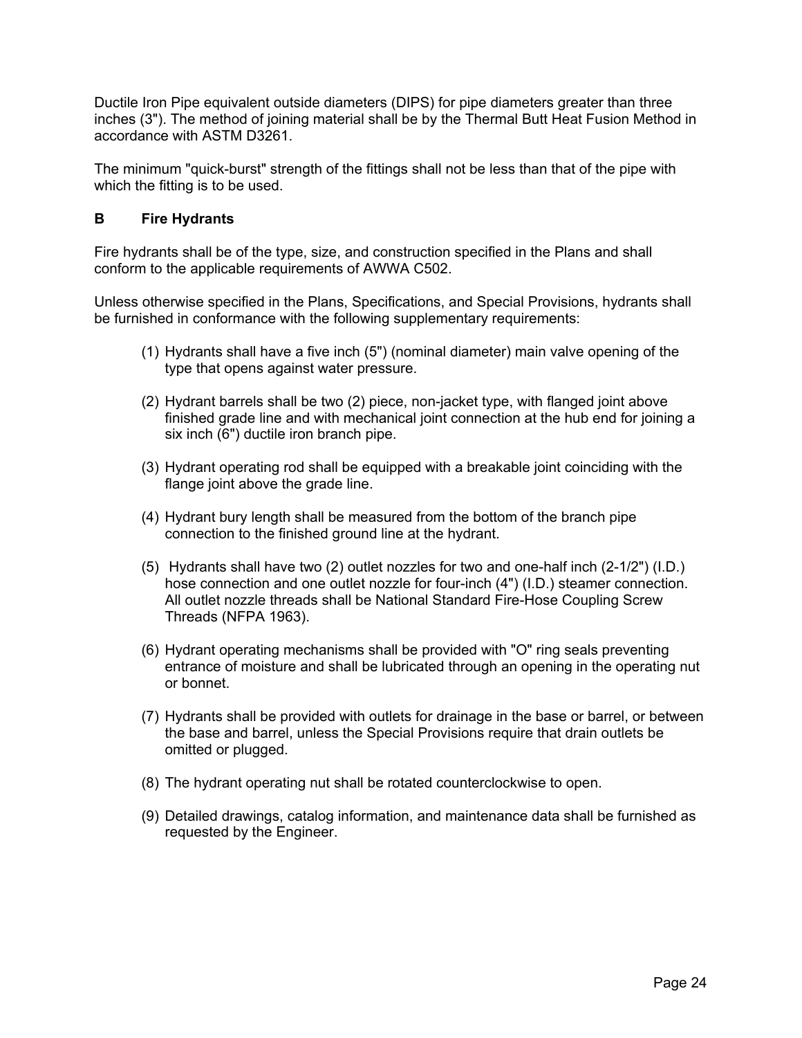Ductile Iron Pipe equivalent outside diameters (DIPS) for pipe diameters greater than three inches (3"). The method of joining material shall be by the Thermal Butt Heat Fusion Method in accordance with ASTM D3261.

The minimum "quick-burst" strength of the fittings shall not be less than that of the pipe with which the fitting is to be used.

### B Fire Hydrants

Fire hydrants shall be of the type, size, and construction specified in the Plans and shall conform to the applicable requirements of AWWA C502.

Unless otherwise specified in the Plans, Specifications, and Special Provisions, hydrants shall be furnished in conformance with the following supplementary requirements:

(1) Hydrants shall have a five inch (5") (nominal diameter) main valve opening of the type that opens against water pressure.

(2) Hydrant barrels shall be two (2) piece, non-jacket type, with flanged joint above finished grade line and with mechanical joint connection at the hub end for joining a six inch (6") ductile iron branch pipe.

(3) Hydrant operating rod shall be equipped with a breakable joint coinciding with the flange joint above the grade line.

(4) Hydrant bury length shall be measured from the bottom of the branch pipe connection to the finished ground line at the hydrant.

(5) Hydrants shall have two (2) outlet nozzles for two and one-half inch (2-1/2") (I.D.) hose connection and one outlet nozzle for four-inch (4") (I.D.) steamer connection. All outlet nozzle threads shall be National Standard Fire-Hose Coupling Screw Threads (NFPA 1963).

(6) Hydrant operating mechanisms shall be provided with "O" ring seals preventing entrance of moisture and shall be lubricated through an opening in the operating nut or bonnet.

(7) Hydrants shall be provided with outlets for drainage in the base or barrel, or between the base and barrel, unless the Special Provisions require that drain outlets be omitted or plugged.

(8) The hydrant operating nut shall be rotated counterclockwise to open.

(9) Detailed drawings, catalog information, and maintenance data shall be furnished as requested by the Engineer.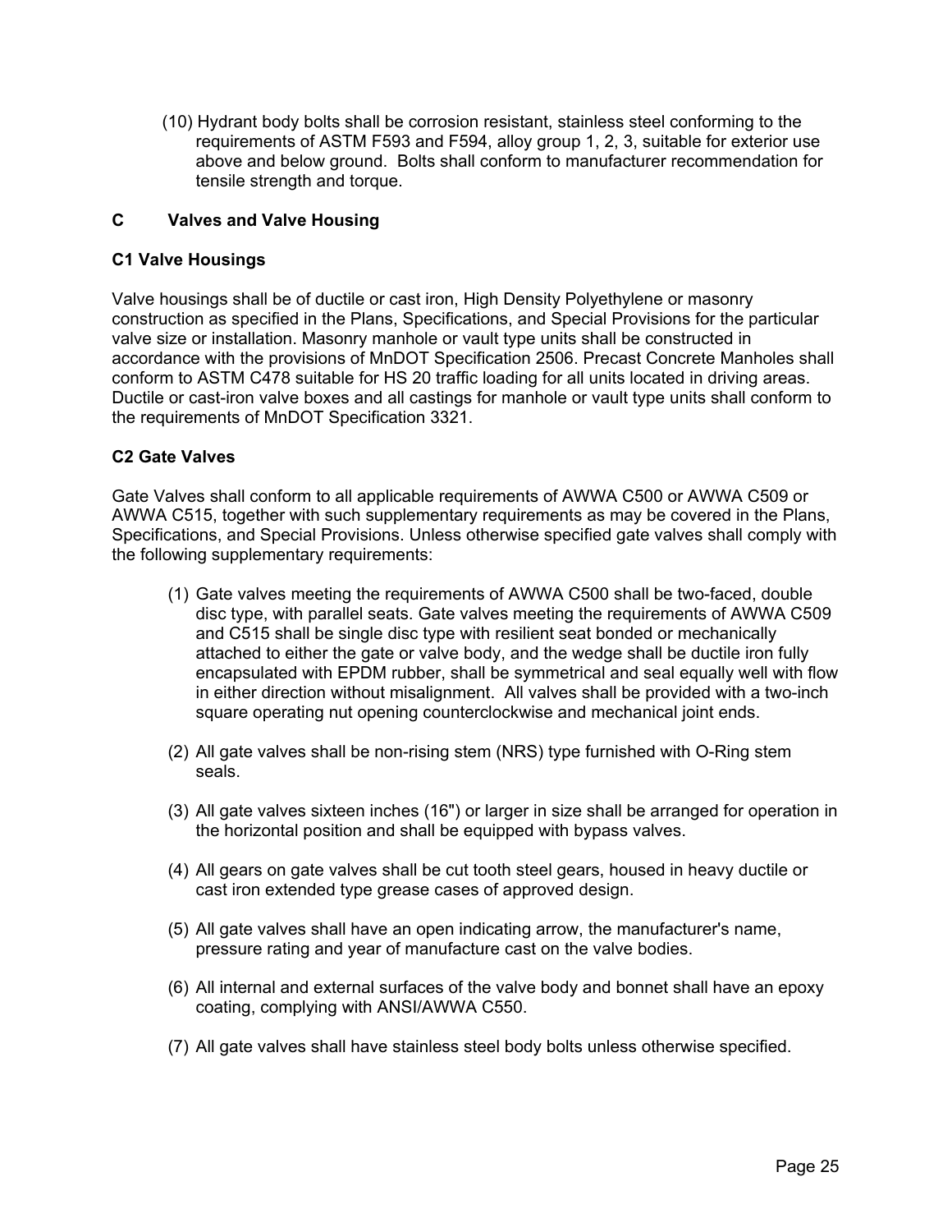(10) Hydrant body bolts shall be corrosion resistant, stainless steel conforming to the requirements of ASTM F593 and F594, alloy group 1, 2, 3, suitable for exterior use above and below ground. Bolts shall conform to manufacturer recommendation for tensile strength and torque.

## C Valves and Valve Housing

### C1 Valve Housings

Valve housings shall be of ductile or cast iron, High Density Polyethylene or masonry construction as specified in the Plans, Specifications, and Special Provisions for the particular valve size or installation. Masonry manhole or vault type units shall be constructed in accordance with the provisions of MnDOT Specification 2506. Precast Concrete Manholes shall conform to ASTM C478 suitable for HS 20 traffic loading for all units located in driving areas. Ductile or cast-iron valve boxes and all castings for manhole or vault type units shall conform to the requirements of MnDOT Specification 3321.

### C2 Gate Valves

Gate Valves shall conform to all applicable requirements of AWWA C500 or AWWA C509 or AWWA C515, together with such supplementary requirements as may be covered in the Plans, Specifications, and Special Provisions. Unless otherwise specified gate valves shall comply with the following supplementary requirements:

(1) Gate valves meeting the requirements of AWWA C500 shall be two-faced, double disc type, with parallel seats. Gate valves meeting the requirements of AWWA C509 and C515 shall be single disc type with resilient seat bonded or mechanically attached to either the gate or valve body, and the wedge shall be ductile iron fully encapsulated with EPDM rubber, shall be symmetrical and seal equally well with flow in either direction without misalignment. All valves shall be provided with a two-inch square operating nut opening counterclockwise and mechanical joint ends.

(2) All gate valves shall be non-rising stem (NRS) type furnished with O-Ring stem seals.

(3) All gate valves sixteen inches (16") or larger in size shall be arranged for operation in the horizontal position and shall be equipped with bypass valves.

(4) All gears on gate valves shall be cut tooth steel gears, housed in heavy ductile or cast iron extended type grease cases of approved design.

(5) All gate valves shall have an open indicating arrow, the manufacturer's name, pressure rating and year of manufacture cast on the valve bodies.

(6) All internal and external surfaces of the valve body and bonnet shall have an epoxy coating, complying with ANSI/AWWA C550.

(7) All gate valves shall have stainless steel body bolts unless otherwise specified.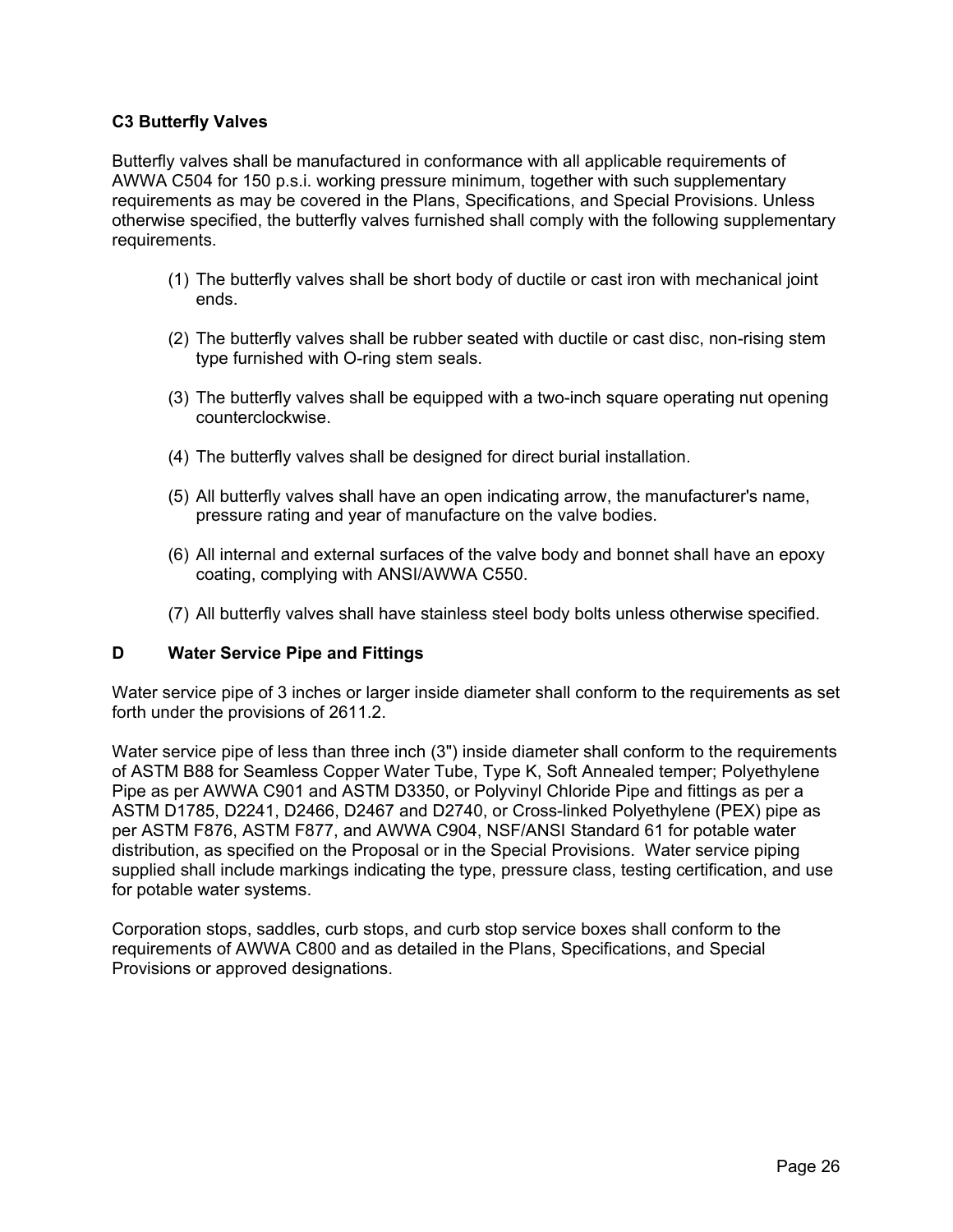### C3 Butterfly Valves

Butterfly valves shall be manufactured in conformance with all applicable requirements of AWWA C504 for 150 p.s.i. working pressure minimum, together with such supplementary requirements as may be covered in the Plans, Specifications, and Special Provisions. Unless otherwise specified, the butterfly valves furnished shall comply with the following supplementary requirements.

(1) The butterfly valves shall be short body of ductile or cast iron with mechanical joint ends.

(2) The butterfly valves shall be rubber seated with ductile or cast disc, non-rising stem type furnished with O-ring stem seals.

(3) The butterfly valves shall be equipped with a two-inch square operating nut opening counterclockwise.

(4) The butterfly valves shall be designed for direct burial installation.

(5) All butterfly valves shall have an open indicating arrow, the manufacturer's name, pressure rating and year of manufacture on the valve bodies.

(6) All internal and external surfaces of the valve body and bonnet shall have an epoxy coating, complying with ANSI/AWWA C550.

(7) All butterfly valves shall have stainless steel body bolts unless otherwise specified.

### D Water Service Pipe and Fittings

Water service pipe of 3 inches or larger inside diameter shall conform to the requirements as set forth under the provisions of 2611.2.

Water service pipe of less than three inch (3") inside diameter shall conform to the requirements of ASTM B88 for Seamless Copper Water Tube, Type K, Soft Annealed temper; Polyethylene Pipe as per AWWA C901 and ASTM D3350, or Polyvinyl Chloride Pipe and fittings as per a ASTM D1785, D2241, D2466, D2467 and D2740, or Cross-linked Polyethylene (PEX) pipe as per ASTM F876, ASTM F877, and AWWA C904, NSF/ANSI Standard 61 for potable water distribution, as specified on the Proposal or in the Special Provisions. Water service piping supplied shall include markings indicating the type, pressure class, testing certification, and use for potable water systems.

Corporation stops, saddles, curb stops, and curb stop service boxes shall conform to the requirements of AWWA C800 and as detailed in the Plans, Specifications, and Special Provisions or approved designations.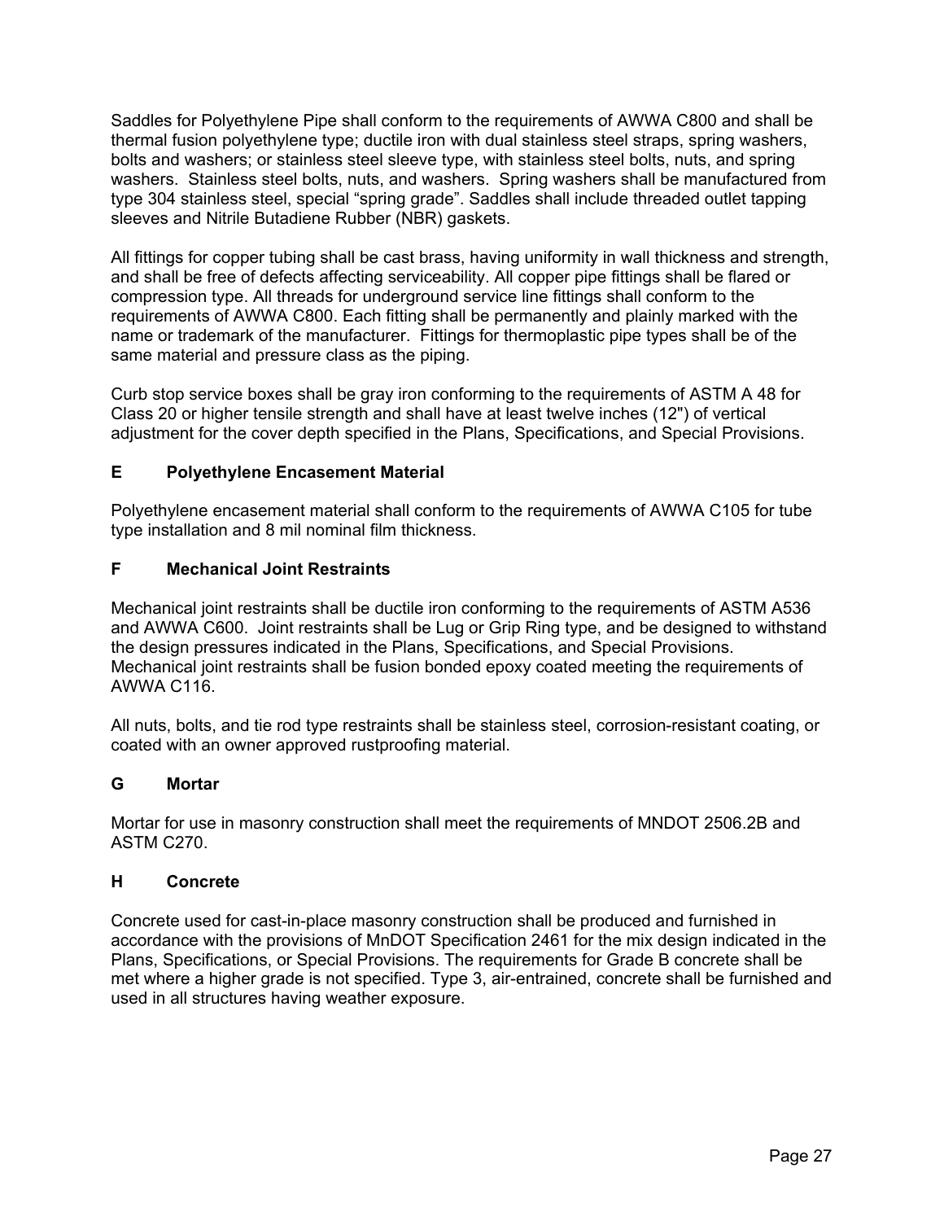Saddles for Polyethylene Pipe shall conform to the requirements of AWWA C800 and shall be thermal fusion polyethylene type; ductile iron with dual stainless steel straps, spring washers, bolts and washers; or stainless steel sleeve type, with stainless steel bolts, nuts, and spring washers. Stainless steel bolts, nuts, and washers. Spring washers shall be manufactured from type 304 stainless steel, special "spring grade". Saddles shall include threaded outlet tapping sleeves and Nitrile Butadiene Rubber (NBR) gaskets.

All fittings for copper tubing shall be cast brass, having uniformity in wall thickness and strength, and shall be free of defects affecting serviceability. All copper pipe fittings shall be flared or compression type. All threads for underground service line fittings shall conform to the requirements of AWWA C800. Each fitting shall be permanently and plainly marked with the name or trademark of the manufacturer. Fittings for thermoplastic pipe types shall be of the same material and pressure class as the piping.

Curb stop service boxes shall be gray iron conforming to the requirements of ASTM A 48 for Class 20 or higher tensile strength and shall have at least twelve inches (12") of vertical adjustment for the cover depth specified in the Plans, Specifications, and Special Provisions.

### E Polyethylene Encasement Material

Polyethylene encasement material shall conform to the requirements of AWWA C105 for tube type installation and 8 mil nominal film thickness.

### F Mechanical Joint Restraints

Mechanical joint restraints shall be ductile iron conforming to the requirements of ASTM A536 and AWWA C600. Joint restraints shall be Lug or Grip Ring type, and be designed to withstand the design pressures indicated in the Plans, Specifications, and Special Provisions. Mechanical joint restraints shall be fusion bonded epoxy coated meeting the requirements of AWWA C116.

All nuts, bolts, and tie rod type restraints shall be stainless steel, corrosion-resistant coating, or coated with an owner approved rustproofing material.

### G Mortar

Mortar for use in masonry construction shall meet the requirements of MNDOT 2506.2B and ASTM C270.

### H Concrete

Concrete used for cast-in-place masonry construction shall be produced and furnished in accordance with the provisions of MnDOT Specification 2461 for the mix design indicated in the Plans, Specifications, or Special Provisions. The requirements for Grade B concrete shall be met where a higher grade is not specified. Type 3, air-entrained, concrete shall be furnished and used in all structures having weather exposure.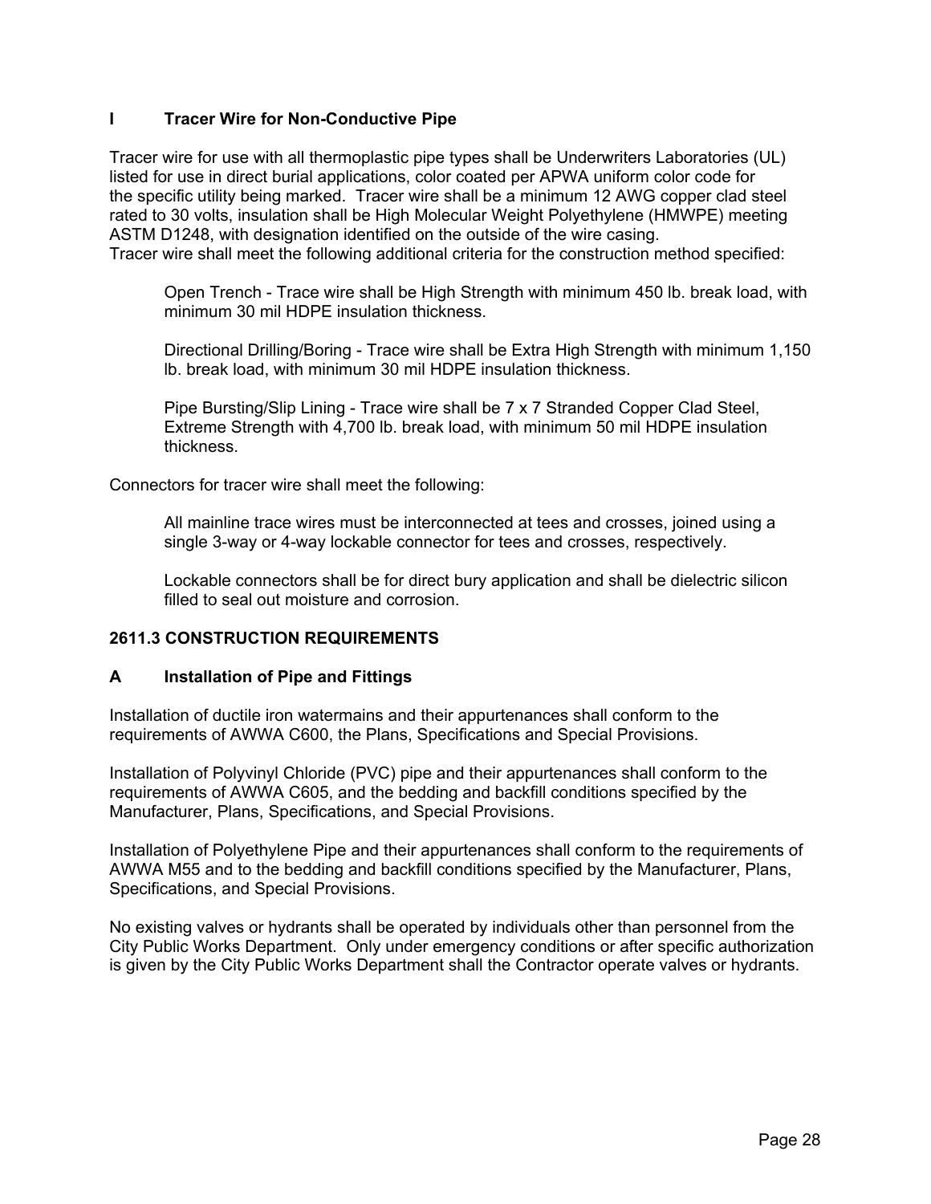### I Tracer Wire for Non-Conductive Pipe

Tracer wire for use with all thermoplastic pipe types shall be Underwriters Laboratories (UL) listed for use in direct burial applications, color coated per APWA uniform color code for the specific utility being marked. Tracer wire shall be a minimum 12 AWG copper clad steel rated to 30 volts, insulation shall be High Molecular Weight Polyethylene (HMWPE) meeting ASTM D1248, with designation identified on the outside of the wire casing.
Tracer wire shall meet the following additional criteria for the construction method specified:

Open Trench - Trace wire shall be High Strength with minimum 450 lb. break load, with minimum 30 mil HDPE insulation thickness.

Directional Drilling/Boring - Trace wire shall be Extra High Strength with minimum 1,150 lb. break load, with minimum 30 mil HDPE insulation thickness.

Pipe Bursting/Slip Lining - Trace wire shall be 7 x 7 Stranded Copper Clad Steel, Extreme Strength with 4,700 lb. break load, with minimum 50 mil HDPE insulation thickness.

Connectors for tracer wire shall meet the following:

All mainline trace wires must be interconnected at tees and crosses, joined using a single 3-way or 4-way lockable connector for tees and crosses, respectively.

Lockable connectors shall be for direct bury application and shall be dielectric silicon filled to seal out moisture and corrosion.

## 2611.3 CONSTRUCTION REQUIREMENTS

### A Installation of Pipe and Fittings

Installation of ductile iron watermains and their appurtenances shall conform to the requirements of AWWA C600, the Plans, Specifications and Special Provisions.

Installation of Polyvinyl Chloride (PVC) pipe and their appurtenances shall conform to the requirements of AWWA C605, and the bedding and backfill conditions specified by the Manufacturer, Plans, Specifications, and Special Provisions.

Installation of Polyethylene Pipe and their appurtenances shall conform to the requirements of AWWA M55 and to the bedding and backfill conditions specified by the Manufacturer, Plans, Specifications, and Special Provisions.

No existing valves or hydrants shall be operated by individuals other than personnel from the City Public Works Department. Only under emergency conditions or after specific authorization is given by the City Public Works Department shall the Contractor operate valves or hydrants.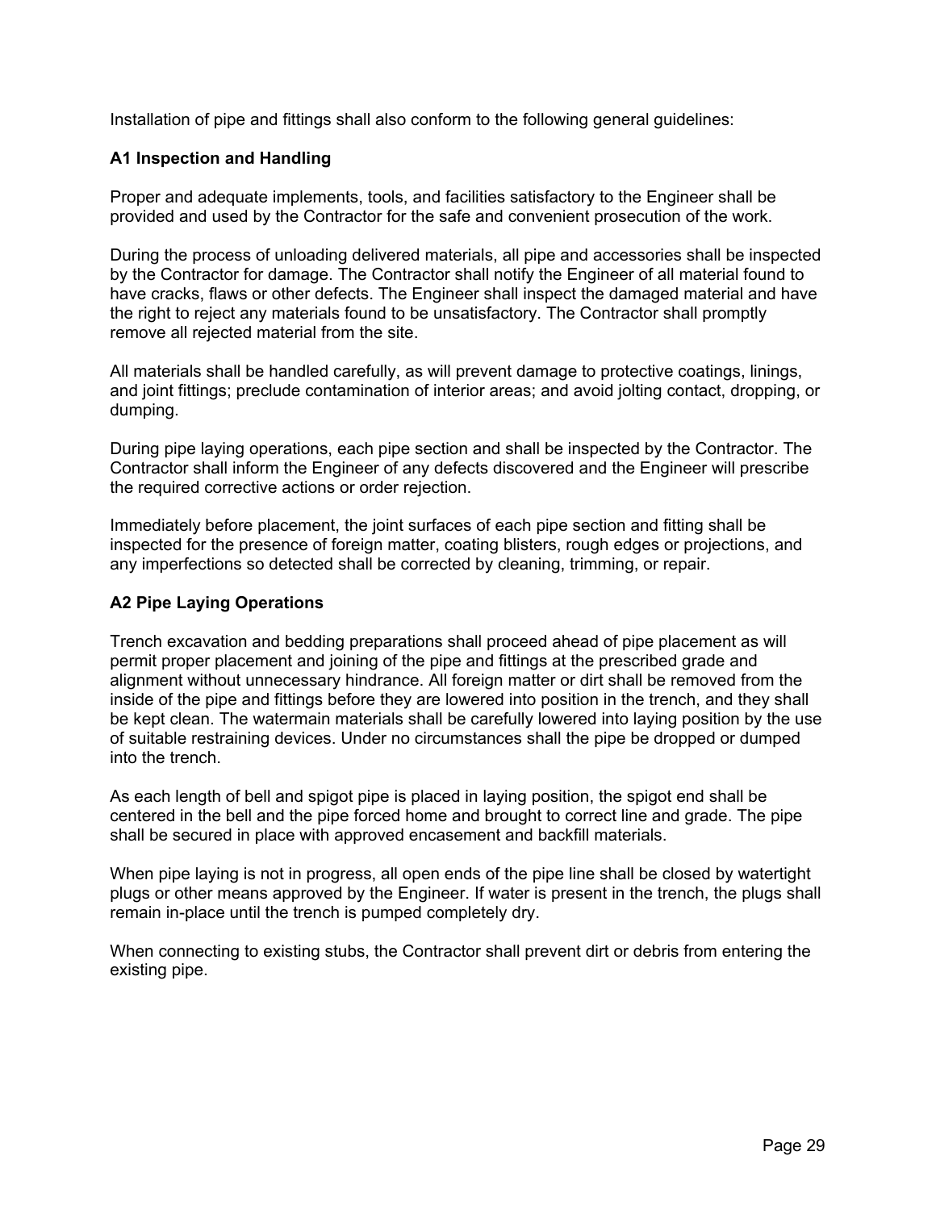Installation of pipe and fittings shall also conform to the following general guidelines:

### A1 Inspection and Handling

Proper and adequate implements, tools, and facilities satisfactory to the Engineer shall be provided and used by the Contractor for the safe and convenient prosecution of the work.

During the process of unloading delivered materials, all pipe and accessories shall be inspected by the Contractor for damage. The Contractor shall notify the Engineer of all material found to have cracks, flaws or other defects. The Engineer shall inspect the damaged material and have the right to reject any materials found to be unsatisfactory. The Contractor shall promptly remove all rejected material from the site.

All materials shall be handled carefully, as will prevent damage to protective coatings, linings, and joint fittings; preclude contamination of interior areas; and avoid jolting contact, dropping, or dumping.

During pipe laying operations, each pipe section and shall be inspected by the Contractor. The Contractor shall inform the Engineer of any defects discovered and the Engineer will prescribe the required corrective actions or order rejection.

Immediately before placement, the joint surfaces of each pipe section and fitting shall be inspected for the presence of foreign matter, coating blisters, rough edges or projections, and any imperfections so detected shall be corrected by cleaning, trimming, or repair.

### A2 Pipe Laying Operations

Trench excavation and bedding preparations shall proceed ahead of pipe placement as will permit proper placement and joining of the pipe and fittings at the prescribed grade and alignment without unnecessary hindrance. All foreign matter or dirt shall be removed from the inside of the pipe and fittings before they are lowered into position in the trench, and they shall be kept clean. The watermain materials shall be carefully lowered into laying position by the use of suitable restraining devices. Under no circumstances shall the pipe be dropped or dumped into the trench.

As each length of bell and spigot pipe is placed in laying position, the spigot end shall be centered in the bell and the pipe forced home and brought to correct line and grade. The pipe shall be secured in place with approved encasement and backfill materials.

When pipe laying is not in progress, all open ends of the pipe line shall be closed by watertight plugs or other means approved by the Engineer. If water is present in the trench, the plugs shall remain in-place until the trench is pumped completely dry.

When connecting to existing stubs, the Contractor shall prevent dirt or debris from entering the existing pipe.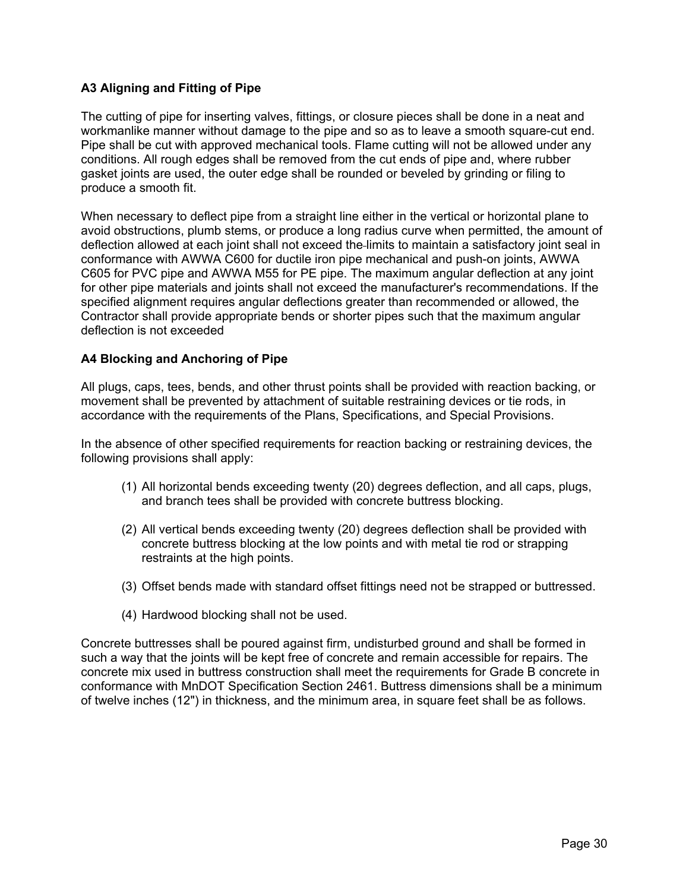### A3 Aligning and Fitting of Pipe

The cutting of pipe for inserting valves, fittings, or closure pieces shall be done in a neat and workmanlike manner without damage to the pipe and so as to leave a smooth square-cut end. Pipe shall be cut with approved mechanical tools. Flame cutting will not be allowed under any conditions. All rough edges shall be removed from the cut ends of pipe and, where rubber gasket joints are used, the outer edge shall be rounded or beveled by grinding or filing to produce a smooth fit.

When necessary to deflect pipe from a straight line either in the vertical or horizontal plane to avoid obstructions, plumb stems, or produce a long radius curve when permitted, the amount of deflection allowed at each joint shall not exceed the limits to maintain a satisfactory joint seal in conformance with AWWA C600 for ductile iron pipe mechanical and push-on joints, AWWA C605 for PVC pipe and AWWA M55 for PE pipe. The maximum angular deflection at any joint for other pipe materials and joints shall not exceed the manufacturer's recommendations. If the specified alignment requires angular deflections greater than recommended or allowed, the Contractor shall provide appropriate bends or shorter pipes such that the maximum angular deflection is not exceeded

### A4 Blocking and Anchoring of Pipe

All plugs, caps, tees, bends, and other thrust points shall be provided with reaction backing, or movement shall be prevented by attachment of suitable restraining devices or tie rods, in accordance with the requirements of the Plans, Specifications, and Special Provisions.

In the absence of other specified requirements for reaction backing or restraining devices, the following provisions shall apply:

(1) All horizontal bends exceeding twenty (20) degrees deflection, and all caps, plugs, and branch tees shall be provided with concrete buttress blocking.

(2) All vertical bends exceeding twenty (20) degrees deflection shall be provided with concrete buttress blocking at the low points and with metal tie rod or strapping restraints at the high points.

(3) Offset bends made with standard offset fittings need not be strapped or buttressed.

(4) Hardwood blocking shall not be used.

Concrete buttresses shall be poured against firm, undisturbed ground and shall be formed in such a way that the joints will be kept free of concrete and remain accessible for repairs. The concrete mix used in buttress construction shall meet the requirements for Grade B concrete in conformance with MnDOT Specification Section 2461. Buttress dimensions shall be a minimum of twelve inches (12") in thickness, and the minimum area, in square feet shall be as follows.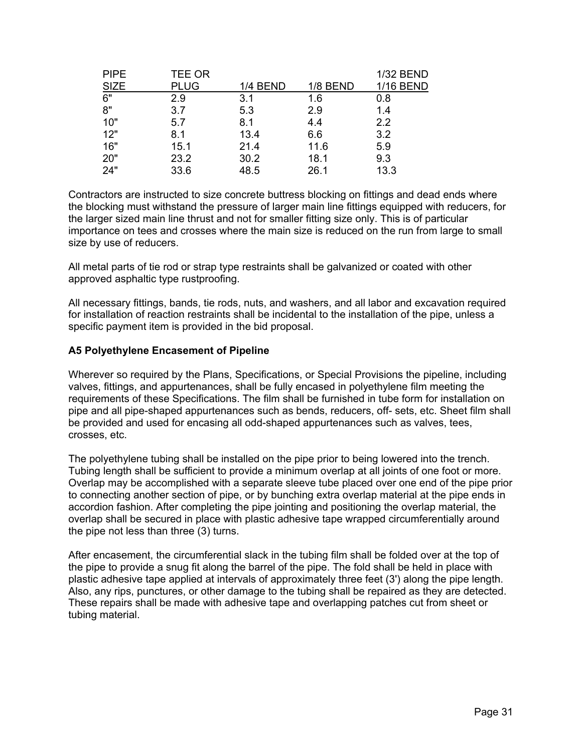| PIPE SIZE | TEE OR PLUG | 1/4 BEND | 1/8 BEND | 1/32 BEND 1/16 BEND |
|---|---|---|---|---|
| 6" | 2.9 | 3.1 | 1.6 | 0.8 |
| 8" | 3.7 | 5.3 | 2.9 | 1.4 |
| 10" | 5.7 | 8.1 | 4.4 | 2.2 |
| 12" | 8.1 | 13.4 | 6.6 | 3.2 |
| 16" | 15.1 | 21.4 | 11.6 | 5.9 |
| 20" | 23.2 | 30.2 | 18.1 | 9.3 |
| 24" | 33.6 | 48.5 | 26.1 | 13.3 |

Contractors are instructed to size concrete buttress blocking on fittings and dead ends where the blocking must withstand the pressure of larger main line fittings equipped with reducers, for the larger sized main line thrust and not for smaller fitting size only. This is of particular importance on tees and crosses where the main size is reduced on the run from large to small size by use of reducers.

All metal parts of tie rod or strap type restraints shall be galvanized or coated with other approved asphaltic type rustproofing.

All necessary fittings, bands, tie rods, nuts, and washers, and all labor and excavation required for installation of reaction restraints shall be incidental to the installation of the pipe, unless a specific payment item is provided in the bid proposal.

**A5 Polyethylene Encasement of Pipeline**

Wherever so required by the Plans, Specifications, or Special Provisions the pipeline, including valves, fittings, and appurtenances, shall be fully encased in polyethylene film meeting the requirements of these Specifications. The film shall be furnished in tube form for installation on pipe and all pipe-shaped appurtenances such as bends, reducers, off- sets, etc. Sheet film shall be provided and used for encasing all odd-shaped appurtenances such as valves, tees, crosses, etc.

The polyethylene tubing shall be installed on the pipe prior to being lowered into the trench. Tubing length shall be sufficient to provide a minimum overlap at all joints of one foot or more. Overlap may be accomplished with a separate sleeve tube placed over one end of the pipe prior to connecting another section of pipe, or by bunching extra overlap material at the pipe ends in accordion fashion. After completing the pipe jointing and positioning the overlap material, the overlap shall be secured in place with plastic adhesive tape wrapped circumferentially around the pipe not less than three (3) turns.

After encasement, the circumferential slack in the tubing film shall be folded over at the top of the pipe to provide a snug fit along the barrel of the pipe. The fold shall be held in place with plastic adhesive tape applied at intervals of approximately three feet (3') along the pipe length. Also, any rips, punctures, or other damage to the tubing shall be repaired as they are detected. These repairs shall be made with adhesive tape and overlapping patches cut from sheet or tubing material.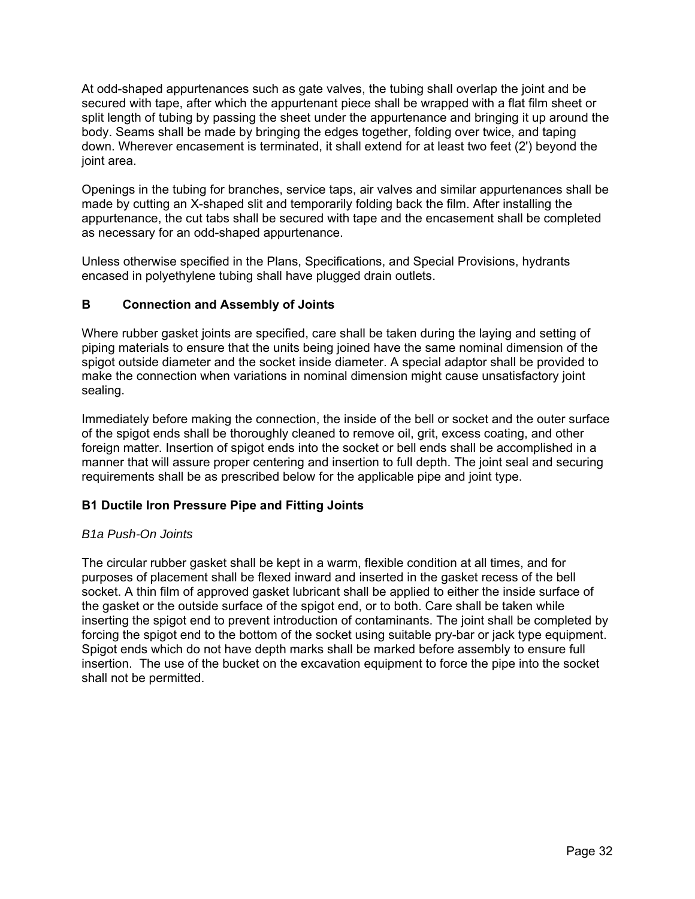At odd-shaped appurtenances such as gate valves, the tubing shall overlap the joint and be secured with tape, after which the appurtenant piece shall be wrapped with a flat film sheet or split length of tubing by passing the sheet under the appurtenance and bringing it up around the body. Seams shall be made by bringing the edges together, folding over twice, and taping down. Wherever encasement is terminated, it shall extend for at least two feet (2') beyond the joint area.

Openings in the tubing for branches, service taps, air valves and similar appurtenances shall be made by cutting an X-shaped slit and temporarily folding back the film. After installing the appurtenance, the cut tabs shall be secured with tape and the encasement shall be completed as necessary for an odd-shaped appurtenance.

Unless otherwise specified in the Plans, Specifications, and Special Provisions, hydrants encased in polyethylene tubing shall have plugged drain outlets.

## B Connection and Assembly of Joints

Where rubber gasket joints are specified, care shall be taken during the laying and setting of piping materials to ensure that the units being joined have the same nominal dimension of the spigot outside diameter and the socket inside diameter. A special adaptor shall be provided to make the connection when variations in nominal dimension might cause unsatisfactory joint sealing.

Immediately before making the connection, the inside of the bell or socket and the outer surface of the spigot ends shall be thoroughly cleaned to remove oil, grit, excess coating, and other foreign matter. Insertion of spigot ends into the socket or bell ends shall be accomplished in a manner that will assure proper centering and insertion to full depth. The joint seal and securing requirements shall be as prescribed below for the applicable pipe and joint type.

### B1 Ductile Iron Pressure Pipe and Fitting Joints

*B1a Push-On Joints*

The circular rubber gasket shall be kept in a warm, flexible condition at all times, and for purposes of placement shall be flexed inward and inserted in the gasket recess of the bell socket. A thin film of approved gasket lubricant shall be applied to either the inside surface of the gasket or the outside surface of the spigot end, or to both. Care shall be taken while inserting the spigot end to prevent introduction of contaminants. The joint shall be completed by forcing the spigot end to the bottom of the socket using suitable pry-bar or jack type equipment. Spigot ends which do not have depth marks shall be marked before assembly to ensure full insertion. The use of the bucket on the excavation equipment to force the pipe into the socket shall not be permitted.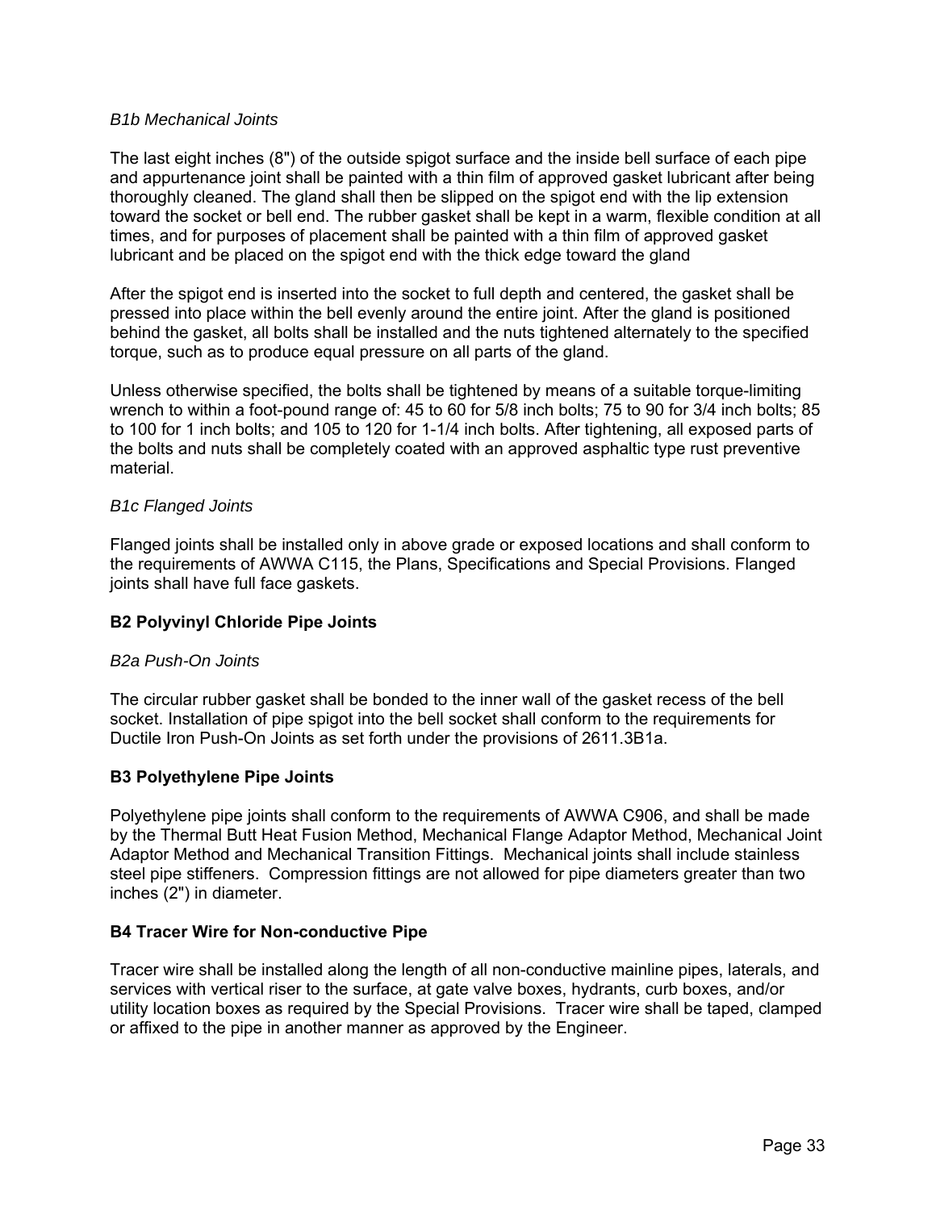*B1b Mechanical Joints*

The last eight inches (8") of the outside spigot surface and the inside bell surface of each pipe and appurtenance joint shall be painted with a thin film of approved gasket lubricant after being thoroughly cleaned. The gland shall then be slipped on the spigot end with the lip extension toward the socket or bell end. The rubber gasket shall be kept in a warm, flexible condition at all times, and for purposes of placement shall be painted with a thin film of approved gasket lubricant and be placed on the spigot end with the thick edge toward the gland

After the spigot end is inserted into the socket to full depth and centered, the gasket shall be pressed into place within the bell evenly around the entire joint. After the gland is positioned behind the gasket, all bolts shall be installed and the nuts tightened alternately to the specified torque, such as to produce equal pressure on all parts of the gland.

Unless otherwise specified, the bolts shall be tightened by means of a suitable torque-limiting wrench to within a foot-pound range of: 45 to 60 for 5/8 inch bolts; 75 to 90 for 3/4 inch bolts; 85 to 100 for 1 inch bolts; and 105 to 120 for 1-1/4 inch bolts. After tightening, all exposed parts of the bolts and nuts shall be completely coated with an approved asphaltic type rust preventive material.

*B1c Flanged Joints*

Flanged joints shall be installed only in above grade or exposed locations and shall conform to the requirements of AWWA C115, the Plans, Specifications and Special Provisions. Flanged joints shall have full face gaskets.

**B2 Polyvinyl Chloride Pipe Joints**

*B2a Push-On Joints*

The circular rubber gasket shall be bonded to the inner wall of the gasket recess of the bell socket. Installation of pipe spigot into the bell socket shall conform to the requirements for Ductile Iron Push-On Joints as set forth under the provisions of 2611.3B1a.

**B3 Polyethylene Pipe Joints**

Polyethylene pipe joints shall conform to the requirements of AWWA C906, and shall be made by the Thermal Butt Heat Fusion Method, Mechanical Flange Adaptor Method, Mechanical Joint Adaptor Method and Mechanical Transition Fittings. Mechanical joints shall include stainless steel pipe stiffeners. Compression fittings are not allowed for pipe diameters greater than two inches (2") in diameter.

**B4 Tracer Wire for Non-conductive Pipe**

Tracer wire shall be installed along the length of all non-conductive mainline pipes, laterals, and services with vertical riser to the surface, at gate valve boxes, hydrants, curb boxes, and/or utility location boxes as required by the Special Provisions. Tracer wire shall be taped, clamped or affixed to the pipe in another manner as approved by the Engineer.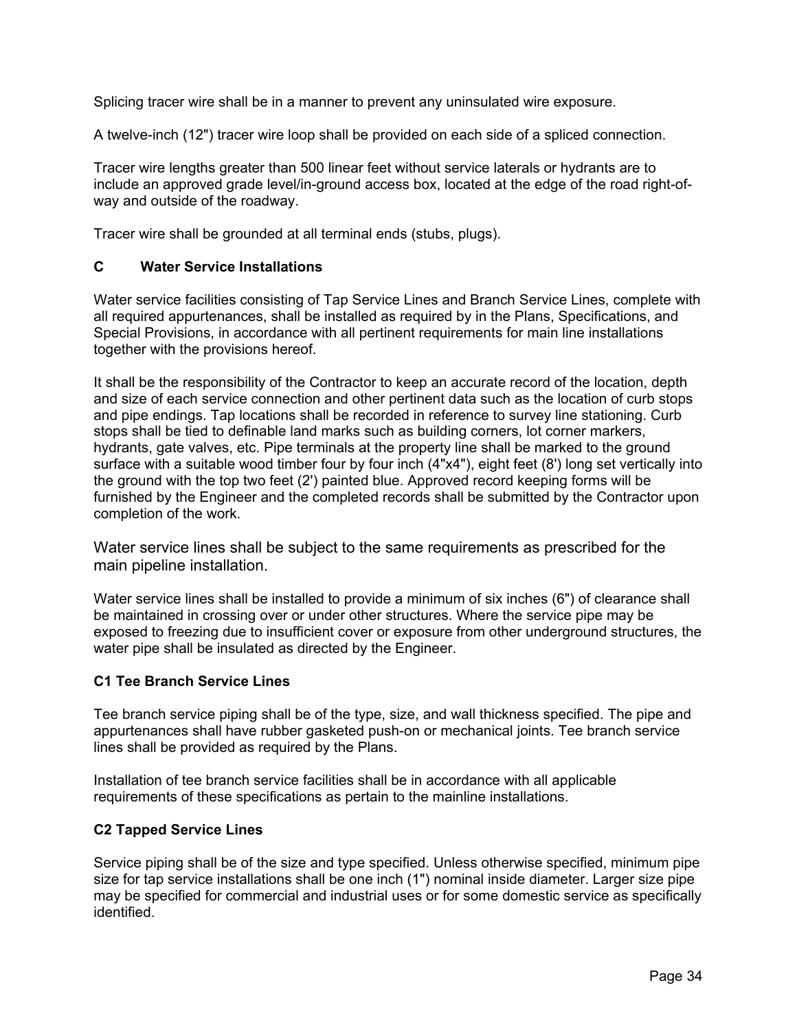Splicing tracer wire shall be in a manner to prevent any uninsulated wire exposure.

A twelve-inch (12") tracer wire loop shall be provided on each side of a spliced connection.

Tracer wire lengths greater than 500 linear feet without service laterals or hydrants are to include an approved grade level/in-ground access box, located at the edge of the road right-of-way and outside of the roadway.

Tracer wire shall be grounded at all terminal ends (stubs, plugs).

### C Water Service Installations

Water service facilities consisting of Tap Service Lines and Branch Service Lines, complete with all required appurtenances, shall be installed as required by in the Plans, Specifications, and Special Provisions, in accordance with all pertinent requirements for main line installations together with the provisions hereof.

It shall be the responsibility of the Contractor to keep an accurate record of the location, depth and size of each service connection and other pertinent data such as the location of curb stops and pipe endings. Tap locations shall be recorded in reference to survey line stationing. Curb stops shall be tied to definable land marks such as building corners, lot corner markers, hydrants, gate valves, etc. Pipe terminals at the property line shall be marked to the ground surface with a suitable wood timber four by four inch (4"x4"), eight feet (8') long set vertically into the ground with the top two feet (2') painted blue. Approved record keeping forms will be furnished by the Engineer and the completed records shall be submitted by the Contractor upon completion of the work.

Water service lines shall be subject to the same requirements as prescribed for the main pipeline installation.

Water service lines shall be installed to provide a minimum of six inches (6") of clearance shall be maintained in crossing over or under other structures. Where the service pipe may be exposed to freezing due to insufficient cover or exposure from other underground structures, the water pipe shall be insulated as directed by the Engineer.

#### C1 Tee Branch Service Lines

Tee branch service piping shall be of the type, size, and wall thickness specified. The pipe and appurtenances shall have rubber gasketed push-on or mechanical joints. Tee branch service lines shall be provided as required by the Plans.

Installation of tee branch service facilities shall be in accordance with all applicable requirements of these specifications as pertain to the mainline installations.

#### C2 Tapped Service Lines

Service piping shall be of the size and type specified. Unless otherwise specified, minimum pipe size for tap service installations shall be one inch (1") nominal inside diameter. Larger size pipe may be specified for commercial and industrial uses or for some domestic service as specifically identified.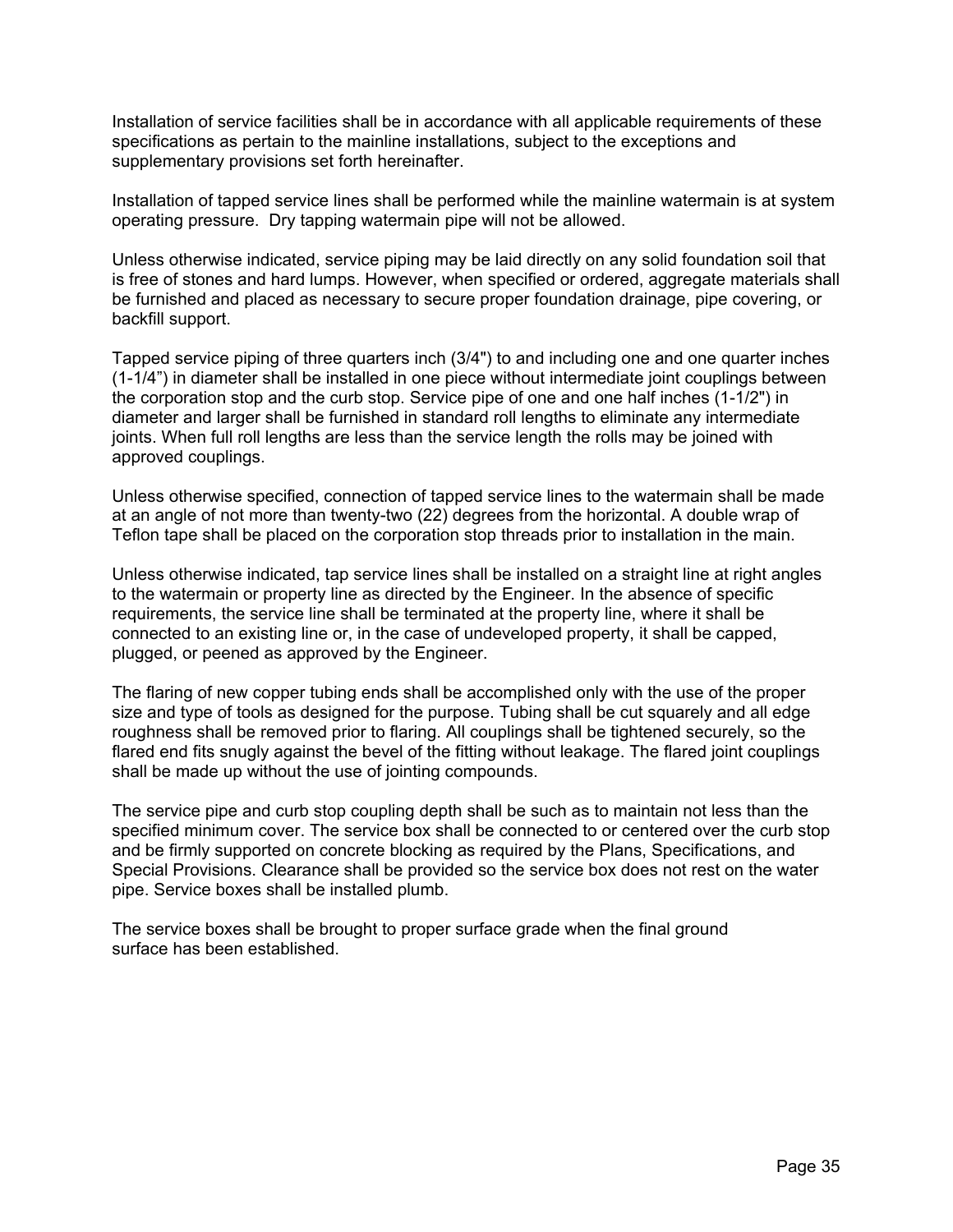Installation of service facilities shall be in accordance with all applicable requirements of these specifications as pertain to the mainline installations, subject to the exceptions and supplementary provisions set forth hereinafter.

Installation of tapped service lines shall be performed while the mainline watermain is at system operating pressure. Dry tapping watermain pipe will not be allowed.

Unless otherwise indicated, service piping may be laid directly on any solid foundation soil that is free of stones and hard lumps. However, when specified or ordered, aggregate materials shall be furnished and placed as necessary to secure proper foundation drainage, pipe covering, or backfill support.

Tapped service piping of three quarters inch (3/4") to and including one and one quarter inches (1-1/4") in diameter shall be installed in one piece without intermediate joint couplings between the corporation stop and the curb stop. Service pipe of one and one half inches (1-1/2") in diameter and larger shall be furnished in standard roll lengths to eliminate any intermediate joints. When full roll lengths are less than the service length the rolls may be joined with approved couplings.

Unless otherwise specified, connection of tapped service lines to the watermain shall be made at an angle of not more than twenty-two (22) degrees from the horizontal. A double wrap of Teflon tape shall be placed on the corporation stop threads prior to installation in the main.

Unless otherwise indicated, tap service lines shall be installed on a straight line at right angles to the watermain or property line as directed by the Engineer. In the absence of specific requirements, the service line shall be terminated at the property line, where it shall be connected to an existing line or, in the case of undeveloped property, it shall be capped, plugged, or peened as approved by the Engineer.

The flaring of new copper tubing ends shall be accomplished only with the use of the proper size and type of tools as designed for the purpose. Tubing shall be cut squarely and all edge roughness shall be removed prior to flaring. All couplings shall be tightened securely, so the flared end fits snugly against the bevel of the fitting without leakage. The flared joint couplings shall be made up without the use of jointing compounds.

The service pipe and curb stop coupling depth shall be such as to maintain not less than the specified minimum cover. The service box shall be connected to or centered over the curb stop and be firmly supported on concrete blocking as required by the Plans, Specifications, and Special Provisions. Clearance shall be provided so the service box does not rest on the water pipe. Service boxes shall be installed plumb.

The service boxes shall be brought to proper surface grade when the final ground surface has been established.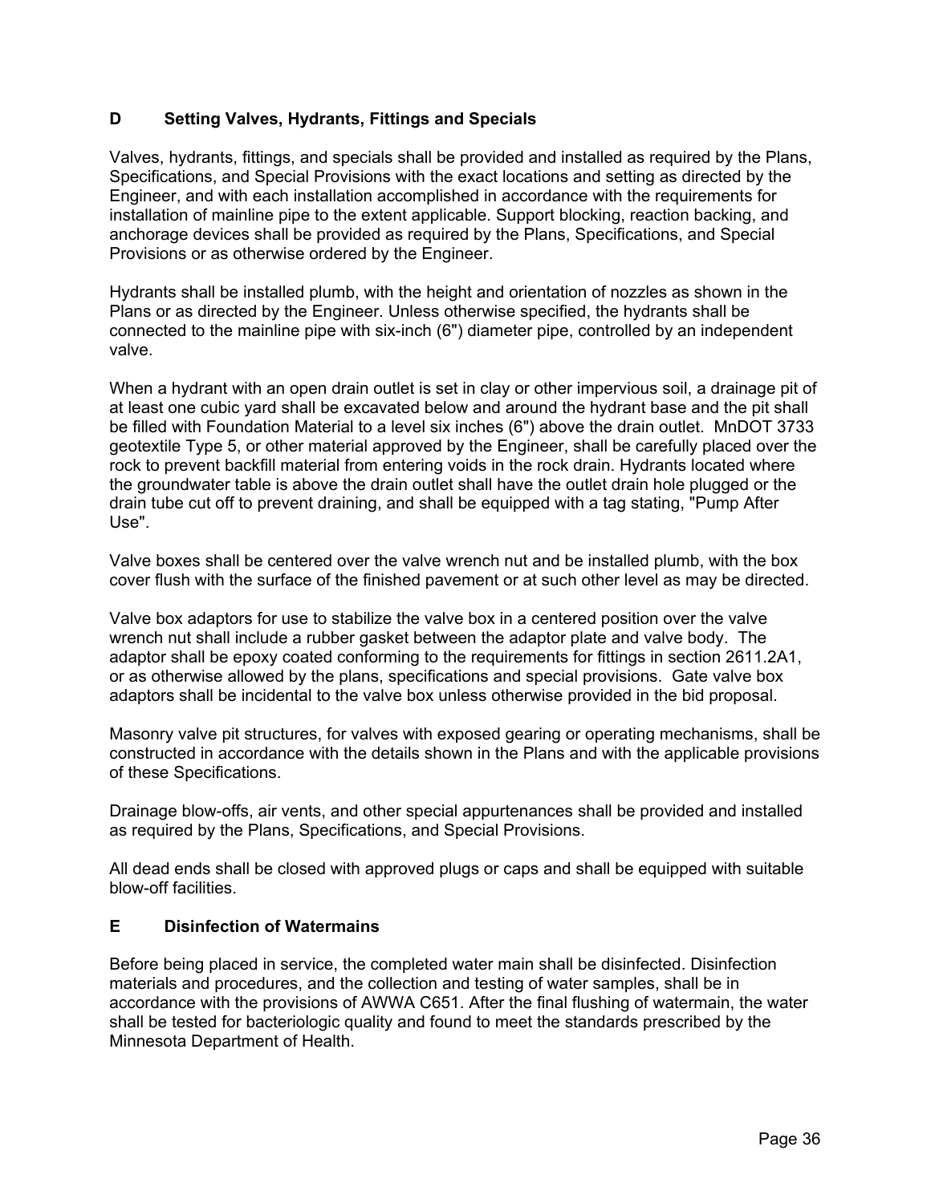### D Setting Valves, Hydrants, Fittings and Specials

Valves, hydrants, fittings, and specials shall be provided and installed as required by the Plans, Specifications, and Special Provisions with the exact locations and setting as directed by the Engineer, and with each installation accomplished in accordance with the requirements for installation of mainline pipe to the extent applicable. Support blocking, reaction backing, and anchorage devices shall be provided as required by the Plans, Specifications, and Special Provisions or as otherwise ordered by the Engineer.

Hydrants shall be installed plumb, with the height and orientation of nozzles as shown in the Plans or as directed by the Engineer. Unless otherwise specified, the hydrants shall be connected to the mainline pipe with six-inch (6") diameter pipe, controlled by an independent valve.

When a hydrant with an open drain outlet is set in clay or other impervious soil, a drainage pit of at least one cubic yard shall be excavated below and around the hydrant base and the pit shall be filled with Foundation Material to a level six inches (6") above the drain outlet. MnDOT 3733 geotextile Type 5, or other material approved by the Engineer, shall be carefully placed over the rock to prevent backfill material from entering voids in the rock drain. Hydrants located where the groundwater table is above the drain outlet shall have the outlet drain hole plugged or the drain tube cut off to prevent draining, and shall be equipped with a tag stating, "Pump After Use".

Valve boxes shall be centered over the valve wrench nut and be installed plumb, with the box cover flush with the surface of the finished pavement or at such other level as may be directed.

Valve box adaptors for use to stabilize the valve box in a centered position over the valve wrench nut shall include a rubber gasket between the adaptor plate and valve body. The adaptor shall be epoxy coated conforming to the requirements for fittings in section 2611.2A1, or as otherwise allowed by the plans, specifications and special provisions. Gate valve box adaptors shall be incidental to the valve box unless otherwise provided in the bid proposal.

Masonry valve pit structures, for valves with exposed gearing or operating mechanisms, shall be constructed in accordance with the details shown in the Plans and with the applicable provisions of these Specifications.

Drainage blow-offs, air vents, and other special appurtenances shall be provided and installed as required by the Plans, Specifications, and Special Provisions.

All dead ends shall be closed with approved plugs or caps and shall be equipped with suitable blow-off facilities.

### E Disinfection of Watermains

Before being placed in service, the completed water main shall be disinfected. Disinfection materials and procedures, and the collection and testing of water samples, shall be in accordance with the provisions of AWWA C651. After the final flushing of watermain, the water shall be tested for bacteriologic quality and found to meet the standards prescribed by the Minnesota Department of Health.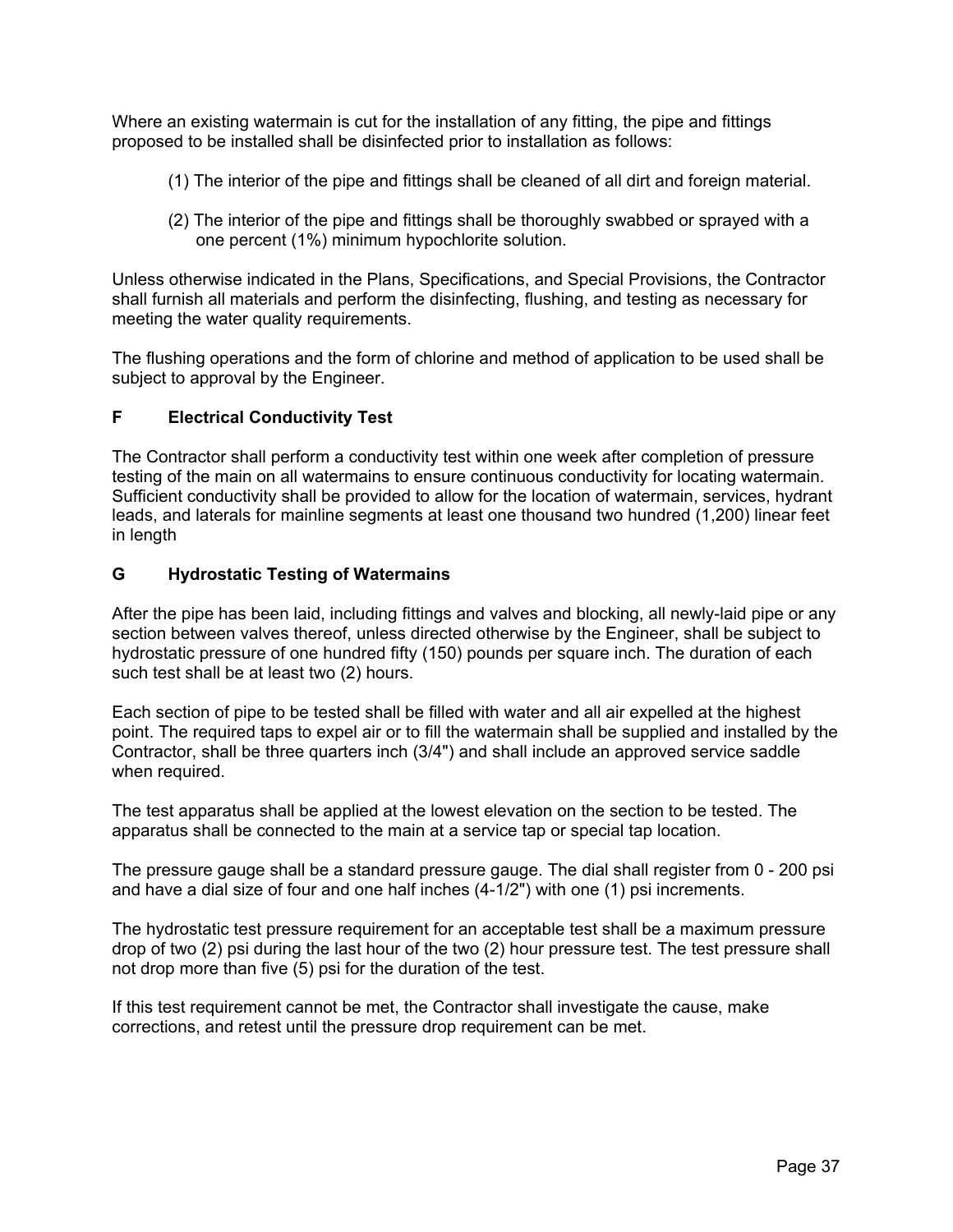Where an existing watermain is cut for the installation of any fitting, the pipe and fittings proposed to be installed shall be disinfected prior to installation as follows:

(1) The interior of the pipe and fittings shall be cleaned of all dirt and foreign material.

(2) The interior of the pipe and fittings shall be thoroughly swabbed or sprayed with a one percent (1%) minimum hypochlorite solution.

Unless otherwise indicated in the Plans, Specifications, and Special Provisions, the Contractor shall furnish all materials and perform the disinfecting, flushing, and testing as necessary for meeting the water quality requirements.

The flushing operations and the form of chlorine and method of application to be used shall be subject to approval by the Engineer.

### F Electrical Conductivity Test

The Contractor shall perform a conductivity test within one week after completion of pressure testing of the main on all watermains to ensure continuous conductivity for locating watermain. Sufficient conductivity shall be provided to allow for the location of watermain, services, hydrant leads, and laterals for mainline segments at least one thousand two hundred (1,200) linear feet in length

### G Hydrostatic Testing of Watermains

After the pipe has been laid, including fittings and valves and blocking, all newly-laid pipe or any section between valves thereof, unless directed otherwise by the Engineer, shall be subject to hydrostatic pressure of one hundred fifty (150) pounds per square inch. The duration of each such test shall be at least two (2) hours.

Each section of pipe to be tested shall be filled with water and all air expelled at the highest point. The required taps to expel air or to fill the watermain shall be supplied and installed by the Contractor, shall be three quarters inch (3/4") and shall include an approved service saddle when required.

The test apparatus shall be applied at the lowest elevation on the section to be tested. The apparatus shall be connected to the main at a service tap or special tap location.

The pressure gauge shall be a standard pressure gauge. The dial shall register from 0 - 200 psi and have a dial size of four and one half inches (4-1/2") with one (1) psi increments.

The hydrostatic test pressure requirement for an acceptable test shall be a maximum pressure drop of two (2) psi during the last hour of the two (2) hour pressure test. The test pressure shall not drop more than five (5) psi for the duration of the test.

If this test requirement cannot be met, the Contractor shall investigate the cause, make corrections, and retest until the pressure drop requirement can be met.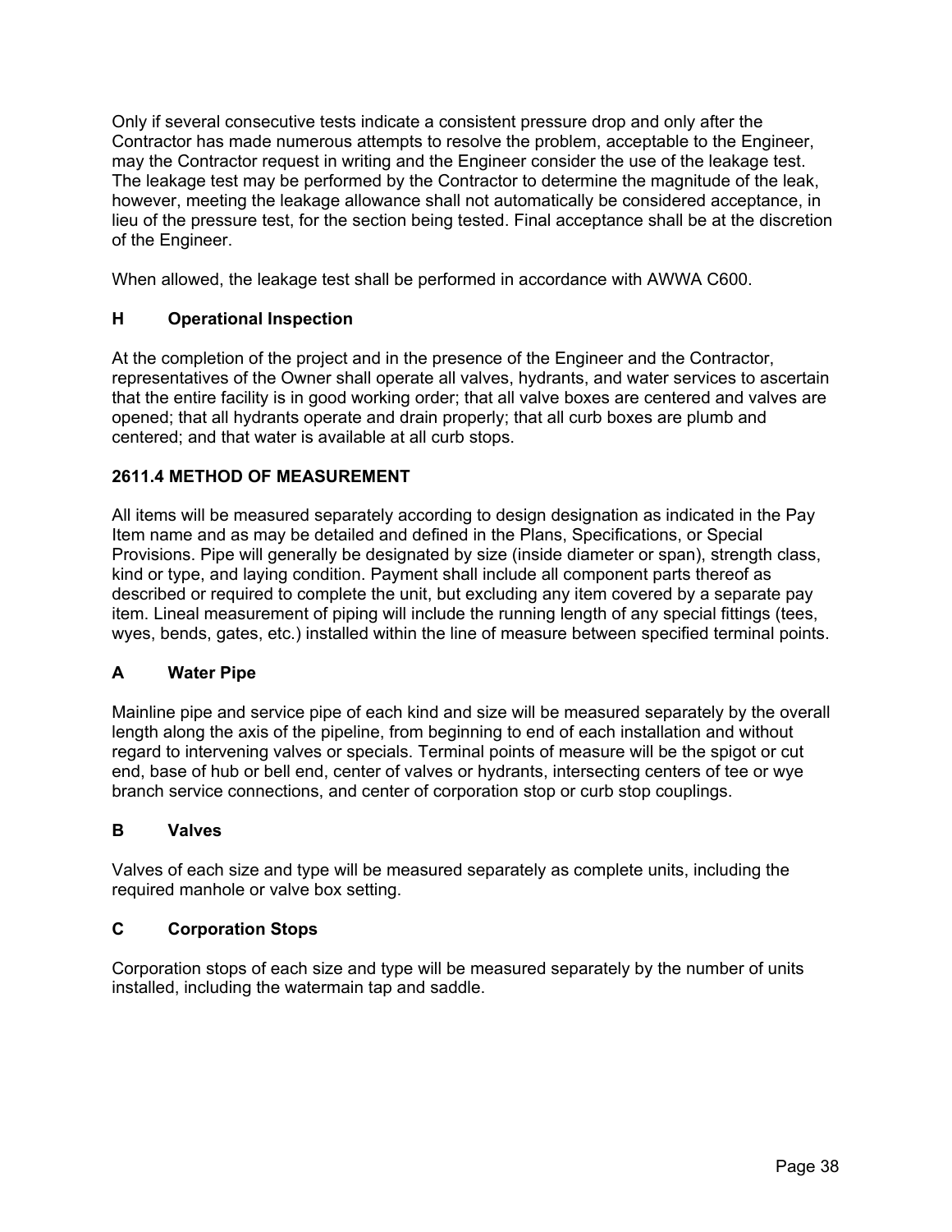Only if several consecutive tests indicate a consistent pressure drop and only after the Contractor has made numerous attempts to resolve the problem, acceptable to the Engineer, may the Contractor request in writing and the Engineer consider the use of the leakage test. The leakage test may be performed by the Contractor to determine the magnitude of the leak, however, meeting the leakage allowance shall not automatically be considered acceptance, in lieu of the pressure test, for the section being tested. Final acceptance shall be at the discretion of the Engineer.

When allowed, the leakage test shall be performed in accordance with AWWA C600.

### H Operational Inspection

At the completion of the project and in the presence of the Engineer and the Contractor, representatives of the Owner shall operate all valves, hydrants, and water services to ascertain that the entire facility is in good working order; that all valve boxes are centered and valves are opened; that all hydrants operate and drain properly; that all curb boxes are plumb and centered; and that water is available at all curb stops.

## 2611.4 METHOD OF MEASUREMENT

All items will be measured separately according to design designation as indicated in the Pay Item name and as may be detailed and defined in the Plans, Specifications, or Special Provisions. Pipe will generally be designated by size (inside diameter or span), strength class, kind or type, and laying condition. Payment shall include all component parts thereof as described or required to complete the unit, but excluding any item covered by a separate pay item. Lineal measurement of piping will include the running length of any special fittings (tees, wyes, bends, gates, etc.) installed within the line of measure between specified terminal points.

### A Water Pipe

Mainline pipe and service pipe of each kind and size will be measured separately by the overall length along the axis of the pipeline, from beginning to end of each installation and without regard to intervening valves or specials. Terminal points of measure will be the spigot or cut end, base of hub or bell end, center of valves or hydrants, intersecting centers of tee or wye branch service connections, and center of corporation stop or curb stop couplings.

### B Valves

Valves of each size and type will be measured separately as complete units, including the required manhole or valve box setting.

### C Corporation Stops

Corporation stops of each size and type will be measured separately by the number of units installed, including the watermain tap and saddle.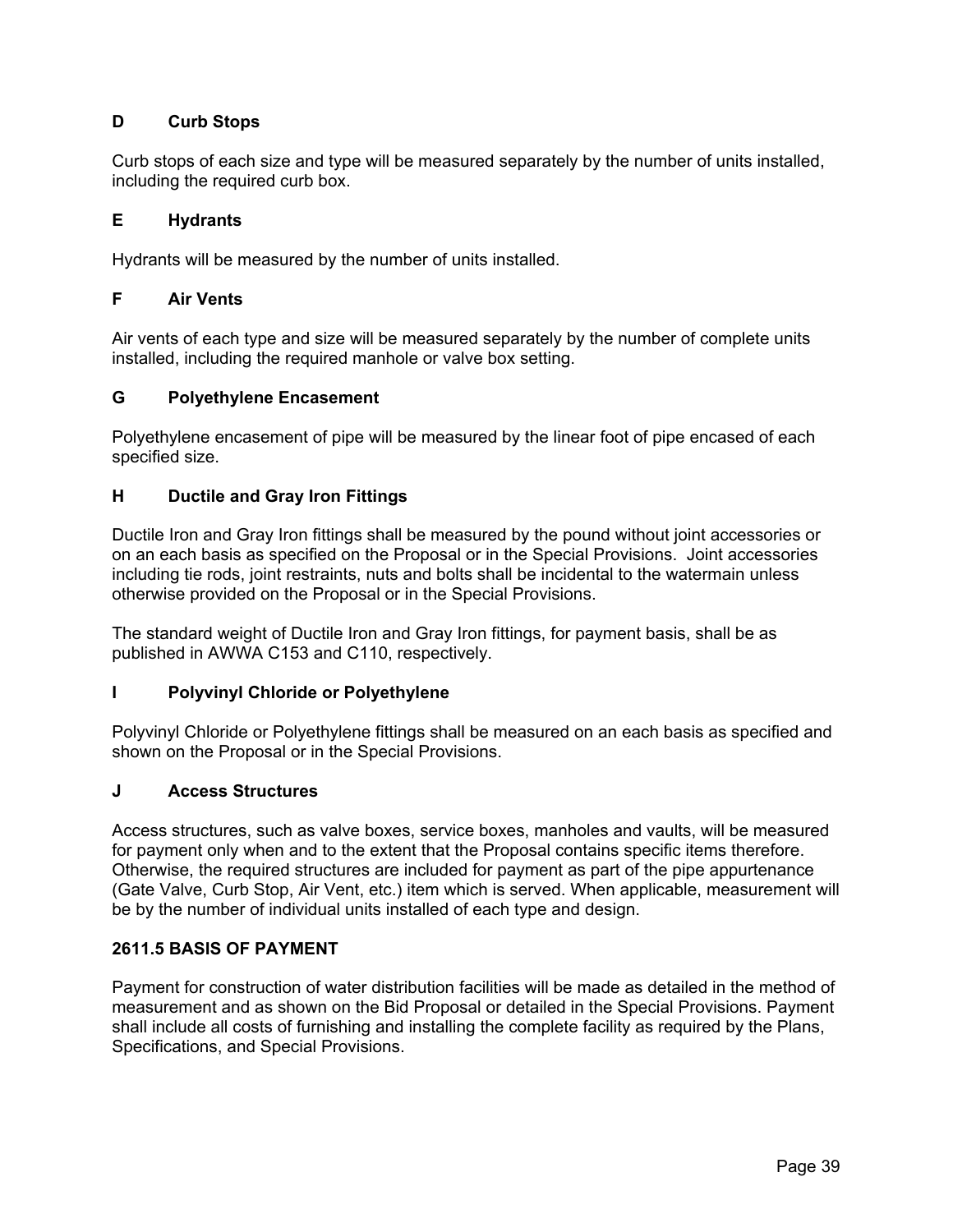### D Curb Stops

Curb stops of each size and type will be measured separately by the number of units installed, including the required curb box.

### E Hydrants

Hydrants will be measured by the number of units installed.

### F Air Vents

Air vents of each type and size will be measured separately by the number of complete units installed, including the required manhole or valve box setting.

### G Polyethylene Encasement

Polyethylene encasement of pipe will be measured by the linear foot of pipe encased of each specified size.

### H Ductile and Gray Iron Fittings

Ductile Iron and Gray Iron fittings shall be measured by the pound without joint accessories or on an each basis as specified on the Proposal or in the Special Provisions. Joint accessories including tie rods, joint restraints, nuts and bolts shall be incidental to the watermain unless otherwise provided on the Proposal or in the Special Provisions.

The standard weight of Ductile Iron and Gray Iron fittings, for payment basis, shall be as published in AWWA C153 and C110, respectively.

### I Polyvinyl Chloride or Polyethylene

Polyvinyl Chloride or Polyethylene fittings shall be measured on an each basis as specified and shown on the Proposal or in the Special Provisions.

### J Access Structures

Access structures, such as valve boxes, service boxes, manholes and vaults, will be measured for payment only when and to the extent that the Proposal contains specific items therefore. Otherwise, the required structures are included for payment as part of the pipe appurtenance (Gate Valve, Curb Stop, Air Vent, etc.) item which is served. When applicable, measurement will be by the number of individual units installed of each type and design.

## 2611.5 BASIS OF PAYMENT

Payment for construction of water distribution facilities will be made as detailed in the method of measurement and as shown on the Bid Proposal or detailed in the Special Provisions. Payment shall include all costs of furnishing and installing the complete facility as required by the Plans, Specifications, and Special Provisions.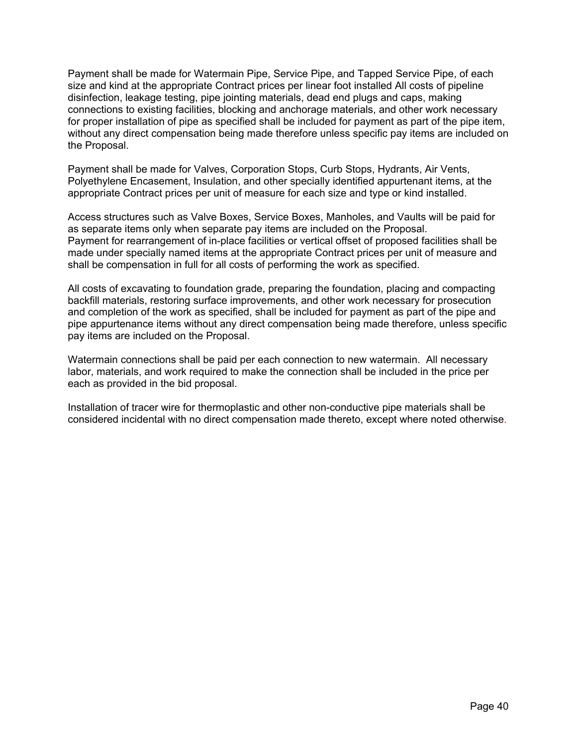Payment shall be made for Watermain Pipe, Service Pipe, and Tapped Service Pipe, of each size and kind at the appropriate Contract prices per linear foot installed All costs of pipeline disinfection, leakage testing, pipe jointing materials, dead end plugs and caps, making connections to existing facilities, blocking and anchorage materials, and other work necessary for proper installation of pipe as specified shall be included for payment as part of the pipe item, without any direct compensation being made therefore unless specific pay items are included on the Proposal.

Payment shall be made for Valves, Corporation Stops, Curb Stops, Hydrants, Air Vents, Polyethylene Encasement, Insulation, and other specially identified appurtenant items, at the appropriate Contract prices per unit of measure for each size and type or kind installed.

Access structures such as Valve Boxes, Service Boxes, Manholes, and Vaults will be paid for as separate items only when separate pay items are included on the Proposal.
Payment for rearrangement of in-place facilities or vertical offset of proposed facilities shall be made under specially named items at the appropriate Contract prices per unit of measure and shall be compensation in full for all costs of performing the work as specified.

All costs of excavating to foundation grade, preparing the foundation, placing and compacting backfill materials, restoring surface improvements, and other work necessary for prosecution and completion of the work as specified, shall be included for payment as part of the pipe and pipe appurtenance items without any direct compensation being made therefore, unless specific pay items are included on the Proposal.

Watermain connections shall be paid per each connection to new watermain. All necessary labor, materials, and work required to make the connection shall be included in the price per each as provided in the bid proposal.

Installation of tracer wire for thermoplastic and other non-conductive pipe materials shall be considered incidental with no direct compensation made thereto, except where noted otherwise.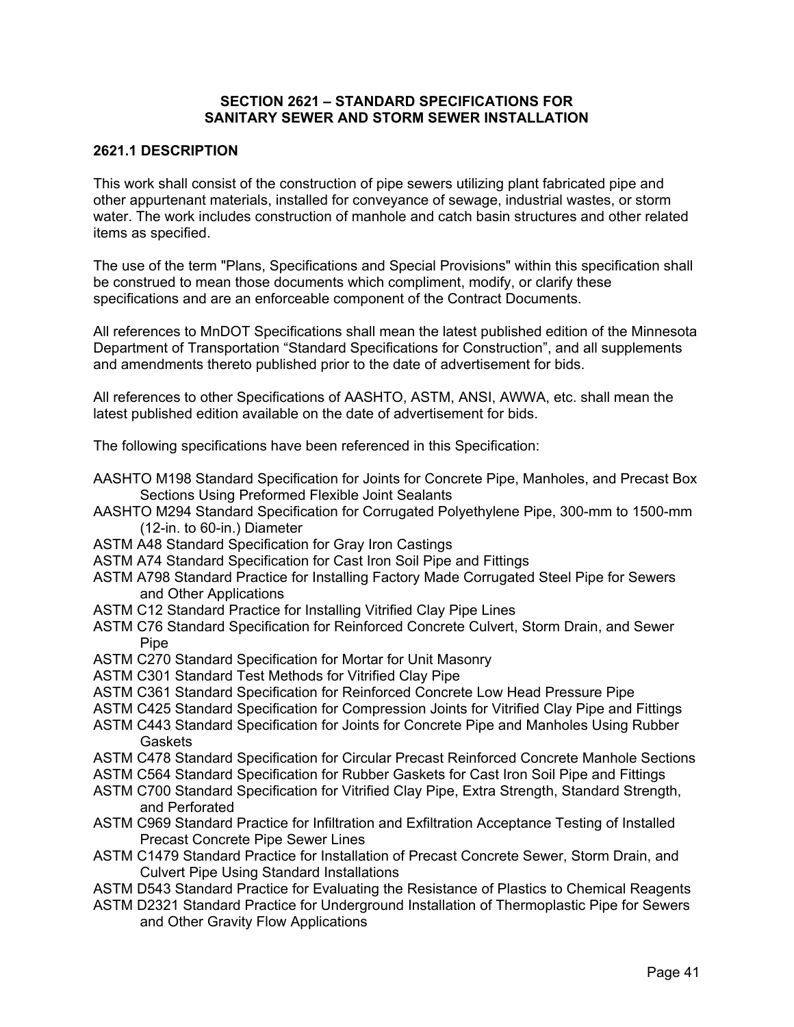# SECTION 2621 – STANDARD SPECIFICATIONS FOR SANITARY SEWER AND STORM SEWER INSTALLATION

## 2621.1 DESCRIPTION

This work shall consist of the construction of pipe sewers utilizing plant fabricated pipe and other appurtenant materials, installed for conveyance of sewage, industrial wastes, or storm water. The work includes construction of manhole and catch basin structures and other related items as specified.

The use of the term "Plans, Specifications and Special Provisions" within this specification shall be construed to mean those documents which compliment, modify, or clarify these specifications and are an enforceable component of the Contract Documents.

All references to MnDOT Specifications shall mean the latest published edition of the Minnesota Department of Transportation "Standard Specifications for Construction", and all supplements and amendments thereto published prior to the date of advertisement for bids.

All references to other Specifications of AASHTO, ASTM, ANSI, AWWA, etc. shall mean the latest published edition available on the date of advertisement for bids.

The following specifications have been referenced in this Specification:

AASHTO M198 Standard Specification for Joints for Concrete Pipe, Manholes, and Precast Box Sections Using Preformed Flexible Joint Sealants
AASHTO M294 Standard Specification for Corrugated Polyethylene Pipe, 300-mm to 1500-mm (12-in. to 60-in.) Diameter
ASTM A48 Standard Specification for Gray Iron Castings
ASTM A74 Standard Specification for Cast Iron Soil Pipe and Fittings
ASTM A798 Standard Practice for Installing Factory Made Corrugated Steel Pipe for Sewers and Other Applications
ASTM C12 Standard Practice for Installing Vitrified Clay Pipe Lines
ASTM C76 Standard Specification for Reinforced Concrete Culvert, Storm Drain, and Sewer Pipe
ASTM C270 Standard Specification for Mortar for Unit Masonry
ASTM C301 Standard Test Methods for Vitrified Clay Pipe
ASTM C361 Standard Specification for Reinforced Concrete Low Head Pressure Pipe
ASTM C425 Standard Specification for Compression Joints for Vitrified Clay Pipe and Fittings
ASTM C443 Standard Specification for Joints for Concrete Pipe and Manholes Using Rubber Gaskets
ASTM C478 Standard Specification for Circular Precast Reinforced Concrete Manhole Sections
ASTM C564 Standard Specification for Rubber Gaskets for Cast Iron Soil Pipe and Fittings
ASTM C700 Standard Specification for Vitrified Clay Pipe, Extra Strength, Standard Strength, and Perforated
ASTM C969 Standard Practice for Infiltration and Exfiltration Acceptance Testing of Installed Precast Concrete Pipe Sewer Lines
ASTM C1479 Standard Practice for Installation of Precast Concrete Sewer, Storm Drain, and Culvert Pipe Using Standard Installations
ASTM D543 Standard Practice for Evaluating the Resistance of Plastics to Chemical Reagents
ASTM D2321 Standard Practice for Underground Installation of Thermoplastic Pipe for Sewers and Other Gravity Flow Applications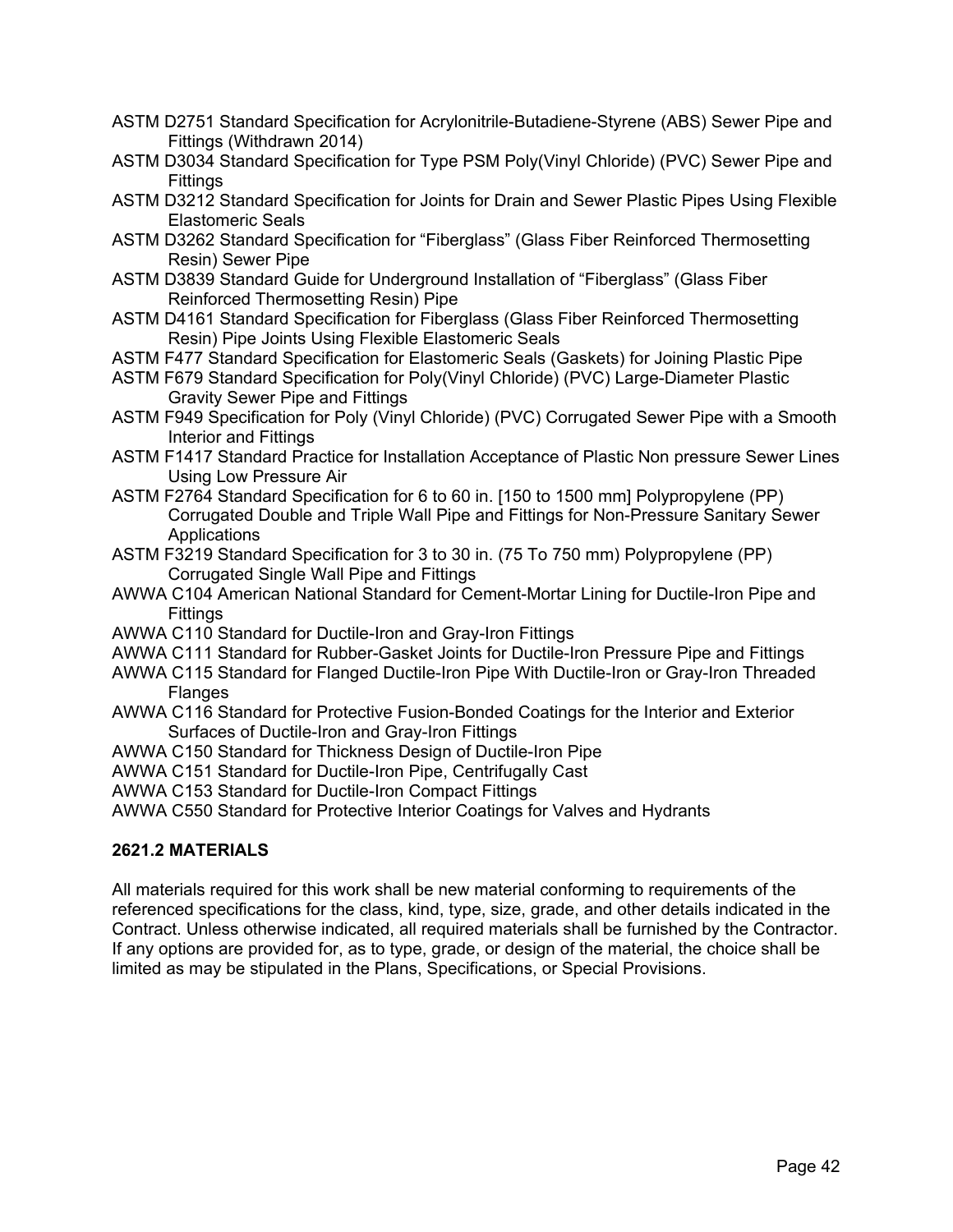ASTM D2751 Standard Specification for Acrylonitrile-Butadiene-Styrene (ABS) Sewer Pipe and Fittings (Withdrawn 2014)

ASTM D3034 Standard Specification for Type PSM Poly(Vinyl Chloride) (PVC) Sewer Pipe and Fittings

ASTM D3212 Standard Specification for Joints for Drain and Sewer Plastic Pipes Using Flexible Elastomeric Seals

ASTM D3262 Standard Specification for “Fiberglass” (Glass Fiber Reinforced Thermosetting Resin) Sewer Pipe

ASTM D3839 Standard Guide for Underground Installation of “Fiberglass” (Glass Fiber Reinforced Thermosetting Resin) Pipe

ASTM D4161 Standard Specification for Fiberglass (Glass Fiber Reinforced Thermosetting Resin) Pipe Joints Using Flexible Elastomeric Seals

ASTM F477 Standard Specification for Elastomeric Seals (Gaskets) for Joining Plastic Pipe

ASTM F679 Standard Specification for Poly(Vinyl Chloride) (PVC) Large-Diameter Plastic Gravity Sewer Pipe and Fittings

ASTM F949 Specification for Poly (Vinyl Chloride) (PVC) Corrugated Sewer Pipe with a Smooth Interior and Fittings

ASTM F1417 Standard Practice for Installation Acceptance of Plastic Non pressure Sewer Lines Using Low Pressure Air

ASTM F2764 Standard Specification for 6 to 60 in. [150 to 1500 mm] Polypropylene (PP) Corrugated Double and Triple Wall Pipe and Fittings for Non-Pressure Sanitary Sewer Applications

ASTM F3219 Standard Specification for 3 to 30 in. (75 To 750 mm) Polypropylene (PP) Corrugated Single Wall Pipe and Fittings

AWWA C104 American National Standard for Cement-Mortar Lining for Ductile-Iron Pipe and Fittings

AWWA C110 Standard for Ductile-Iron and Gray-Iron Fittings

AWWA C111 Standard for Rubber-Gasket Joints for Ductile-Iron Pressure Pipe and Fittings

AWWA C115 Standard for Flanged Ductile-Iron Pipe With Ductile-Iron or Gray-Iron Threaded Flanges

AWWA C116 Standard for Protective Fusion-Bonded Coatings for the Interior and Exterior Surfaces of Ductile-Iron and Gray-Iron Fittings

AWWA C150 Standard for Thickness Design of Ductile-Iron Pipe

AWWA C151 Standard for Ductile-Iron Pipe, Centrifugally Cast

AWWA C153 Standard for Ductile-Iron Compact Fittings

AWWA C550 Standard for Protective Interior Coatings for Valves and Hydrants

## 2621.2 MATERIALS

All materials required for this work shall be new material conforming to requirements of the referenced specifications for the class, kind, type, size, grade, and other details indicated in the Contract. Unless otherwise indicated, all required materials shall be furnished by the Contractor. If any options are provided for, as to type, grade, or design of the material, the choice shall be limited as may be stipulated in the Plans, Specifications, or Special Provisions.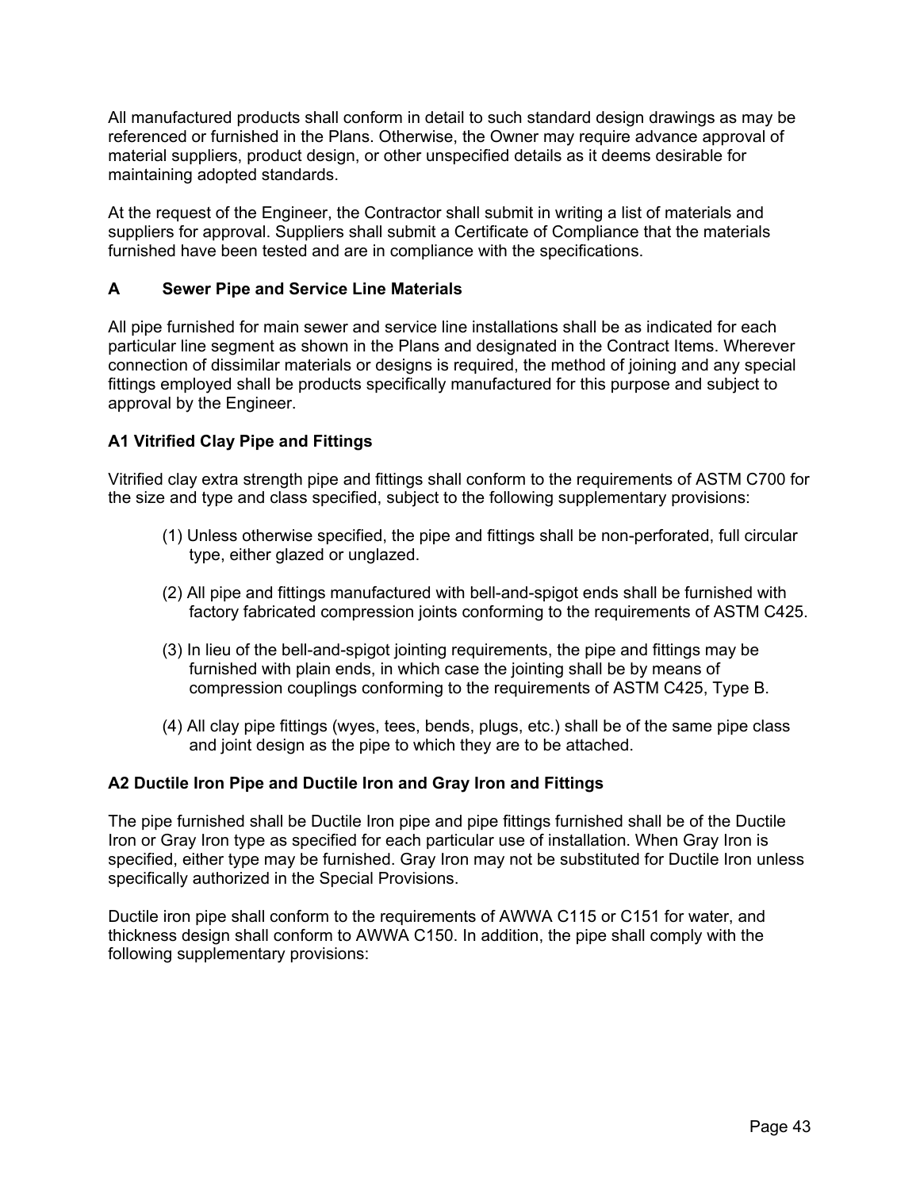All manufactured products shall conform in detail to such standard design drawings as may be referenced or furnished in the Plans. Otherwise, the Owner may require advance approval of material suppliers, product design, or other unspecified details as it deems desirable for maintaining adopted standards.

At the request of the Engineer, the Contractor shall submit in writing a list of materials and suppliers for approval. Suppliers shall submit a Certificate of Compliance that the materials furnished have been tested and are in compliance with the specifications.

## A Sewer Pipe and Service Line Materials

All pipe furnished for main sewer and service line installations shall be as indicated for each particular line segment as shown in the Plans and designated in the Contract Items. Wherever connection of dissimilar materials or designs is required, the method of joining and any special fittings employed shall be products specifically manufactured for this purpose and subject to approval by the Engineer.

### A1 Vitrified Clay Pipe and Fittings

Vitrified clay extra strength pipe and fittings shall conform to the requirements of ASTM C700 for the size and type and class specified, subject to the following supplementary provisions:

(1) Unless otherwise specified, the pipe and fittings shall be non-perforated, full circular type, either glazed or unglazed.

(2) All pipe and fittings manufactured with bell-and-spigot ends shall be furnished with factory fabricated compression joints conforming to the requirements of ASTM C425.

(3) In lieu of the bell-and-spigot jointing requirements, the pipe and fittings may be furnished with plain ends, in which case the jointing shall be by means of compression couplings conforming to the requirements of ASTM C425, Type B.

(4) All clay pipe fittings (wyes, tees, bends, plugs, etc.) shall be of the same pipe class and joint design as the pipe to which they are to be attached.

### A2 Ductile Iron Pipe and Ductile Iron and Gray Iron and Fittings

The pipe furnished shall be Ductile Iron pipe and pipe fittings furnished shall be of the Ductile Iron or Gray Iron type as specified for each particular use of installation. When Gray Iron is specified, either type may be furnished. Gray Iron may not be substituted for Ductile Iron unless specifically authorized in the Special Provisions.

Ductile iron pipe shall conform to the requirements of AWWA C115 or C151 for water, and thickness design shall conform to AWWA C150. In addition, the pipe shall comply with the following supplementary provisions: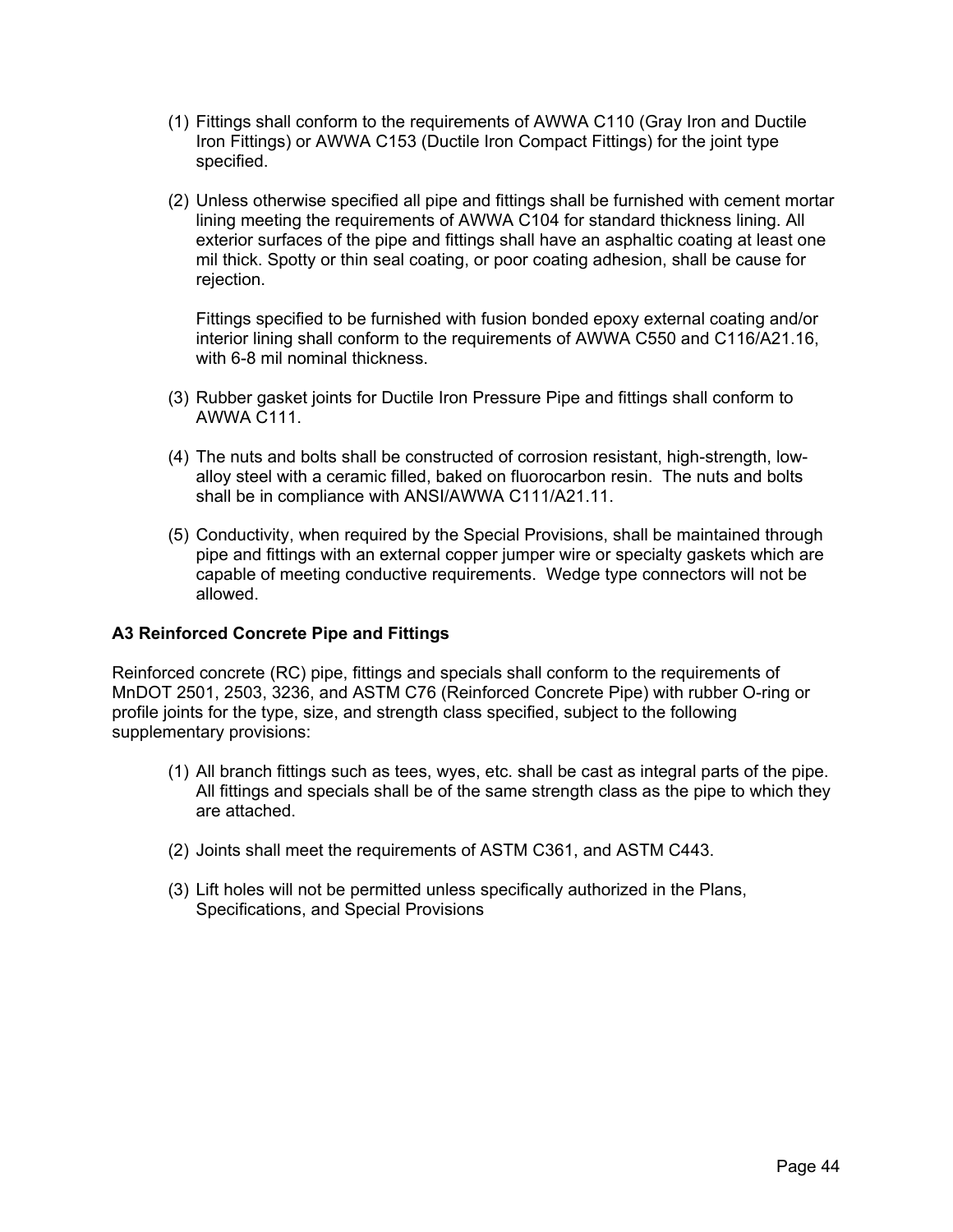(1) Fittings shall conform to the requirements of AWWA C110 (Gray Iron and Ductile Iron Fittings) or AWWA C153 (Ductile Iron Compact Fittings) for the joint type specified.

(2) Unless otherwise specified all pipe and fittings shall be furnished with cement mortar lining meeting the requirements of AWWA C104 for standard thickness lining. All exterior surfaces of the pipe and fittings shall have an asphaltic coating at least one mil thick. Spotty or thin seal coating, or poor coating adhesion, shall be cause for rejection.

Fittings specified to be furnished with fusion bonded epoxy external coating and/or interior lining shall conform to the requirements of AWWA C550 and C116/A21.16, with 6-8 mil nominal thickness.

(3) Rubber gasket joints for Ductile Iron Pressure Pipe and fittings shall conform to AWWA C111.

(4) The nuts and bolts shall be constructed of corrosion resistant, high-strength, low-alloy steel with a ceramic filled, baked on fluorocarbon resin. The nuts and bolts shall be in compliance with ANSI/AWWA C111/A21.11.

(5) Conductivity, when required by the Special Provisions, shall be maintained through pipe and fittings with an external copper jumper wire or specialty gaskets which are capable of meeting conductive requirements. Wedge type connectors will not be allowed.

### A3 Reinforced Concrete Pipe and Fittings

Reinforced concrete (RC) pipe, fittings and specials shall conform to the requirements of MnDOT 2501, 2503, 3236, and ASTM C76 (Reinforced Concrete Pipe) with rubber O-ring or profile joints for the type, size, and strength class specified, subject to the following supplementary provisions:

(1) All branch fittings such as tees, wyes, etc. shall be cast as integral parts of the pipe. All fittings and specials shall be of the same strength class as the pipe to which they are attached.

(2) Joints shall meet the requirements of ASTM C361, and ASTM C443.

(3) Lift holes will not be permitted unless specifically authorized in the Plans, Specifications, and Special Provisions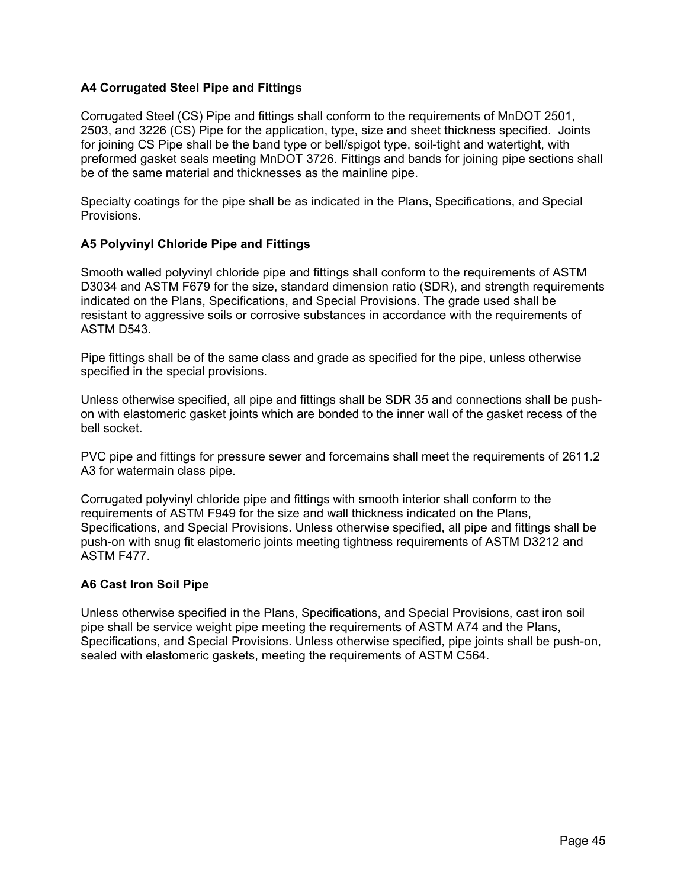### A4 Corrugated Steel Pipe and Fittings

Corrugated Steel (CS) Pipe and fittings shall conform to the requirements of MnDOT 2501, 2503, and 3226 (CS) Pipe for the application, type, size and sheet thickness specified. Joints for joining CS Pipe shall be the band type or bell/spigot type, soil-tight and watertight, with preformed gasket seals meeting MnDOT 3726. Fittings and bands for joining pipe sections shall be of the same material and thicknesses as the mainline pipe.

Specialty coatings for the pipe shall be as indicated in the Plans, Specifications, and Special Provisions.

### A5 Polyvinyl Chloride Pipe and Fittings

Smooth walled polyvinyl chloride pipe and fittings shall conform to the requirements of ASTM D3034 and ASTM F679 for the size, standard dimension ratio (SDR), and strength requirements indicated on the Plans, Specifications, and Special Provisions. The grade used shall be resistant to aggressive soils or corrosive substances in accordance with the requirements of ASTM D543.

Pipe fittings shall be of the same class and grade as specified for the pipe, unless otherwise specified in the special provisions.

Unless otherwise specified, all pipe and fittings shall be SDR 35 and connections shall be push-on with elastomeric gasket joints which are bonded to the inner wall of the gasket recess of the bell socket.

PVC pipe and fittings for pressure sewer and forcemains shall meet the requirements of 2611.2 A3 for watermain class pipe.

Corrugated polyvinyl chloride pipe and fittings with smooth interior shall conform to the requirements of ASTM F949 for the size and wall thickness indicated on the Plans, Specifications, and Special Provisions. Unless otherwise specified, all pipe and fittings shall be push-on with snug fit elastomeric joints meeting tightness requirements of ASTM D3212 and ASTM F477.

### A6 Cast Iron Soil Pipe

Unless otherwise specified in the Plans, Specifications, and Special Provisions, cast iron soil pipe shall be service weight pipe meeting the requirements of ASTM A74 and the Plans, Specifications, and Special Provisions. Unless otherwise specified, pipe joints shall be push-on, sealed with elastomeric gaskets, meeting the requirements of ASTM C564.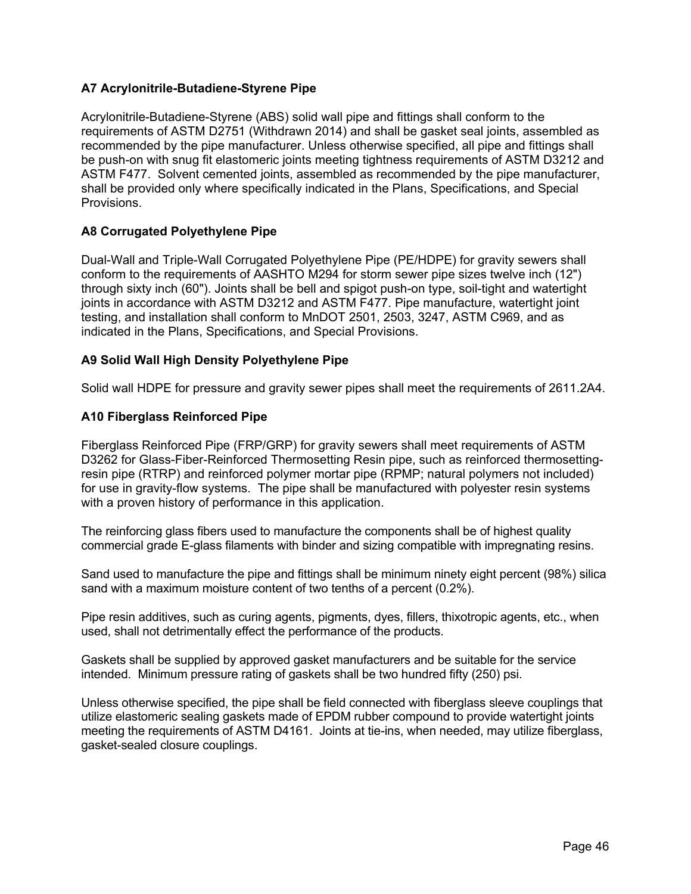### A7 Acrylonitrile-Butadiene-Styrene Pipe

Acrylonitrile-Butadiene-Styrene (ABS) solid wall pipe and fittings shall conform to the requirements of ASTM D2751 (Withdrawn 2014) and shall be gasket seal joints, assembled as recommended by the pipe manufacturer. Unless otherwise specified, all pipe and fittings shall be push-on with snug fit elastomeric joints meeting tightness requirements of ASTM D3212 and ASTM F477. Solvent cemented joints, assembled as recommended by the pipe manufacturer, shall be provided only where specifically indicated in the Plans, Specifications, and Special Provisions.

### A8 Corrugated Polyethylene Pipe

Dual-Wall and Triple-Wall Corrugated Polyethylene Pipe (PE/HDPE) for gravity sewers shall conform to the requirements of AASHTO M294 for storm sewer pipe sizes twelve inch (12") through sixty inch (60"). Joints shall be bell and spigot push-on type, soil-tight and watertight joints in accordance with ASTM D3212 and ASTM F477. Pipe manufacture, watertight joint testing, and installation shall conform to MnDOT 2501, 2503, 3247, ASTM C969, and as indicated in the Plans, Specifications, and Special Provisions.

### A9 Solid Wall High Density Polyethylene Pipe

Solid wall HDPE for pressure and gravity sewer pipes shall meet the requirements of 2611.2A4.

### A10 Fiberglass Reinforced Pipe

Fiberglass Reinforced Pipe (FRP/GRP) for gravity sewers shall meet requirements of ASTM D3262 for Glass-Fiber-Reinforced Thermosetting Resin pipe, such as reinforced thermosetting-resin pipe (RTRP) and reinforced polymer mortar pipe (RPMP; natural polymers not included) for use in gravity-flow systems. The pipe shall be manufactured with polyester resin systems with a proven history of performance in this application.

The reinforcing glass fibers used to manufacture the components shall be of highest quality commercial grade E-glass filaments with binder and sizing compatible with impregnating resins.

Sand used to manufacture the pipe and fittings shall be minimum ninety eight percent (98%) silica sand with a maximum moisture content of two tenths of a percent (0.2%).

Pipe resin additives, such as curing agents, pigments, dyes, fillers, thixotropic agents, etc., when used, shall not detrimentally effect the performance of the products.

Gaskets shall be supplied by approved gasket manufacturers and be suitable for the service intended. Minimum pressure rating of gaskets shall be two hundred fifty (250) psi.

Unless otherwise specified, the pipe shall be field connected with fiberglass sleeve couplings that utilize elastomeric sealing gaskets made of EPDM rubber compound to provide watertight joints meeting the requirements of ASTM D4161. Joints at tie-ins, when needed, may utilize fiberglass, gasket-sealed closure couplings.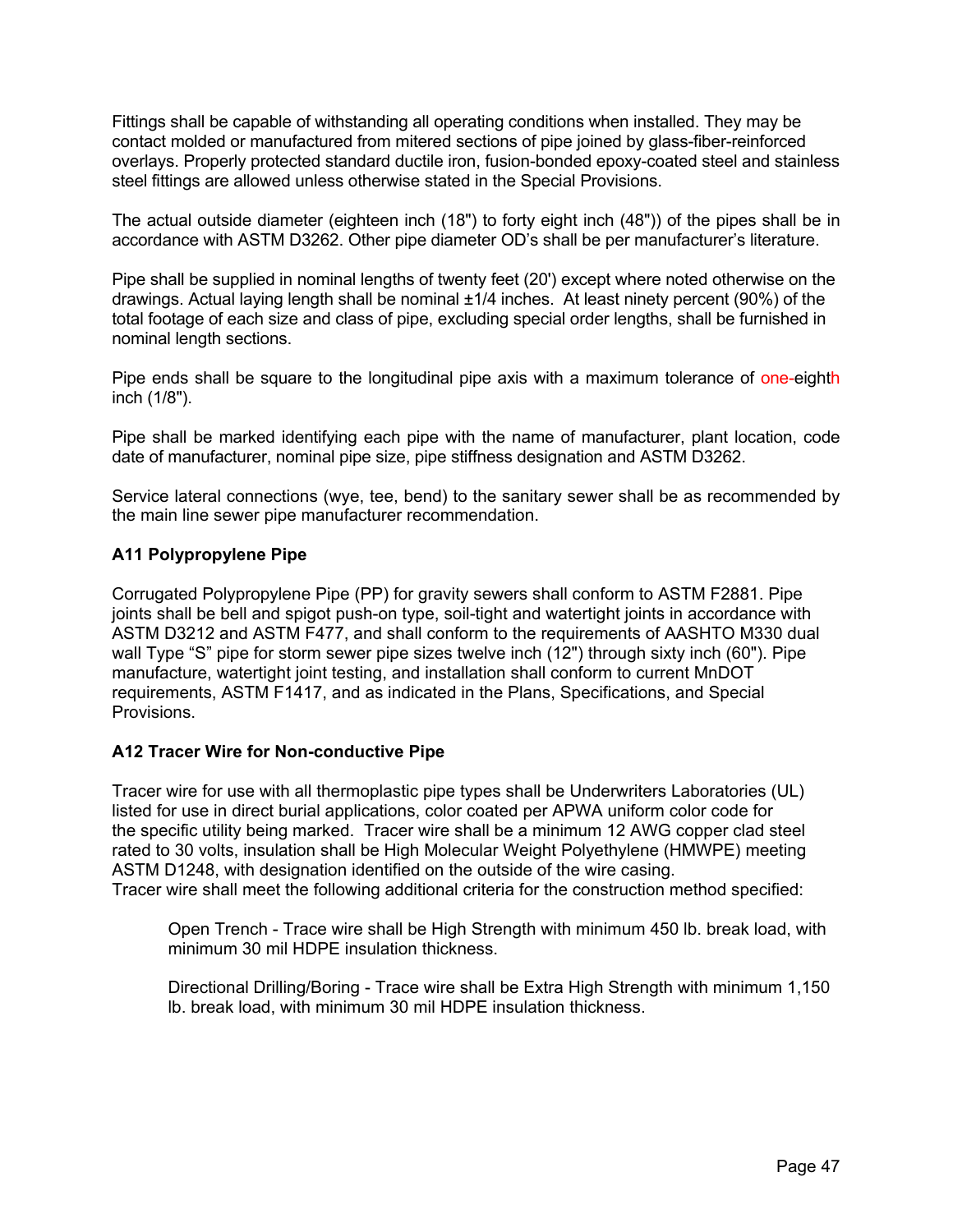Fittings shall be capable of withstanding all operating conditions when installed. They may be contact molded or manufactured from mitered sections of pipe joined by glass-fiber-reinforced overlays. Properly protected standard ductile iron, fusion-bonded epoxy-coated steel and stainless steel fittings are allowed unless otherwise stated in the Special Provisions.

The actual outside diameter (eighteen inch (18") to forty eight inch (48")) of the pipes shall be in accordance with ASTM D3262. Other pipe diameter OD's shall be per manufacturer's literature.

Pipe shall be supplied in nominal lengths of twenty feet (20') except where noted otherwise on the drawings. Actual laying length shall be nominal ±1/4 inches. At least ninety percent (90%) of the total footage of each size and class of pipe, excluding special order lengths, shall be furnished in nominal length sections.

Pipe ends shall be square to the longitudinal pipe axis with a maximum tolerance of one-eighth inch (1/8").

Pipe shall be marked identifying each pipe with the name of manufacturer, plant location, code date of manufacturer, nominal pipe size, pipe stiffness designation and ASTM D3262.

Service lateral connections (wye, tee, bend) to the sanitary sewer shall be as recommended by the main line sewer pipe manufacturer recommendation.

**A11 Polypropylene Pipe**

Corrugated Polypropylene Pipe (PP) for gravity sewers shall conform to ASTM F2881. Pipe joints shall be bell and spigot push-on type, soil-tight and watertight joints in accordance with ASTM D3212 and ASTM F477, and shall conform to the requirements of AASHTO M330 dual wall Type "S" pipe for storm sewer pipe sizes twelve inch (12") through sixty inch (60"). Pipe manufacture, watertight joint testing, and installation shall conform to current MnDOT requirements, ASTM F1417, and as indicated in the Plans, Specifications, and Special Provisions.

**A12 Tracer Wire for Non-conductive Pipe**

Tracer wire for use with all thermoplastic pipe types shall be Underwriters Laboratories (UL) listed for use in direct burial applications, color coated per APWA uniform color code for the specific utility being marked. Tracer wire shall be a minimum 12 AWG copper clad steel rated to 30 volts, insulation shall be High Molecular Weight Polyethylene (HMWPE) meeting ASTM D1248, with designation identified on the outside of the wire casing.
Tracer wire shall meet the following additional criteria for the construction method specified:

> Open Trench - Trace wire shall be High Strength with minimum 450 lb. break load, with minimum 30 mil HDPE insulation thickness.
>
> Directional Drilling/Boring - Trace wire shall be Extra High Strength with minimum 1,150 lb. break load, with minimum 30 mil HDPE insulation thickness.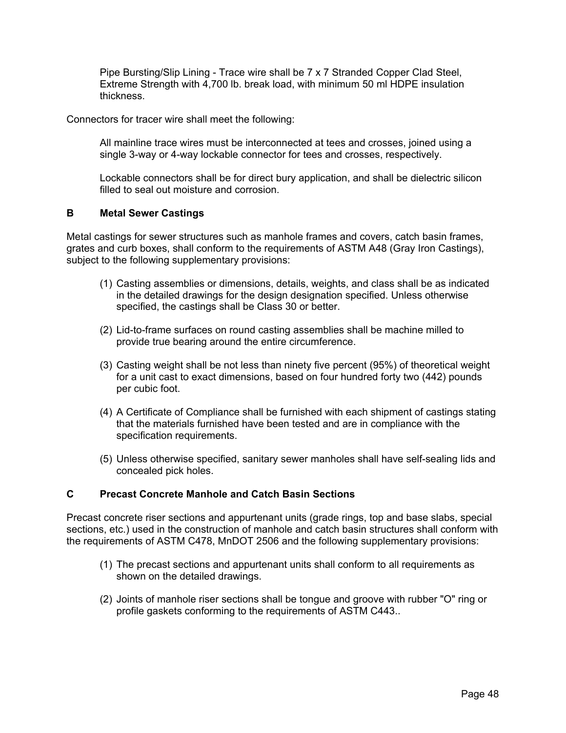Pipe Bursting/Slip Lining - Trace wire shall be 7 x 7 Stranded Copper Clad Steel, Extreme Strength with 4,700 lb. break load, with minimum 50 ml HDPE insulation thickness.

Connectors for tracer wire shall meet the following:

All mainline trace wires must be interconnected at tees and crosses, joined using a single 3-way or 4-way lockable connector for tees and crosses, respectively.

Lockable connectors shall be for direct bury application, and shall be dielectric silicon filled to seal out moisture and corrosion.

### B Metal Sewer Castings

Metal castings for sewer structures such as manhole frames and covers, catch basin frames, grates and curb boxes, shall conform to the requirements of ASTM A48 (Gray Iron Castings), subject to the following supplementary provisions:

(1) Casting assemblies or dimensions, details, weights, and class shall be as indicated in the detailed drawings for the design designation specified. Unless otherwise specified, the castings shall be Class 30 or better.

(2) Lid-to-frame surfaces on round casting assemblies shall be machine milled to provide true bearing around the entire circumference.

(3) Casting weight shall be not less than ninety five percent (95%) of theoretical weight for a unit cast to exact dimensions, based on four hundred forty two (442) pounds per cubic foot.

(4) A Certificate of Compliance shall be furnished with each shipment of castings stating that the materials furnished have been tested and are in compliance with the specification requirements.

(5) Unless otherwise specified, sanitary sewer manholes shall have self-sealing lids and concealed pick holes.

### C Precast Concrete Manhole and Catch Basin Sections

Precast concrete riser sections and appurtenant units (grade rings, top and base slabs, special sections, etc.) used in the construction of manhole and catch basin structures shall conform with the requirements of ASTM C478, MnDOT 2506 and the following supplementary provisions:

(1) The precast sections and appurtenant units shall conform to all requirements as shown on the detailed drawings.

(2) Joints of manhole riser sections shall be tongue and groove with rubber "O" ring or profile gaskets conforming to the requirements of ASTM C443..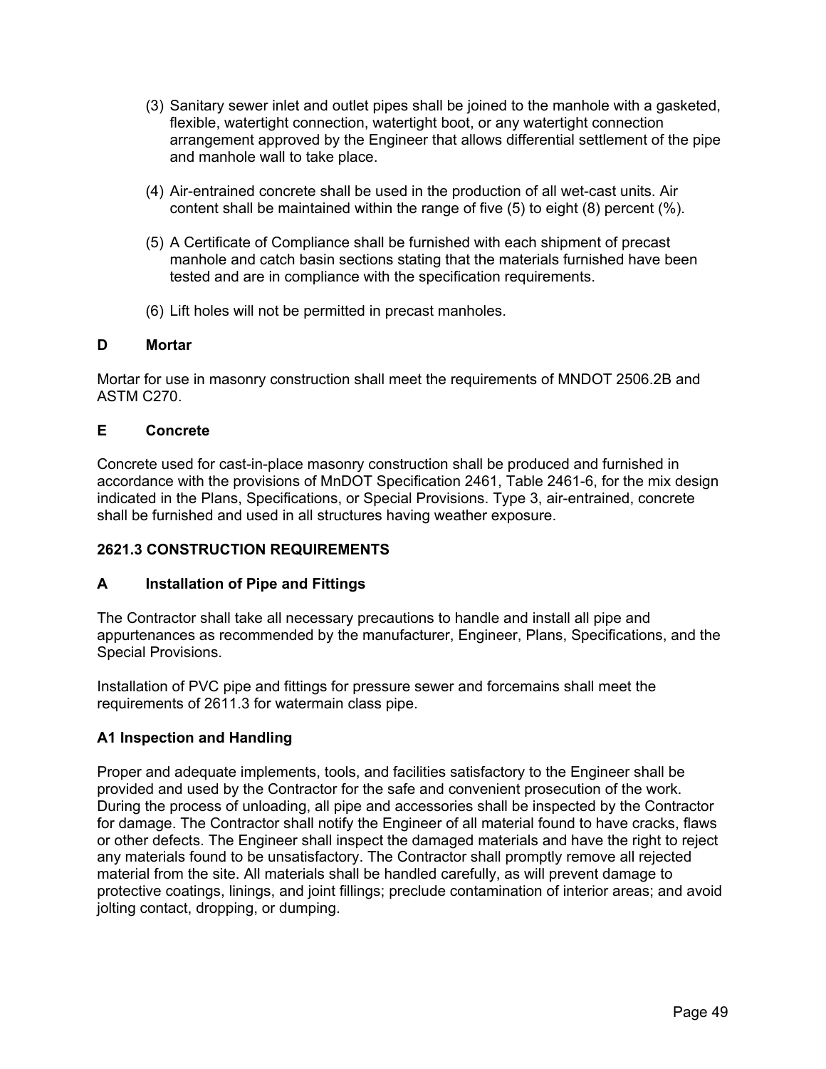(3) Sanitary sewer inlet and outlet pipes shall be joined to the manhole with a gasketed, flexible, watertight connection, watertight boot, or any watertight connection arrangement approved by the Engineer that allows differential settlement of the pipe and manhole wall to take place.

(4) Air-entrained concrete shall be used in the production of all wet-cast units. Air content shall be maintained within the range of five (5) to eight (8) percent (%).

(5) A Certificate of Compliance shall be furnished with each shipment of precast manhole and catch basin sections stating that the materials furnished have been tested and are in compliance with the specification requirements.

(6) Lift holes will not be permitted in precast manholes.

**D Mortar**

Mortar for use in masonry construction shall meet the requirements of MNDOT 2506.2B and ASTM C270.

**E Concrete**

Concrete used for cast-in-place masonry construction shall be produced and furnished in accordance with the provisions of MnDOT Specification 2461, Table 2461-6, for the mix design indicated in the Plans, Specifications, or Special Provisions. Type 3, air-entrained, concrete shall be furnished and used in all structures having weather exposure.

## 2621.3 CONSTRUCTION REQUIREMENTS

**A Installation of Pipe and Fittings**

The Contractor shall take all necessary precautions to handle and install all pipe and appurtenances as recommended by the manufacturer, Engineer, Plans, Specifications, and the Special Provisions.

Installation of PVC pipe and fittings for pressure sewer and forcemains shall meet the requirements of 2611.3 for watermain class pipe.

**A1 Inspection and Handling**

Proper and adequate implements, tools, and facilities satisfactory to the Engineer shall be provided and used by the Contractor for the safe and convenient prosecution of the work. During the process of unloading, all pipe and accessories shall be inspected by the Contractor for damage. The Contractor shall notify the Engineer of all material found to have cracks, flaws or other defects. The Engineer shall inspect the damaged materials and have the right to reject any materials found to be unsatisfactory. The Contractor shall promptly remove all rejected material from the site. All materials shall be handled carefully, as will prevent damage to protective coatings, linings, and joint fillings; preclude contamination of interior areas; and avoid jolting contact, dropping, or dumping.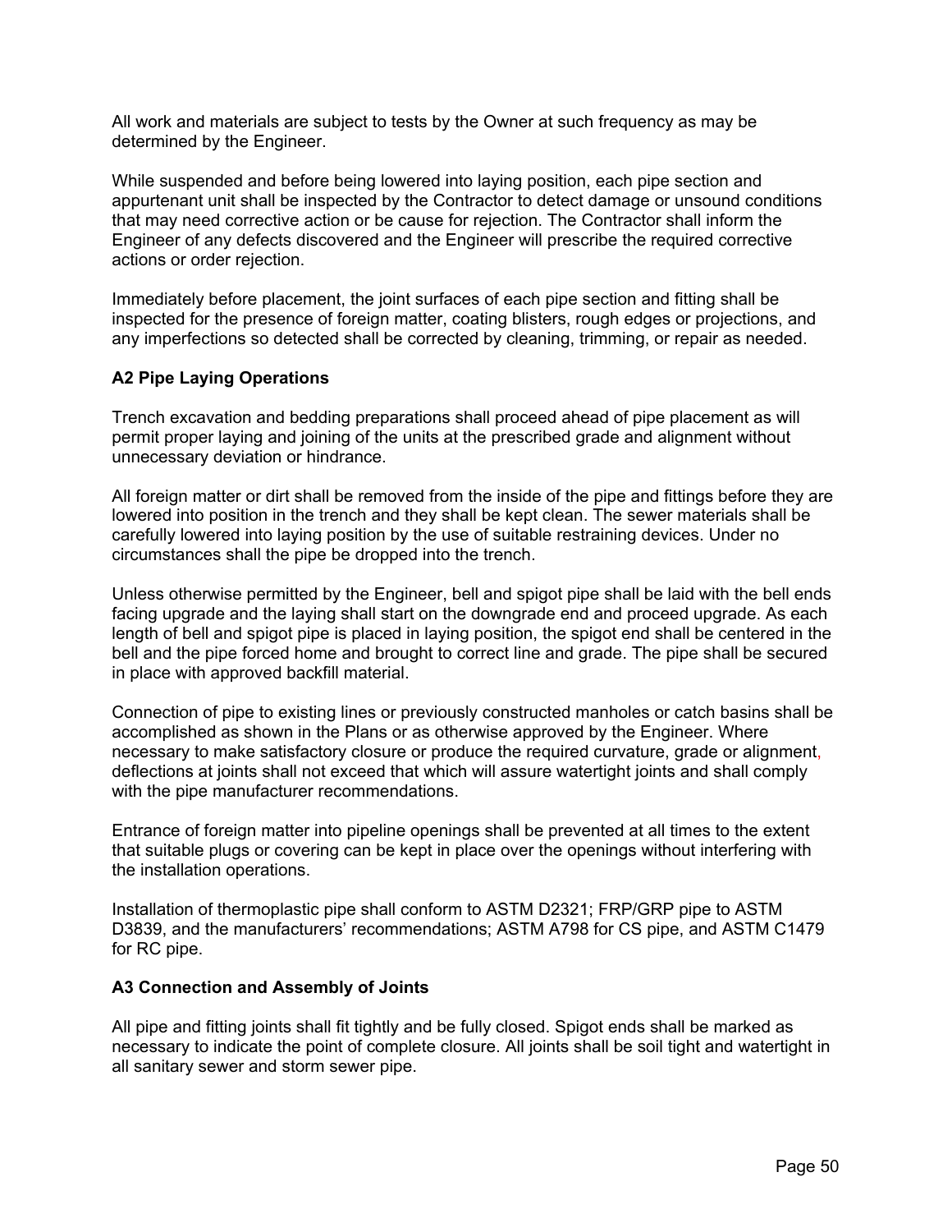All work and materials are subject to tests by the Owner at such frequency as may be determined by the Engineer.

While suspended and before being lowered into laying position, each pipe section and appurtenant unit shall be inspected by the Contractor to detect damage or unsound conditions that may need corrective action or be cause for rejection. The Contractor shall inform the Engineer of any defects discovered and the Engineer will prescribe the required corrective actions or order rejection.

Immediately before placement, the joint surfaces of each pipe section and fitting shall be inspected for the presence of foreign matter, coating blisters, rough edges or projections, and any imperfections so detected shall be corrected by cleaning, trimming, or repair as needed.

### A2 Pipe Laying Operations

Trench excavation and bedding preparations shall proceed ahead of pipe placement as will permit proper laying and joining of the units at the prescribed grade and alignment without unnecessary deviation or hindrance.

All foreign matter or dirt shall be removed from the inside of the pipe and fittings before they are lowered into position in the trench and they shall be kept clean. The sewer materials shall be carefully lowered into laying position by the use of suitable restraining devices. Under no circumstances shall the pipe be dropped into the trench.

Unless otherwise permitted by the Engineer, bell and spigot pipe shall be laid with the bell ends facing upgrade and the laying shall start on the downgrade end and proceed upgrade. As each length of bell and spigot pipe is placed in laying position, the spigot end shall be centered in the bell and the pipe forced home and brought to correct line and grade. The pipe shall be secured in place with approved backfill material.

Connection of pipe to existing lines or previously constructed manholes or catch basins shall be accomplished as shown in the Plans or as otherwise approved by the Engineer. Where necessary to make satisfactory closure or produce the required curvature, grade or alignment, deflections at joints shall not exceed that which will assure watertight joints and shall comply with the pipe manufacturer recommendations.

Entrance of foreign matter into pipeline openings shall be prevented at all times to the extent that suitable plugs or covering can be kept in place over the openings without interfering with the installation operations.

Installation of thermoplastic pipe shall conform to ASTM D2321; FRP/GRP pipe to ASTM D3839, and the manufacturers' recommendations; ASTM A798 for CS pipe, and ASTM C1479 for RC pipe.

### A3 Connection and Assembly of Joints

All pipe and fitting joints shall fit tightly and be fully closed. Spigot ends shall be marked as necessary to indicate the point of complete closure. All joints shall be soil tight and watertight in all sanitary sewer and storm sewer pipe.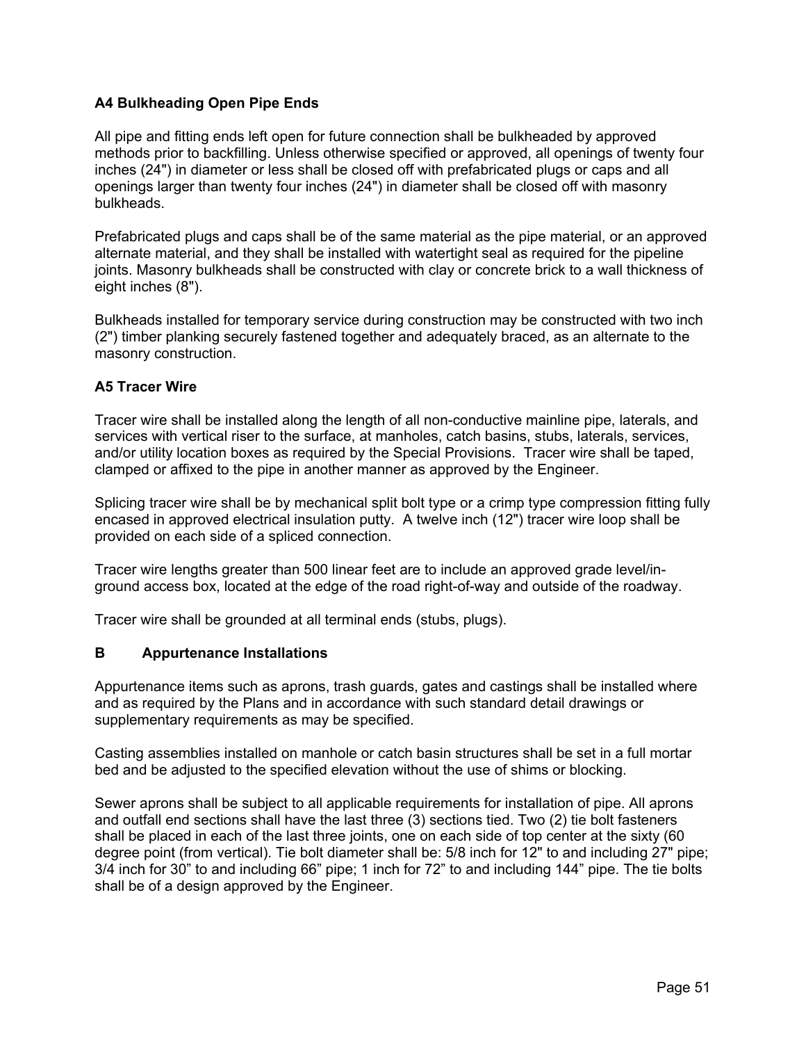### A4 Bulkheading Open Pipe Ends

All pipe and fitting ends left open for future connection shall be bulkheaded by approved methods prior to backfilling. Unless otherwise specified or approved, all openings of twenty four inches (24") in diameter or less shall be closed off with prefabricated plugs or caps and all openings larger than twenty four inches (24") in diameter shall be closed off with masonry bulkheads.

Prefabricated plugs and caps shall be of the same material as the pipe material, or an approved alternate material, and they shall be installed with watertight seal as required for the pipeline joints. Masonry bulkheads shall be constructed with clay or concrete brick to a wall thickness of eight inches (8").

Bulkheads installed for temporary service during construction may be constructed with two inch (2") timber planking securely fastened together and adequately braced, as an alternate to the masonry construction.

### A5 Tracer Wire

Tracer wire shall be installed along the length of all non-conductive mainline pipe, laterals, and services with vertical riser to the surface, at manholes, catch basins, stubs, laterals, services, and/or utility location boxes as required by the Special Provisions. Tracer wire shall be taped, clamped or affixed to the pipe in another manner as approved by the Engineer.

Splicing tracer wire shall be by mechanical split bolt type or a crimp type compression fitting fully encased in approved electrical insulation putty. A twelve inch (12") tracer wire loop shall be provided on each side of a spliced connection.

Tracer wire lengths greater than 500 linear feet are to include an approved grade level/in-ground access box, located at the edge of the road right-of-way and outside of the roadway.

Tracer wire shall be grounded at all terminal ends (stubs, plugs).

### B Appurtenance Installations

Appurtenance items such as aprons, trash guards, gates and castings shall be installed where and as required by the Plans and in accordance with such standard detail drawings or supplementary requirements as may be specified.

Casting assemblies installed on manhole or catch basin structures shall be set in a full mortar bed and be adjusted to the specified elevation without the use of shims or blocking.

Sewer aprons shall be subject to all applicable requirements for installation of pipe. All aprons and outfall end sections shall have the last three (3) sections tied. Two (2) tie bolt fasteners shall be placed in each of the last three joints, one on each side of top center at the sixty (60 degree point (from vertical). Tie bolt diameter shall be: 5/8 inch for 12" to and including 27" pipe; 3/4 inch for 30" to and including 66" pipe; 1 inch for 72" to and including 144" pipe. The tie bolts shall be of a design approved by the Engineer.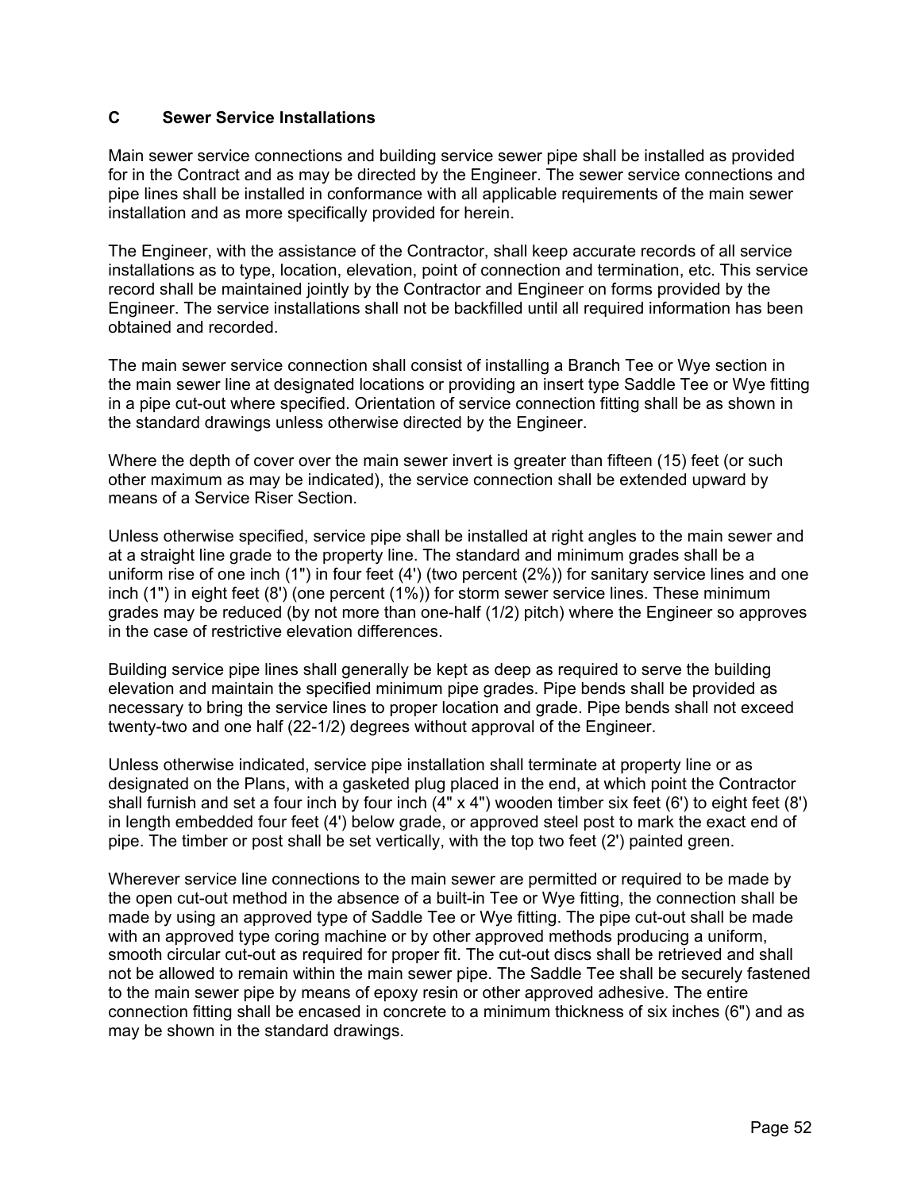### C Sewer Service Installations

Main sewer service connections and building service sewer pipe shall be installed as provided for in the Contract and as may be directed by the Engineer. The sewer service connections and pipe lines shall be installed in conformance with all applicable requirements of the main sewer installation and as more specifically provided for herein.

The Engineer, with the assistance of the Contractor, shall keep accurate records of all service installations as to type, location, elevation, point of connection and termination, etc. This service record shall be maintained jointly by the Contractor and Engineer on forms provided by the Engineer. The service installations shall not be backfilled until all required information has been obtained and recorded.

The main sewer service connection shall consist of installing a Branch Tee or Wye section in the main sewer line at designated locations or providing an insert type Saddle Tee or Wye fitting in a pipe cut-out where specified. Orientation of service connection fitting shall be as shown in the standard drawings unless otherwise directed by the Engineer.

Where the depth of cover over the main sewer invert is greater than fifteen (15) feet (or such other maximum as may be indicated), the service connection shall be extended upward by means of a Service Riser Section.

Unless otherwise specified, service pipe shall be installed at right angles to the main sewer and at a straight line grade to the property line. The standard and minimum grades shall be a uniform rise of one inch (1") in four feet (4') (two percent (2%)) for sanitary service lines and one inch (1") in eight feet (8') (one percent (1%)) for storm sewer service lines. These minimum grades may be reduced (by not more than one-half (1/2) pitch) where the Engineer so approves in the case of restrictive elevation differences.

Building service pipe lines shall generally be kept as deep as required to serve the building elevation and maintain the specified minimum pipe grades. Pipe bends shall be provided as necessary to bring the service lines to proper location and grade. Pipe bends shall not exceed twenty-two and one half (22-1/2) degrees without approval of the Engineer.

Unless otherwise indicated, service pipe installation shall terminate at property line or as designated on the Plans, with a gasketed plug placed in the end, at which point the Contractor shall furnish and set a four inch by four inch (4" x 4") wooden timber six feet (6') to eight feet (8') in length embedded four feet (4') below grade, or approved steel post to mark the exact end of pipe. The timber or post shall be set vertically, with the top two feet (2') painted green.

Wherever service line connections to the main sewer are permitted or required to be made by the open cut-out method in the absence of a built-in Tee or Wye fitting, the connection shall be made by using an approved type of Saddle Tee or Wye fitting. The pipe cut-out shall be made with an approved type coring machine or by other approved methods producing a uniform, smooth circular cut-out as required for proper fit. The cut-out discs shall be retrieved and shall not be allowed to remain within the main sewer pipe. The Saddle Tee shall be securely fastened to the main sewer pipe by means of epoxy resin or other approved adhesive. The entire connection fitting shall be encased in concrete to a minimum thickness of six inches (6") and as may be shown in the standard drawings.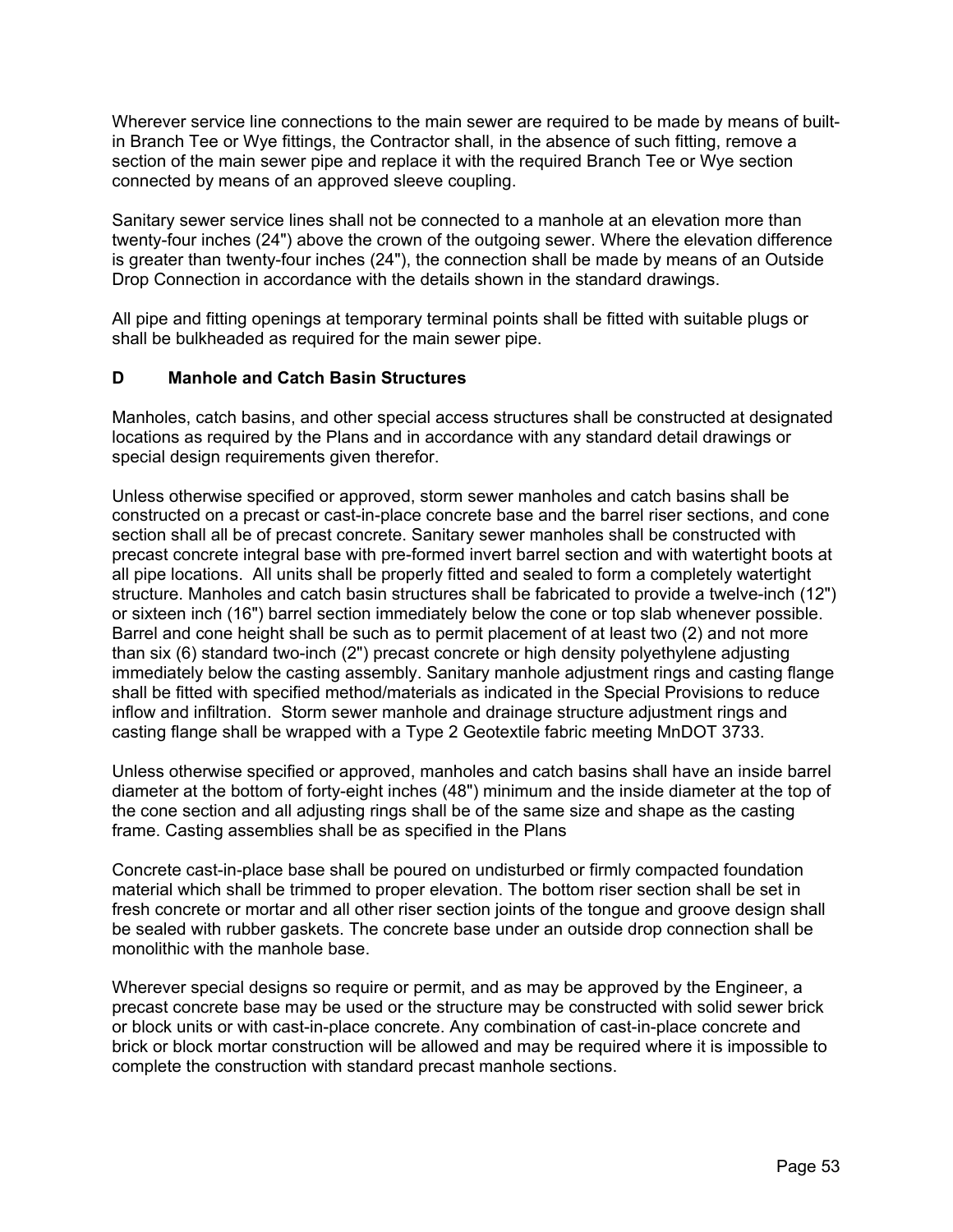Wherever service line connections to the main sewer are required to be made by means of built-in Branch Tee or Wye fittings, the Contractor shall, in the absence of such fitting, remove a section of the main sewer pipe and replace it with the required Branch Tee or Wye section connected by means of an approved sleeve coupling.

Sanitary sewer service lines shall not be connected to a manhole at an elevation more than twenty-four inches (24") above the crown of the outgoing sewer. Where the elevation difference is greater than twenty-four inches (24"), the connection shall be made by means of an Outside Drop Connection in accordance with the details shown in the standard drawings.

All pipe and fitting openings at temporary terminal points shall be fitted with suitable plugs or shall be bulkheaded as required for the main sewer pipe.

### D Manhole and Catch Basin Structures

Manholes, catch basins, and other special access structures shall be constructed at designated locations as required by the Plans and in accordance with any standard detail drawings or special design requirements given therefor.

Unless otherwise specified or approved, storm sewer manholes and catch basins shall be constructed on a precast or cast-in-place concrete base and the barrel riser sections, and cone section shall all be of precast concrete. Sanitary sewer manholes shall be constructed with precast concrete integral base with pre-formed invert barrel section and with watertight boots at all pipe locations. All units shall be properly fitted and sealed to form a completely watertight structure. Manholes and catch basin structures shall be fabricated to provide a twelve-inch (12") or sixteen inch (16") barrel section immediately below the cone or top slab whenever possible. Barrel and cone height shall be such as to permit placement of at least two (2) and not more than six (6) standard two-inch (2") precast concrete or high density polyethylene adjusting immediately below the casting assembly. Sanitary manhole adjustment rings and casting flange shall be fitted with specified method/materials as indicated in the Special Provisions to reduce inflow and infiltration. Storm sewer manhole and drainage structure adjustment rings and casting flange shall be wrapped with a Type 2 Geotextile fabric meeting MnDOT 3733.

Unless otherwise specified or approved, manholes and catch basins shall have an inside barrel diameter at the bottom of forty-eight inches (48") minimum and the inside diameter at the top of the cone section and all adjusting rings shall be of the same size and shape as the casting frame. Casting assemblies shall be as specified in the Plans

Concrete cast-in-place base shall be poured on undisturbed or firmly compacted foundation material which shall be trimmed to proper elevation. The bottom riser section shall be set in fresh concrete or mortar and all other riser section joints of the tongue and groove design shall be sealed with rubber gaskets. The concrete base under an outside drop connection shall be monolithic with the manhole base.

Wherever special designs so require or permit, and as may be approved by the Engineer, a precast concrete base may be used or the structure may be constructed with solid sewer brick or block units or with cast-in-place concrete. Any combination of cast-in-place concrete and brick or block mortar construction will be allowed and may be required where it is impossible to complete the construction with standard precast manhole sections.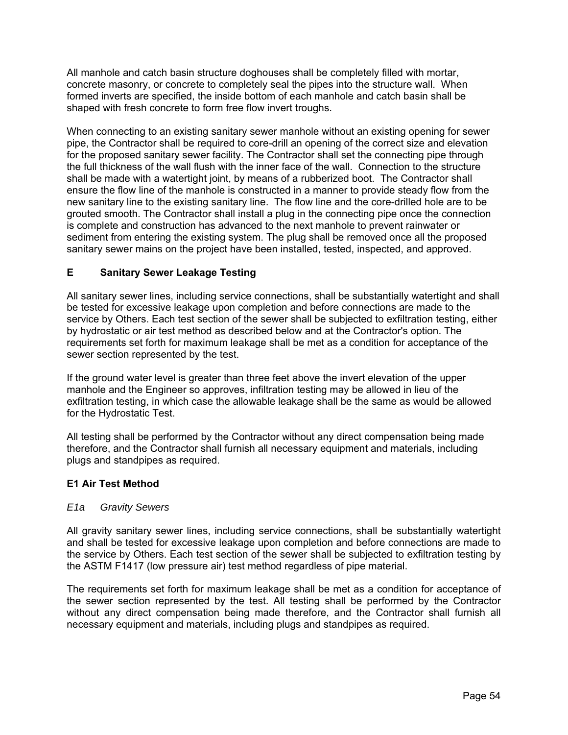All manhole and catch basin structure doghouses shall be completely filled with mortar, concrete masonry, or concrete to completely seal the pipes into the structure wall. When formed inverts are specified, the inside bottom of each manhole and catch basin shall be shaped with fresh concrete to form free flow invert troughs.

When connecting to an existing sanitary sewer manhole without an existing opening for sewer pipe, the Contractor shall be required to core-drill an opening of the correct size and elevation for the proposed sanitary sewer facility. The Contractor shall set the connecting pipe through the full thickness of the wall flush with the inner face of the wall. Connection to the structure shall be made with a watertight joint, by means of a rubberized boot. The Contractor shall ensure the flow line of the manhole is constructed in a manner to provide steady flow from the new sanitary line to the existing sanitary line. The flow line and the core-drilled hole are to be grouted smooth. The Contractor shall install a plug in the connecting pipe once the connection is complete and construction has advanced to the next manhole to prevent rainwater or sediment from entering the existing system. The plug shall be removed once all the proposed sanitary sewer mains on the project have been installed, tested, inspected, and approved.

## E Sanitary Sewer Leakage Testing

All sanitary sewer lines, including service connections, shall be substantially watertight and shall be tested for excessive leakage upon completion and before connections are made to the service by Others. Each test section of the sewer shall be subjected to exfiltration testing, either by hydrostatic or air test method as described below and at the Contractor's option. The requirements set forth for maximum leakage shall be met as a condition for acceptance of the sewer section represented by the test.

If the ground water level is greater than three feet above the invert elevation of the upper manhole and the Engineer so approves, infiltration testing may be allowed in lieu of the exfiltration testing, in which case the allowable leakage shall be the same as would be allowed for the Hydrostatic Test.

All testing shall be performed by the Contractor without any direct compensation being made therefore, and the Contractor shall furnish all necessary equipment and materials, including plugs and standpipes as required.

### E1 Air Test Method

*E1a Gravity Sewers*

All gravity sanitary sewer lines, including service connections, shall be substantially watertight and shall be tested for excessive leakage upon completion and before connections are made to the service by Others. Each test section of the sewer shall be subjected to exfiltration testing by the ASTM F1417 (low pressure air) test method regardless of pipe material.

The requirements set forth for maximum leakage shall be met as a condition for acceptance of the sewer section represented by the test. All testing shall be performed by the Contractor without any direct compensation being made therefore, and the Contractor shall furnish all necessary equipment and materials, including plugs and standpipes as required.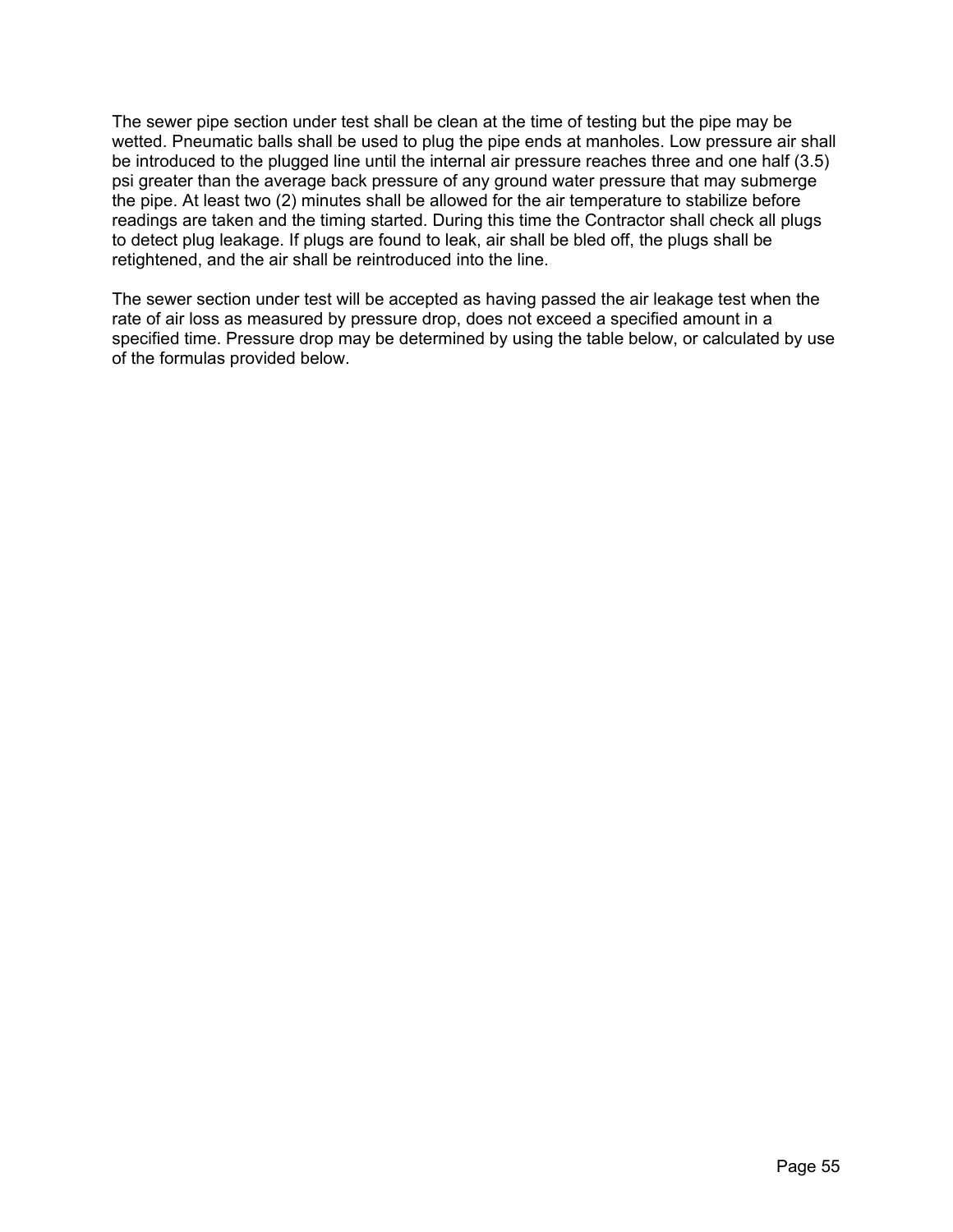The sewer pipe section under test shall be clean at the time of testing but the pipe may be wetted. Pneumatic balls shall be used to plug the pipe ends at manholes. Low pressure air shall be introduced to the plugged line until the internal air pressure reaches three and one half (3.5) psi greater than the average back pressure of any ground water pressure that may submerge the pipe. At least two (2) minutes shall be allowed for the air temperature to stabilize before readings are taken and the timing started. During this time the Contractor shall check all plugs to detect plug leakage. If plugs are found to leak, air shall be bled off, the plugs shall be retightened, and the air shall be reintroduced into the line.

The sewer section under test will be accepted as having passed the air leakage test when the rate of air loss as measured by pressure drop, does not exceed a specified amount in a specified time. Pressure drop may be determined by using the table below, or calculated by use of the formulas provided below.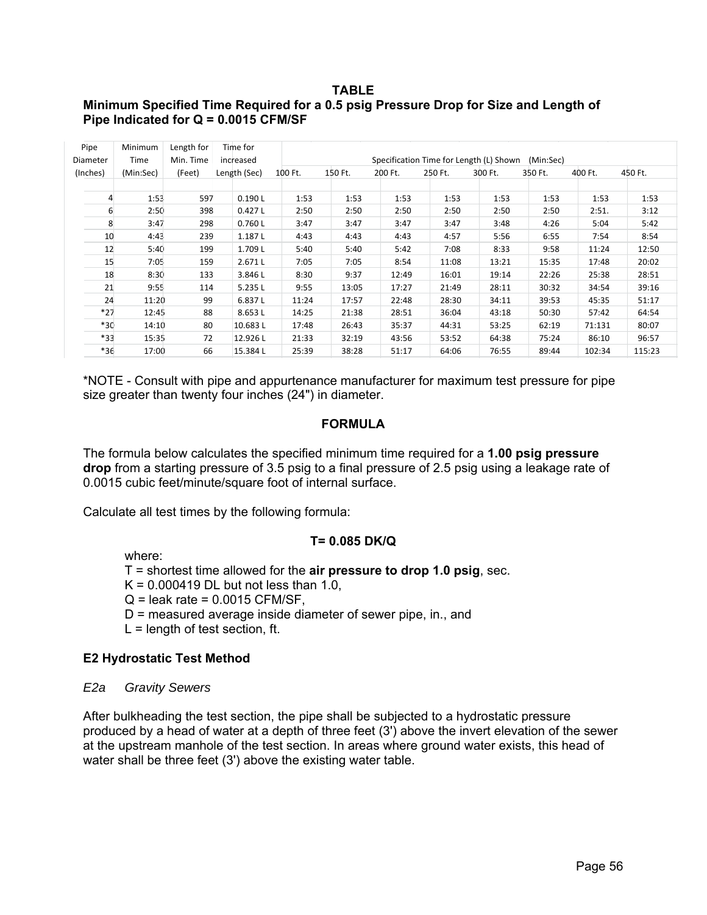**TABLE**
**Minimum Specified Time Required for a 0.5 psig Pressure Drop for Size and Length of Pipe Indicated for Q = 0.0015 CFM/SF**

| Pipe Diameter (Inches) | Minimum Time (Min:Sec) | Length for Min. Time (Feet) | Time for increased Length (Sec) | Specification Time for Length (L) Shown (Min:Sec) | | | | | | | |
|---|---|---|---|---|---|---|---|---|---|---|---|
| | | | | 100 Ft. | 150 Ft. | 200 Ft. | 250 Ft. | 300 Ft. | 350 Ft. | 400 Ft. | 450 Ft. |
| 4 | 1:53 | 597 | 0.190 L | 1:53 | 1:53 | 1:53 | 1:53 | 1:53 | 1:53 | 1:53 | 1:53 |
| 6 | 2:50 | 398 | 0.427 L | 2:50 | 2:50 | 2:50 | 2:50 | 2:50 | 2:50 | 2:51. | 3:12 |
| 8 | 3:47 | 298 | 0.760 L | 3:47 | 3:47 | 3:47 | 3:47 | 3:48 | 4:26 | 5:04 | 5:42 |
| 10 | 4:43 | 239 | 1.187 L | 4:43 | 4:43 | 4:43 | 4:57 | 5:56 | 6:55 | 7:54 | 8:54 |
| 12 | 5:40 | 199 | 1.709 L | 5:40 | 5:40 | 5:42 | 7:08 | 8:33 | 9:58 | 11:24 | 12:50 |
| 15 | 7:05 | 159 | 2.671 L | 7:05 | 7:05 | 8:54 | 11:08 | 13:21 | 15:35 | 17:48 | 20:02 |
| 18 | 8:30 | 133 | 3.846 L | 8:30 | 9:37 | 12:49 | 16:01 | 19:14 | 22:26 | 25:38 | 28:51 |
| 21 | 9:55 | 114 | 5.235 L | 9:55 | 13:05 | 17:27 | 21:49 | 28:11 | 30:32 | 34:54 | 39:16 |
| 24 | 11:20 | 99 | 6.837 L | 11:24 | 17:57 | 22:48 | 28:30 | 34:11 | 39:53 | 45:35 | 51:17 |
| *27 | 12:45 | 88 | 8.653 L | 14:25 | 21:38 | 28:51 | 36:04 | 43:18 | 50:30 | 57:42 | 64:54 |
| *30 | 14:10 | 80 | 10.683 L | 17:48 | 26:43 | 35:37 | 44:31 | 53:25 | 62:19 | 71:131 | 80:07 |
| *33 | 15:35 | 72 | 12.926 L | 21:33 | 32:19 | 43:56 | 53:52 | 64:38 | 75:24 | 86:10 | 96:57 |
| *36 | 17:00 | 66 | 15.384 L | 25:39 | 38:28 | 51:17 | 64:06 | 76:55 | 89:44 | 102:34 | 115:23 |

*NOTE - Consult with pipe and appurtenance manufacturer for maximum test pressure for pipe size greater than twenty four inches (24") in diameter.

**FORMULA**

The formula below calculates the specified minimum time required for a **1.00 psig pressure drop** from a starting pressure of 3.5 psig to a final pressure of 2.5 psig using a leakage rate of 0.0015 cubic feet/minute/square foot of internal surface.

Calculate all test times by the following formula:

$$T = 0.085 \, DK/Q$$

where:

T = shortest time allowed for the **air pressure to drop 1.0 psig**, sec.
K = 0.000419 DL but not less than 1.0,
Q = leak rate = 0.0015 CFM/SF,
D = measured average inside diameter of sewer pipe, in., and
L = length of test section, ft.

### E2 Hydrostatic Test Method

*E2a Gravity Sewers*

After bulkheading the test section, the pipe shall be subjected to a hydrostatic pressure produced by a head of water at a depth of three feet (3') above the invert elevation of the sewer at the upstream manhole of the test section. In areas where ground water exists, this head of water shall be three feet (3') above the existing water table.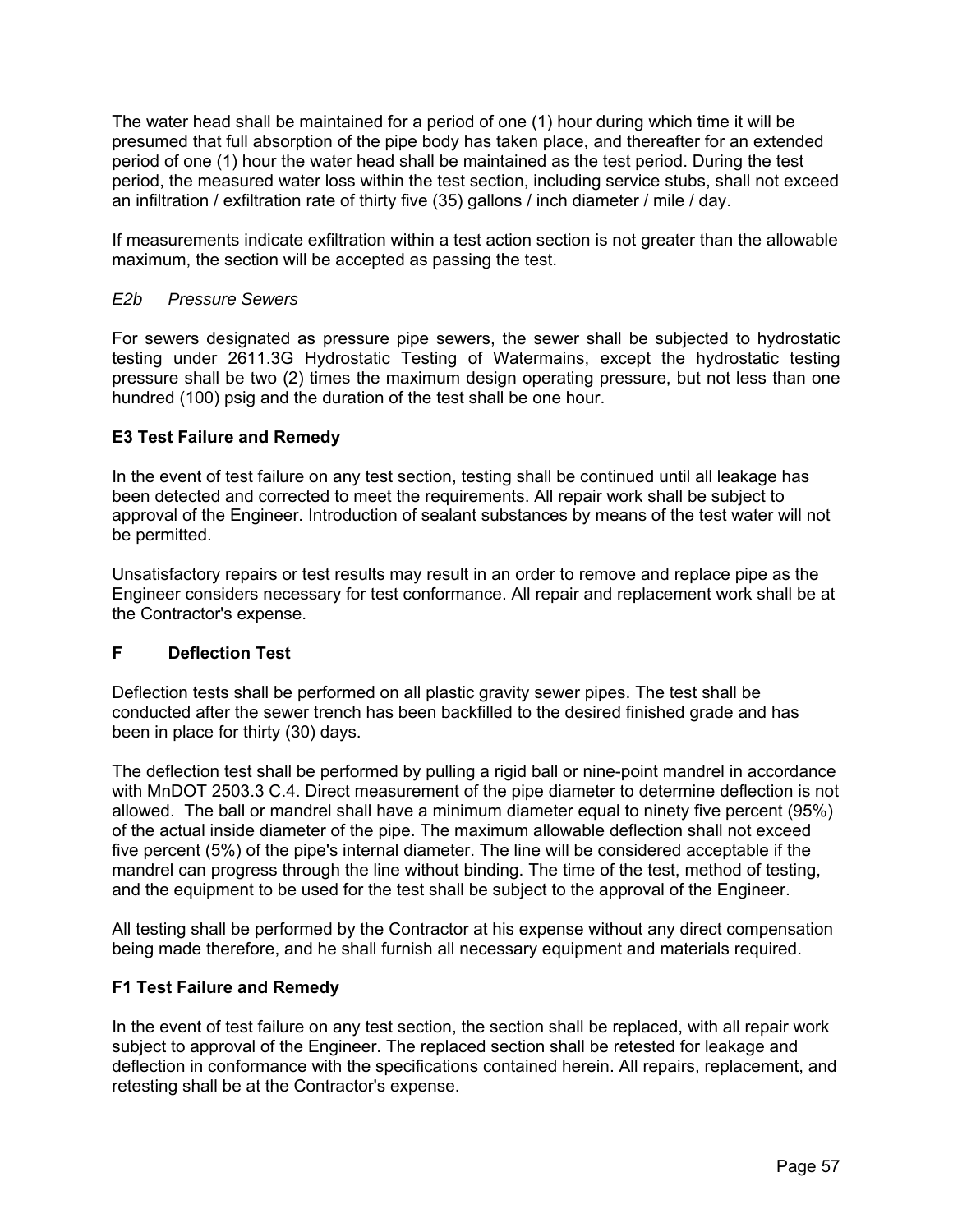The water head shall be maintained for a period of one (1) hour during which time it will be presumed that full absorption of the pipe body has taken place, and thereafter for an extended period of one (1) hour the water head shall be maintained as the test period. During the test period, the measured water loss within the test section, including service stubs, shall not exceed an infiltration / exfiltration rate of thirty five (35) gallons / inch diameter / mile / day.

If measurements indicate exfiltration within a test action section is not greater than the allowable maximum, the section will be accepted as passing the test.

*E2b Pressure Sewers*

For sewers designated as pressure pipe sewers, the sewer shall be subjected to hydrostatic testing under 2611.3G Hydrostatic Testing of Watermains, except the hydrostatic testing pressure shall be two (2) times the maximum design operating pressure, but not less than one hundred (100) psig and the duration of the test shall be one hour.

**E3 Test Failure and Remedy**

In the event of test failure on any test section, testing shall be continued until all leakage has been detected and corrected to meet the requirements. All repair work shall be subject to approval of the Engineer. Introduction of sealant substances by means of the test water will not be permitted.

Unsatisfactory repairs or test results may result in an order to remove and replace pipe as the Engineer considers necessary for test conformance. All repair and replacement work shall be at the Contractor's expense.

**F Deflection Test**

Deflection tests shall be performed on all plastic gravity sewer pipes. The test shall be conducted after the sewer trench has been backfilled to the desired finished grade and has been in place for thirty (30) days.

The deflection test shall be performed by pulling a rigid ball or nine-point mandrel in accordance with MnDOT 2503.3 C.4. Direct measurement of the pipe diameter to determine deflection is not allowed. The ball or mandrel shall have a minimum diameter equal to ninety five percent (95%) of the actual inside diameter of the pipe. The maximum allowable deflection shall not exceed five percent (5%) of the pipe's internal diameter. The line will be considered acceptable if the mandrel can progress through the line without binding. The time of the test, method of testing, and the equipment to be used for the test shall be subject to the approval of the Engineer.

All testing shall be performed by the Contractor at his expense without any direct compensation being made therefore, and he shall furnish all necessary equipment and materials required.

**F1 Test Failure and Remedy**

In the event of test failure on any test section, the section shall be replaced, with all repair work subject to approval of the Engineer. The replaced section shall be retested for leakage and deflection in conformance with the specifications contained herein. All repairs, replacement, and retesting shall be at the Contractor's expense.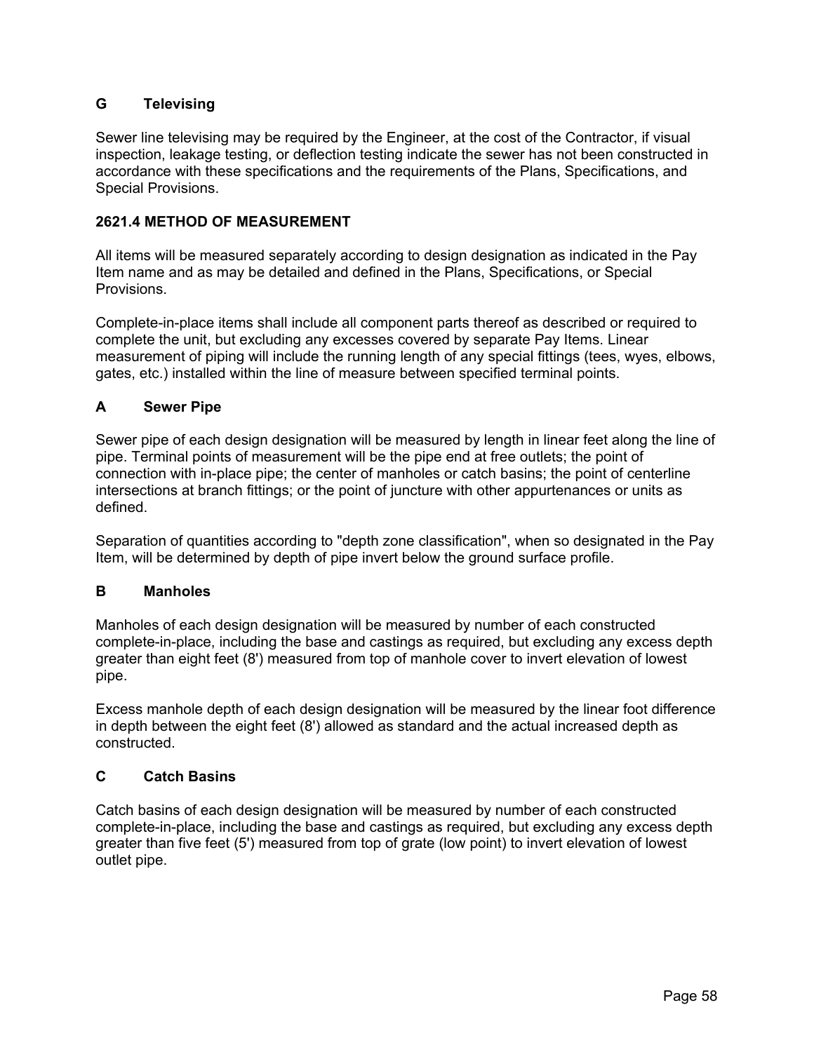### G Televising

Sewer line televising may be required by the Engineer, at the cost of the Contractor, if visual inspection, leakage testing, or deflection testing indicate the sewer has not been constructed in accordance with these specifications and the requirements of the Plans, Specifications, and Special Provisions.

## 2621.4 METHOD OF MEASUREMENT

All items will be measured separately according to design designation as indicated in the Pay Item name and as may be detailed and defined in the Plans, Specifications, or Special Provisions.

Complete-in-place items shall include all component parts thereof as described or required to complete the unit, but excluding any excesses covered by separate Pay Items. Linear measurement of piping will include the running length of any special fittings (tees, wyes, elbows, gates, etc.) installed within the line of measure between specified terminal points.

### A Sewer Pipe

Sewer pipe of each design designation will be measured by length in linear feet along the line of pipe. Terminal points of measurement will be the pipe end at free outlets; the point of connection with in-place pipe; the center of manholes or catch basins; the point of centerline intersections at branch fittings; or the point of juncture with other appurtenances or units as defined.

Separation of quantities according to "depth zone classification", when so designated in the Pay Item, will be determined by depth of pipe invert below the ground surface profile.

### B Manholes

Manholes of each design designation will be measured by number of each constructed complete-in-place, including the base and castings as required, but excluding any excess depth greater than eight feet (8') measured from top of manhole cover to invert elevation of lowest pipe.

Excess manhole depth of each design designation will be measured by the linear foot difference in depth between the eight feet (8') allowed as standard and the actual increased depth as constructed.

### C Catch Basins

Catch basins of each design designation will be measured by number of each constructed complete-in-place, including the base and castings as required, but excluding any excess depth greater than five feet (5') measured from top of grate (low point) to invert elevation of lowest outlet pipe.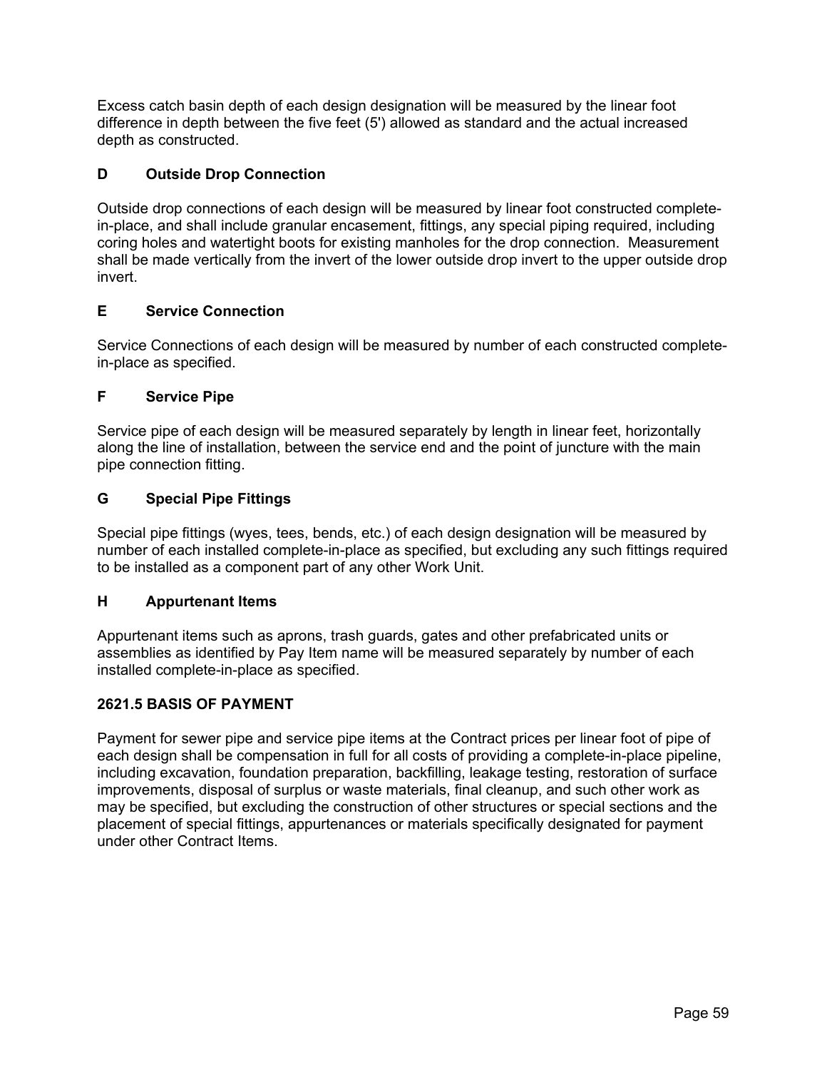Excess catch basin depth of each design designation will be measured by the linear foot difference in depth between the five feet (5') allowed as standard and the actual increased depth as constructed.

### D Outside Drop Connection

Outside drop connections of each design will be measured by linear foot constructed complete-in-place, and shall include granular encasement, fittings, any special piping required, including coring holes and watertight boots for existing manholes for the drop connection. Measurement shall be made vertically from the invert of the lower outside drop invert to the upper outside drop invert.

### E Service Connection

Service Connections of each design will be measured by number of each constructed complete-in-place as specified.

### F Service Pipe

Service pipe of each design will be measured separately by length in linear feet, horizontally along the line of installation, between the service end and the point of juncture with the main pipe connection fitting.

### G Special Pipe Fittings

Special pipe fittings (wyes, tees, bends, etc.) of each design designation will be measured by number of each installed complete-in-place as specified, but excluding any such fittings required to be installed as a component part of any other Work Unit.

### H Appurtenant Items

Appurtenant items such as aprons, trash guards, gates and other prefabricated units or assemblies as identified by Pay Item name will be measured separately by number of each installed complete-in-place as specified.

## 2621.5 BASIS OF PAYMENT

Payment for sewer pipe and service pipe items at the Contract prices per linear foot of pipe of each design shall be compensation in full for all costs of providing a complete-in-place pipeline, including excavation, foundation preparation, backfilling, leakage testing, restoration of surface improvements, disposal of surplus or waste materials, final cleanup, and such other work as may be specified, but excluding the construction of other structures or special sections and the placement of special fittings, appurtenances or materials specifically designated for payment under other Contract Items.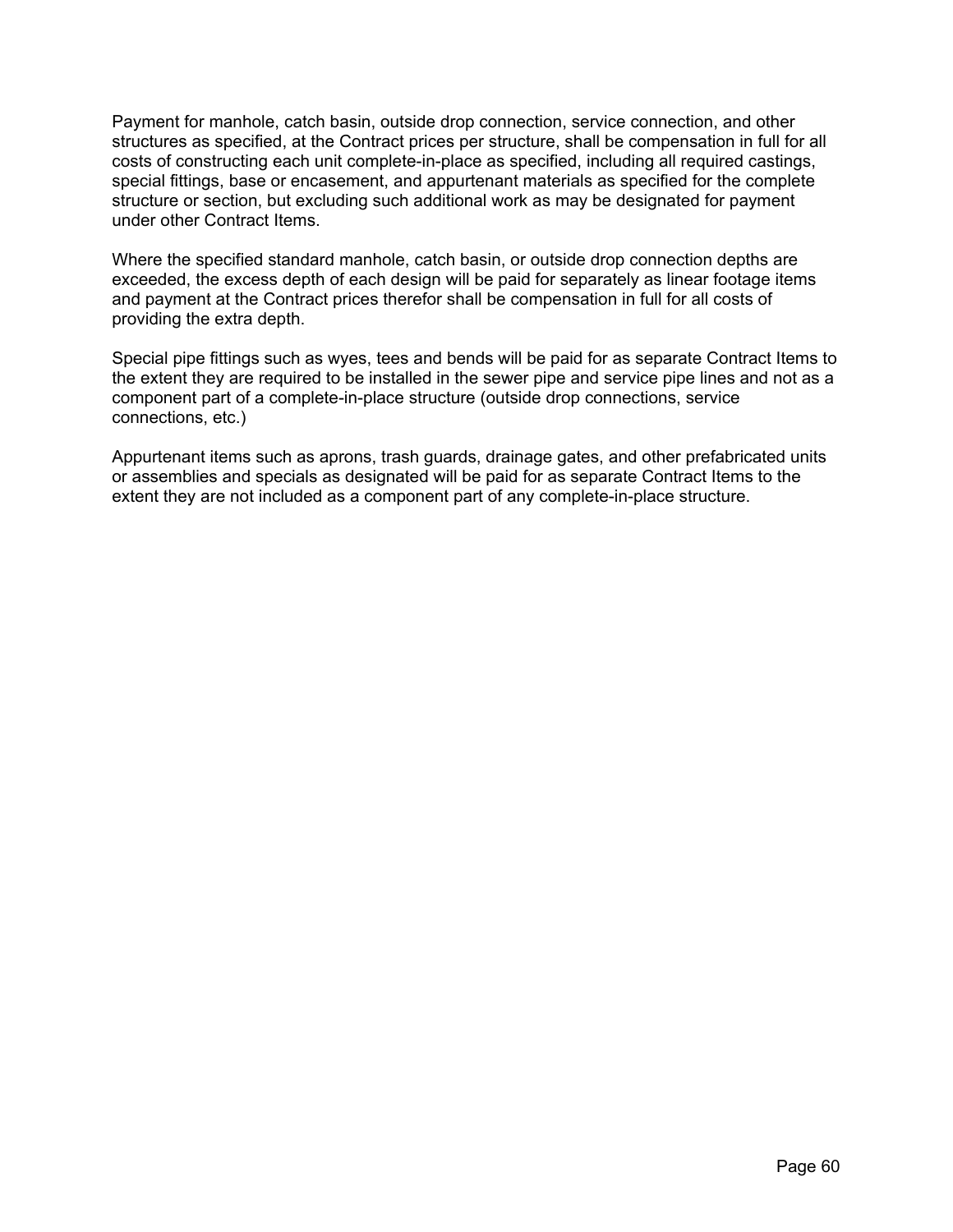Payment for manhole, catch basin, outside drop connection, service connection, and other structures as specified, at the Contract prices per structure, shall be compensation in full for all costs of constructing each unit complete-in-place as specified, including all required castings, special fittings, base or encasement, and appurtenant materials as specified for the complete structure or section, but excluding such additional work as may be designated for payment under other Contract Items.

Where the specified standard manhole, catch basin, or outside drop connection depths are exceeded, the excess depth of each design will be paid for separately as linear footage items and payment at the Contract prices therefor shall be compensation in full for all costs of providing the extra depth.

Special pipe fittings such as wyes, tees and bends will be paid for as separate Contract Items to the extent they are required to be installed in the sewer pipe and service pipe lines and not as a component part of a complete-in-place structure (outside drop connections, service connections, etc.)

Appurtenant items such as aprons, trash guards, drainage gates, and other prefabricated units or assemblies and specials as designated will be paid for as separate Contract Items to the extent they are not included as a component part of any complete-in-place structure.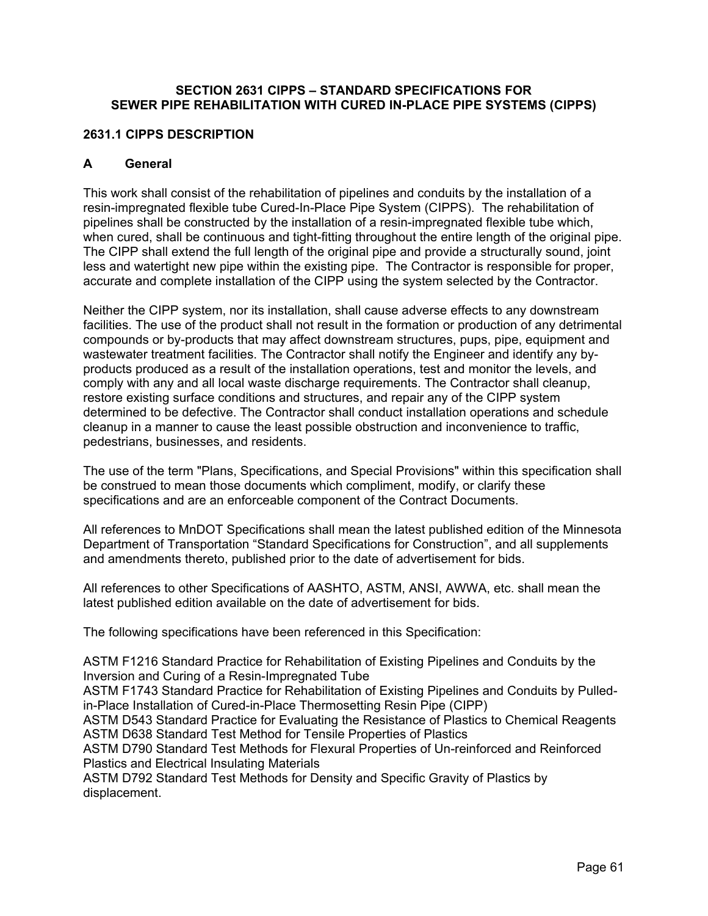# SECTION 2631 CIPPS – STANDARD SPECIFICATIONS FOR SEWER PIPE REHABILITATION WITH CURED IN-PLACE PIPE SYSTEMS (CIPPS)

## 2631.1 CIPPS DESCRIPTION

### A General

This work shall consist of the rehabilitation of pipelines and conduits by the installation of a resin-impregnated flexible tube Cured-In-Place Pipe System (CIPPS). The rehabilitation of pipelines shall be constructed by the installation of a resin-impregnated flexible tube which, when cured, shall be continuous and tight-fitting throughout the entire length of the original pipe. The CIPP shall extend the full length of the original pipe and provide a structurally sound, joint less and watertight new pipe within the existing pipe. The Contractor is responsible for proper, accurate and complete installation of the CIPP using the system selected by the Contractor.

Neither the CIPP system, nor its installation, shall cause adverse effects to any downstream facilities. The use of the product shall not result in the formation or production of any detrimental compounds or by-products that may affect downstream structures, pups, pipe, equipment and wastewater treatment facilities. The Contractor shall notify the Engineer and identify any by-products produced as a result of the installation operations, test and monitor the levels, and comply with any and all local waste discharge requirements. The Contractor shall cleanup, restore existing surface conditions and structures, and repair any of the CIPP system determined to be defective. The Contractor shall conduct installation operations and schedule cleanup in a manner to cause the least possible obstruction and inconvenience to traffic, pedestrians, businesses, and residents.

The use of the term "Plans, Specifications, and Special Provisions" within this specification shall be construed to mean those documents which compliment, modify, or clarify these specifications and are an enforceable component of the Contract Documents.

All references to MnDOT Specifications shall mean the latest published edition of the Minnesota Department of Transportation "Standard Specifications for Construction", and all supplements and amendments thereto, published prior to the date of advertisement for bids.

All references to other Specifications of AASHTO, ASTM, ANSI, AWWA, etc. shall mean the latest published edition available on the date of advertisement for bids.

The following specifications have been referenced in this Specification:

ASTM F1216 Standard Practice for Rehabilitation of Existing Pipelines and Conduits by the Inversion and Curing of a Resin-Impregnated Tube
ASTM F1743 Standard Practice for Rehabilitation of Existing Pipelines and Conduits by Pulled-in-Place Installation of Cured-in-Place Thermosetting Resin Pipe (CIPP)
ASTM D543 Standard Practice for Evaluating the Resistance of Plastics to Chemical Reagents
ASTM D638 Standard Test Method for Tensile Properties of Plastics
ASTM D790 Standard Test Methods for Flexural Properties of Un-reinforced and Reinforced Plastics and Electrical Insulating Materials
ASTM D792 Standard Test Methods for Density and Specific Gravity of Plastics by displacement.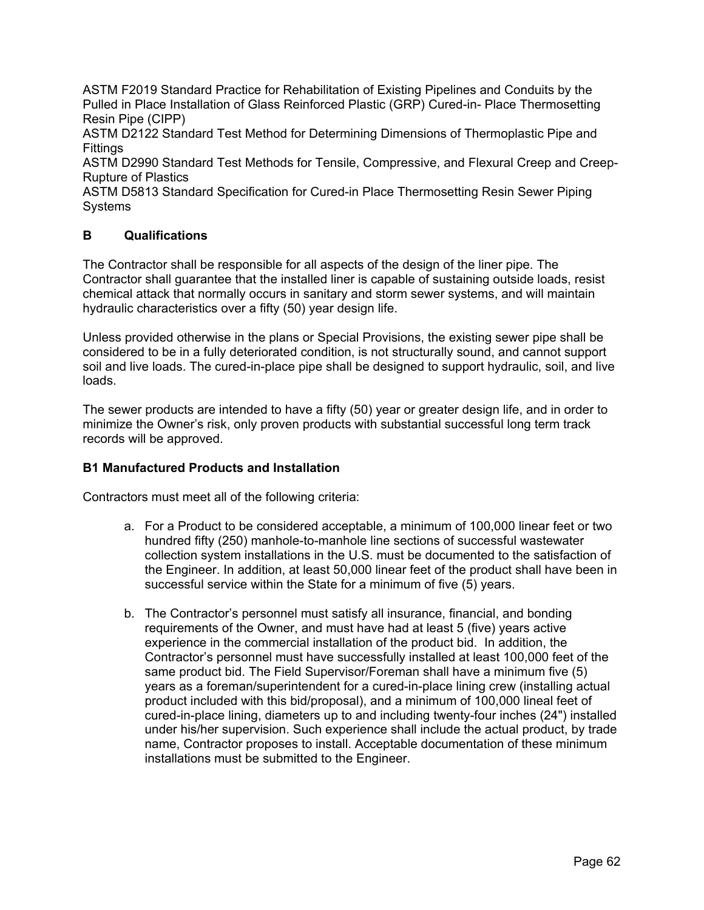ASTM F2019 Standard Practice for Rehabilitation of Existing Pipelines and Conduits by the Pulled in Place Installation of Glass Reinforced Plastic (GRP) Cured-in- Place Thermosetting Resin Pipe (CIPP)

ASTM D2122 Standard Test Method for Determining Dimensions of Thermoplastic Pipe and Fittings

ASTM D2990 Standard Test Methods for Tensile, Compressive, and Flexural Creep and Creep-Rupture of Plastics

ASTM D5813 Standard Specification for Cured-in Place Thermosetting Resin Sewer Piping Systems

### B Qualifications

The Contractor shall be responsible for all aspects of the design of the liner pipe. The Contractor shall guarantee that the installed liner is capable of sustaining outside loads, resist chemical attack that normally occurs in sanitary and storm sewer systems, and will maintain hydraulic characteristics over a fifty (50) year design life.

Unless provided otherwise in the plans or Special Provisions, the existing sewer pipe shall be considered to be in a fully deteriorated condition, is not structurally sound, and cannot support soil and live loads. The cured-in-place pipe shall be designed to support hydraulic, soil, and live loads.

The sewer products are intended to have a fifty (50) year or greater design life, and in order to minimize the Owner's risk, only proven products with substantial successful long term track records will be approved.

#### B1 Manufactured Products and Installation

Contractors must meet all of the following criteria:

a. For a Product to be considered acceptable, a minimum of 100,000 linear feet or two hundred fifty (250) manhole-to-manhole line sections of successful wastewater collection system installations in the U.S. must be documented to the satisfaction of the Engineer. In addition, at least 50,000 linear feet of the product shall have been in successful service within the State for a minimum of five (5) years.

b. The Contractor's personnel must satisfy all insurance, financial, and bonding requirements of the Owner, and must have had at least 5 (five) years active experience in the commercial installation of the product bid. In addition, the Contractor's personnel must have successfully installed at least 100,000 feet of the same product bid. The Field Supervisor/Foreman shall have a minimum five (5) years as a foreman/superintendent for a cured-in-place lining crew (installing actual product included with this bid/proposal), and a minimum of 100,000 lineal feet of cured-in-place lining, diameters up to and including twenty-four inches (24") installed under his/her supervision. Such experience shall include the actual product, by trade name, Contractor proposes to install. Acceptable documentation of these minimum installations must be submitted to the Engineer.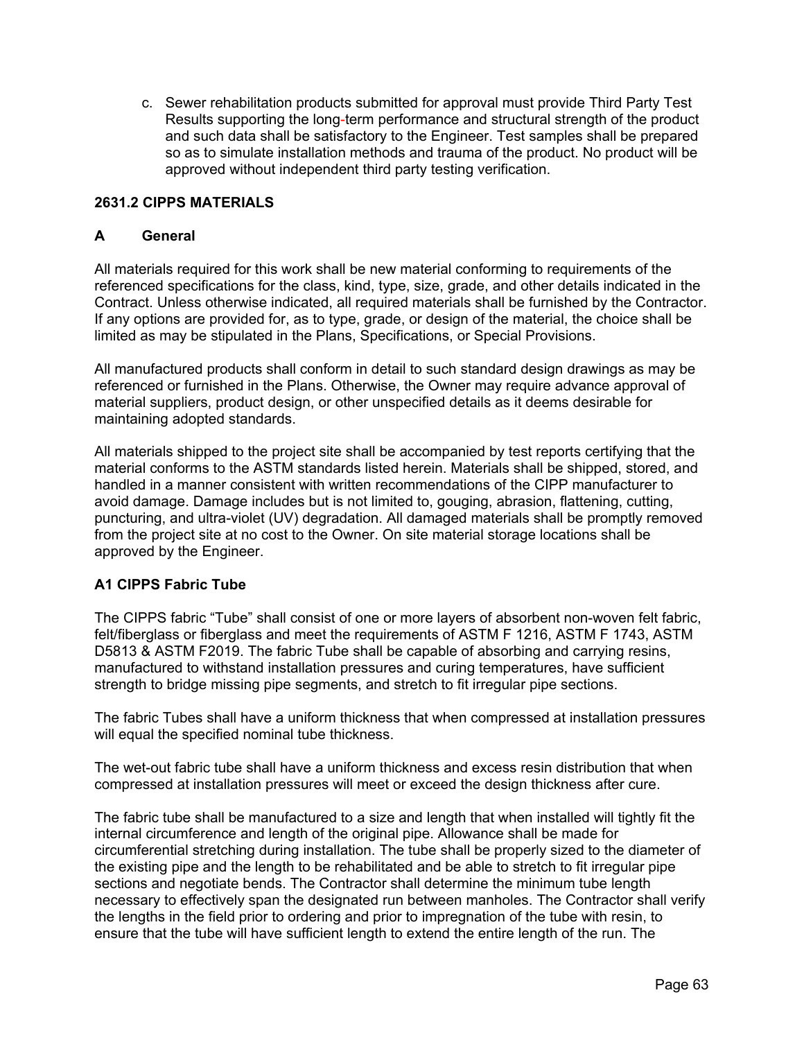c. Sewer rehabilitation products submitted for approval must provide Third Party Test Results supporting the long-term performance and structural strength of the product and such data shall be satisfactory to the Engineer. Test samples shall be prepared so as to simulate installation methods and trauma of the product. No product will be approved without independent third party testing verification.

## 2631.2 CIPPS MATERIALS

### A General

All materials required for this work shall be new material conforming to requirements of the referenced specifications for the class, kind, type, size, grade, and other details indicated in the Contract. Unless otherwise indicated, all required materials shall be furnished by the Contractor. If any options are provided for, as to type, grade, or design of the material, the choice shall be limited as may be stipulated in the Plans, Specifications, or Special Provisions.

All manufactured products shall conform in detail to such standard design drawings as may be referenced or furnished in the Plans. Otherwise, the Owner may require advance approval of material suppliers, product design, or other unspecified details as it deems desirable for maintaining adopted standards.

All materials shipped to the project site shall be accompanied by test reports certifying that the material conforms to the ASTM standards listed herein. Materials shall be shipped, stored, and handled in a manner consistent with written recommendations of the CIPP manufacturer to avoid damage. Damage includes but is not limited to, gouging, abrasion, flattening, cutting, puncturing, and ultra-violet (UV) degradation. All damaged materials shall be promptly removed from the project site at no cost to the Owner. On site material storage locations shall be approved by the Engineer.

### A1 CIPPS Fabric Tube

The CIPPS fabric “Tube” shall consist of one or more layers of absorbent non-woven felt fabric, felt/fiberglass or fiberglass and meet the requirements of ASTM F 1216, ASTM F 1743, ASTM D5813 & ASTM F2019. The fabric Tube shall be capable of absorbing and carrying resins, manufactured to withstand installation pressures and curing temperatures, have sufficient strength to bridge missing pipe segments, and stretch to fit irregular pipe sections.

The fabric Tubes shall have a uniform thickness that when compressed at installation pressures will equal the specified nominal tube thickness.

The wet-out fabric tube shall have a uniform thickness and excess resin distribution that when compressed at installation pressures will meet or exceed the design thickness after cure.

The fabric tube shall be manufactured to a size and length that when installed will tightly fit the internal circumference and length of the original pipe. Allowance shall be made for circumferential stretching during installation. The tube shall be properly sized to the diameter of the existing pipe and the length to be rehabilitated and be able to stretch to fit irregular pipe sections and negotiate bends. The Contractor shall determine the minimum tube length necessary to effectively span the designated run between manholes. The Contractor shall verify the lengths in the field prior to ordering and prior to impregnation of the tube with resin, to ensure that the tube will have sufficient length to extend the entire length of the run. The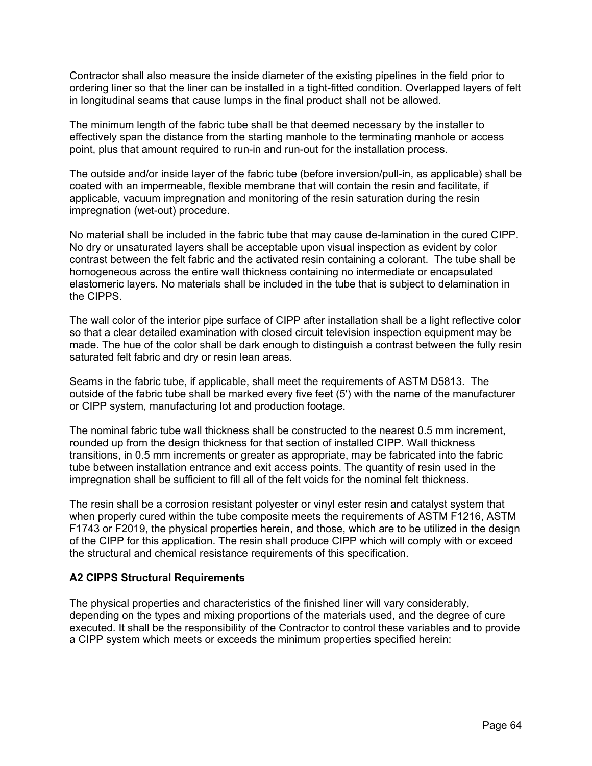Contractor shall also measure the inside diameter of the existing pipelines in the field prior to ordering liner so that the liner can be installed in a tight-fitted condition. Overlapped layers of felt in longitudinal seams that cause lumps in the final product shall not be allowed.

The minimum length of the fabric tube shall be that deemed necessary by the installer to effectively span the distance from the starting manhole to the terminating manhole or access point, plus that amount required to run-in and run-out for the installation process.

The outside and/or inside layer of the fabric tube (before inversion/pull-in, as applicable) shall be coated with an impermeable, flexible membrane that will contain the resin and facilitate, if applicable, vacuum impregnation and monitoring of the resin saturation during the resin impregnation (wet-out) procedure.

No material shall be included in the fabric tube that may cause de-lamination in the cured CIPP. No dry or unsaturated layers shall be acceptable upon visual inspection as evident by color contrast between the felt fabric and the activated resin containing a colorant. The tube shall be homogeneous across the entire wall thickness containing no intermediate or encapsulated elastomeric layers. No materials shall be included in the tube that is subject to delamination in the CIPPS.

The wall color of the interior pipe surface of CIPP after installation shall be a light reflective color so that a clear detailed examination with closed circuit television inspection equipment may be made. The hue of the color shall be dark enough to distinguish a contrast between the fully resin saturated felt fabric and dry or resin lean areas.

Seams in the fabric tube, if applicable, shall meet the requirements of ASTM D5813. The outside of the fabric tube shall be marked every five feet (5') with the name of the manufacturer or CIPP system, manufacturing lot and production footage.

The nominal fabric tube wall thickness shall be constructed to the nearest 0.5 mm increment, rounded up from the design thickness for that section of installed CIPP. Wall thickness transitions, in 0.5 mm increments or greater as appropriate, may be fabricated into the fabric tube between installation entrance and exit access points. The quantity of resin used in the impregnation shall be sufficient to fill all of the felt voids for the nominal felt thickness.

The resin shall be a corrosion resistant polyester or vinyl ester resin and catalyst system that when properly cured within the tube composite meets the requirements of ASTM F1216, ASTM F1743 or F2019, the physical properties herein, and those, which are to be utilized in the design of the CIPP for this application. The resin shall produce CIPP which will comply with or exceed the structural and chemical resistance requirements of this specification.

**A2 CIPPS Structural Requirements**

The physical properties and characteristics of the finished liner will vary considerably, depending on the types and mixing proportions of the materials used, and the degree of cure executed. It shall be the responsibility of the Contractor to control these variables and to provide a CIPP system which meets or exceeds the minimum properties specified herein: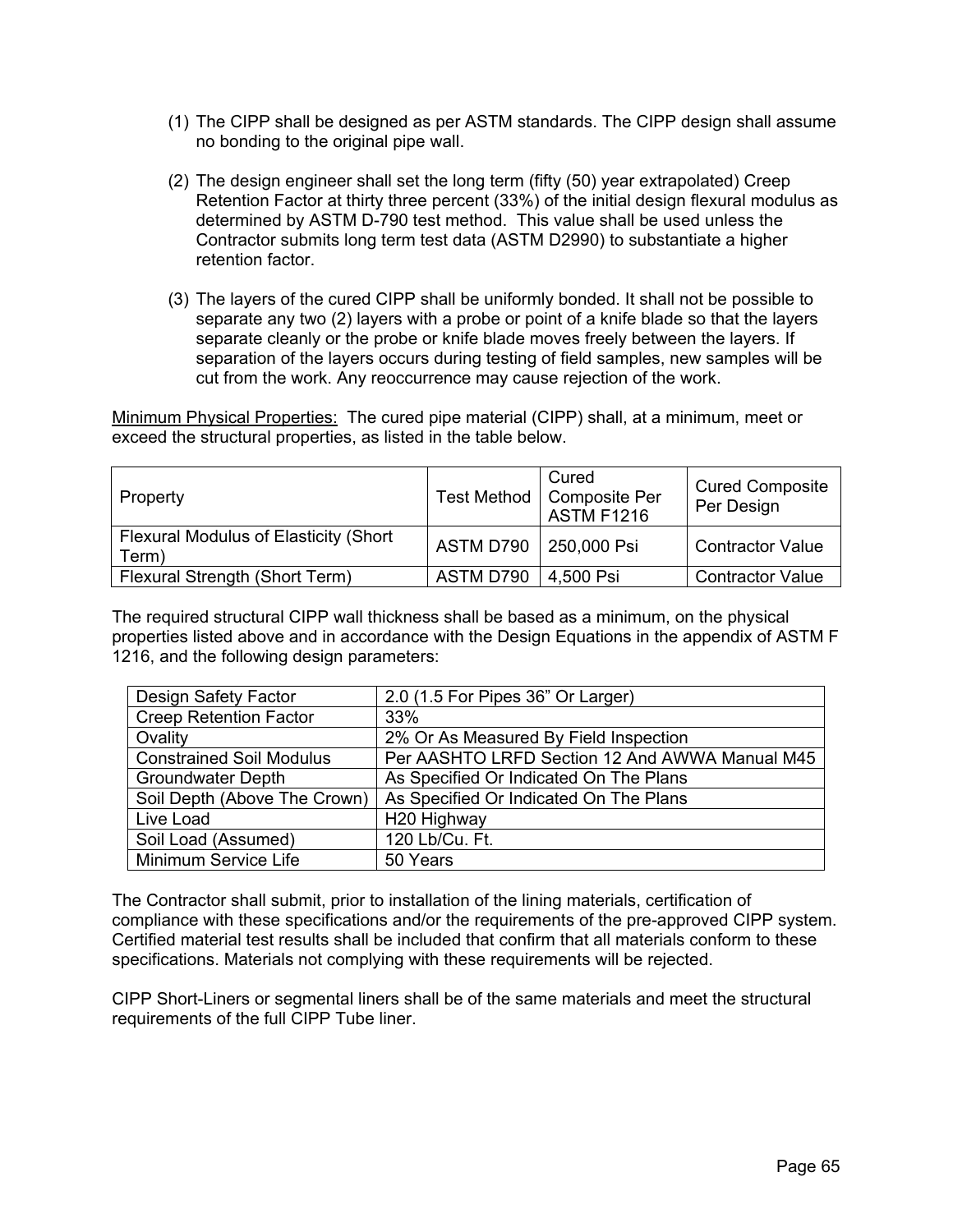(1) The CIPP shall be designed as per ASTM standards. The CIPP design shall assume no bonding to the original pipe wall.

(2) The design engineer shall set the long term (fifty (50) year extrapolated) Creep Retention Factor at thirty three percent (33%) of the initial design flexural modulus as determined by ASTM D-790 test method. This value shall be used unless the Contractor submits long term test data (ASTM D2990) to substantiate a higher retention factor.

(3) The layers of the cured CIPP shall be uniformly bonded. It shall not be possible to separate any two (2) layers with a probe or point of a knife blade so that the layers separate cleanly or the probe or knife blade moves freely between the layers. If separation of the layers occurs during testing of field samples, new samples will be cut from the work. Any reoccurrence may cause rejection of the work.

<u>Minimum Physical Properties:</u> The cured pipe material (CIPP) shall, at a minimum, meet or exceed the structural properties, as listed in the table below.

| Property | Test Method | Cured Composite Per ASTM F1216 | Cured Composite Per Design |
|---|---|---|---|
| Flexural Modulus of Elasticity (Short Term) | ASTM D790 | 250,000 Psi | Contractor Value |
| Flexural Strength (Short Term) | ASTM D790 | 4,500 Psi | Contractor Value |

The required structural CIPP wall thickness shall be based as a minimum, on the physical properties listed above and in accordance with the Design Equations in the appendix of ASTM F 1216, and the following design parameters:

| Design Safety Factor | 2.0 (1.5 For Pipes 36" Or Larger) |
|---|---|
| Creep Retention Factor | 33% |
| Ovality | 2% Or As Measured By Field Inspection |
| Constrained Soil Modulus | Per AASHTO LRFD Section 12 And AWWA Manual M45 |
| Groundwater Depth | As Specified Or Indicated On The Plans |
| Soil Depth (Above The Crown) | As Specified Or Indicated On The Plans |
| Live Load | H20 Highway |
| Soil Load (Assumed) | 120 Lb/Cu. Ft. |
| Minimum Service Life | 50 Years |

The Contractor shall submit, prior to installation of the lining materials, certification of compliance with these specifications and/or the requirements of the pre-approved CIPP system. Certified material test results shall be included that confirm that all materials conform to these specifications. Materials not complying with these requirements will be rejected.

CIPP Short-Liners or segmental liners shall be of the same materials and meet the structural requirements of the full CIPP Tube liner.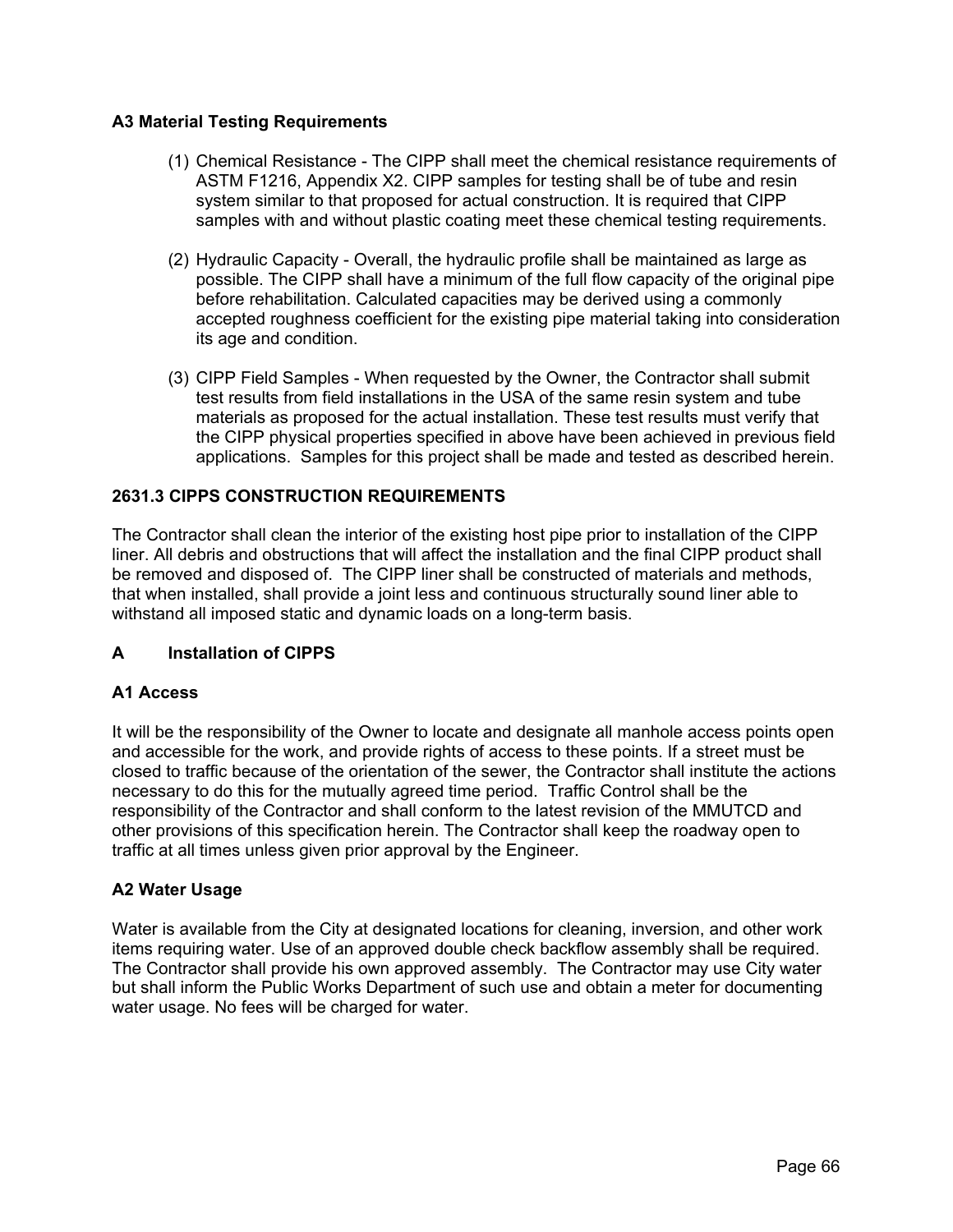### A3 Material Testing Requirements

(1) Chemical Resistance - The CIPP shall meet the chemical resistance requirements of ASTM F1216, Appendix X2. CIPP samples for testing shall be of tube and resin system similar to that proposed for actual construction. It is required that CIPP samples with and without plastic coating meet these chemical testing requirements.

(2) Hydraulic Capacity - Overall, the hydraulic profile shall be maintained as large as possible. The CIPP shall have a minimum of the full flow capacity of the original pipe before rehabilitation. Calculated capacities may be derived using a commonly accepted roughness coefficient for the existing pipe material taking into consideration its age and condition.

(3) CIPP Field Samples - When requested by the Owner, the Contractor shall submit test results from field installations in the USA of the same resin system and tube materials as proposed for the actual installation. These test results must verify that the CIPP physical properties specified in above have been achieved in previous field applications. Samples for this project shall be made and tested as described herein.

## 2631.3 CIPPS CONSTRUCTION REQUIREMENTS

The Contractor shall clean the interior of the existing host pipe prior to installation of the CIPP liner. All debris and obstructions that will affect the installation and the final CIPP product shall be removed and disposed of. The CIPP liner shall be constructed of materials and methods, that when installed, shall provide a joint less and continuous structurally sound liner able to withstand all imposed static and dynamic loads on a long-term basis.

### A Installation of CIPPS

### A1 Access

It will be the responsibility of the Owner to locate and designate all manhole access points open and accessible for the work, and provide rights of access to these points. If a street must be closed to traffic because of the orientation of the sewer, the Contractor shall institute the actions necessary to do this for the mutually agreed time period. Traffic Control shall be the responsibility of the Contractor and shall conform to the latest revision of the MMUTCD and other provisions of this specification herein. The Contractor shall keep the roadway open to traffic at all times unless given prior approval by the Engineer.

### A2 Water Usage

Water is available from the City at designated locations for cleaning, inversion, and other work items requiring water. Use of an approved double check backflow assembly shall be required. The Contractor shall provide his own approved assembly. The Contractor may use City water but shall inform the Public Works Department of such use and obtain a meter for documenting water usage. No fees will be charged for water.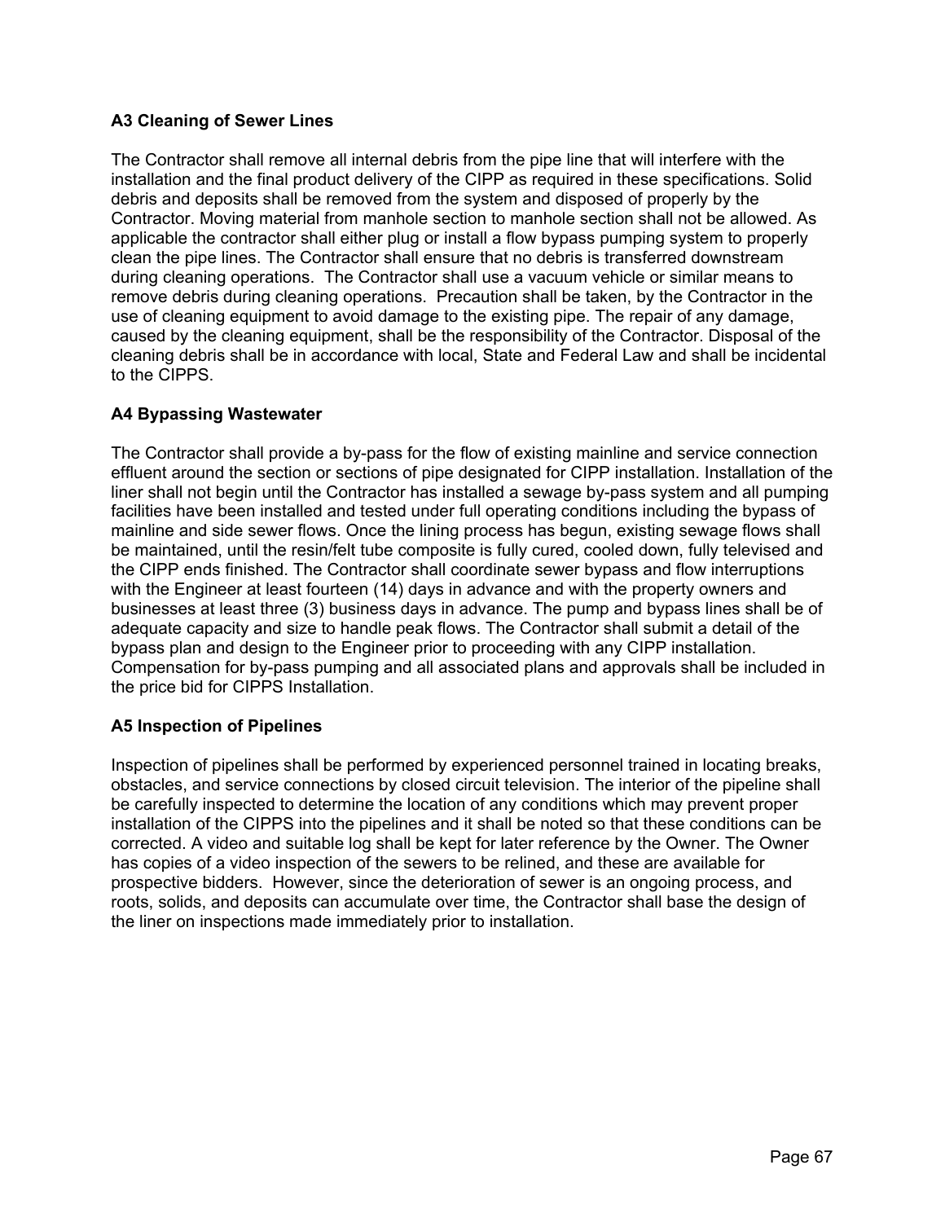### A3 Cleaning of Sewer Lines

The Contractor shall remove all internal debris from the pipe line that will interfere with the installation and the final product delivery of the CIPP as required in these specifications. Solid debris and deposits shall be removed from the system and disposed of properly by the Contractor. Moving material from manhole section to manhole section shall not be allowed. As applicable the contractor shall either plug or install a flow bypass pumping system to properly clean the pipe lines. The Contractor shall ensure that no debris is transferred downstream during cleaning operations. The Contractor shall use a vacuum vehicle or similar means to remove debris during cleaning operations. Precaution shall be taken, by the Contractor in the use of cleaning equipment to avoid damage to the existing pipe. The repair of any damage, caused by the cleaning equipment, shall be the responsibility of the Contractor. Disposal of the cleaning debris shall be in accordance with local, State and Federal Law and shall be incidental to the CIPPS.

### A4 Bypassing Wastewater

The Contractor shall provide a by-pass for the flow of existing mainline and service connection effluent around the section or sections of pipe designated for CIPP installation. Installation of the liner shall not begin until the Contractor has installed a sewage by-pass system and all pumping facilities have been installed and tested under full operating conditions including the bypass of mainline and side sewer flows. Once the lining process has begun, existing sewage flows shall be maintained, until the resin/felt tube composite is fully cured, cooled down, fully televised and the CIPP ends finished. The Contractor shall coordinate sewer bypass and flow interruptions with the Engineer at least fourteen (14) days in advance and with the property owners and businesses at least three (3) business days in advance. The pump and bypass lines shall be of adequate capacity and size to handle peak flows. The Contractor shall submit a detail of the bypass plan and design to the Engineer prior to proceeding with any CIPP installation. Compensation for by-pass pumping and all associated plans and approvals shall be included in the price bid for CIPPS Installation.

### A5 Inspection of Pipelines

Inspection of pipelines shall be performed by experienced personnel trained in locating breaks, obstacles, and service connections by closed circuit television. The interior of the pipeline shall be carefully inspected to determine the location of any conditions which may prevent proper installation of the CIPPS into the pipelines and it shall be noted so that these conditions can be corrected. A video and suitable log shall be kept for later reference by the Owner. The Owner has copies of a video inspection of the sewers to be relined, and these are available for prospective bidders. However, since the deterioration of sewer is an ongoing process, and roots, solids, and deposits can accumulate over time, the Contractor shall base the design of the liner on inspections made immediately prior to installation.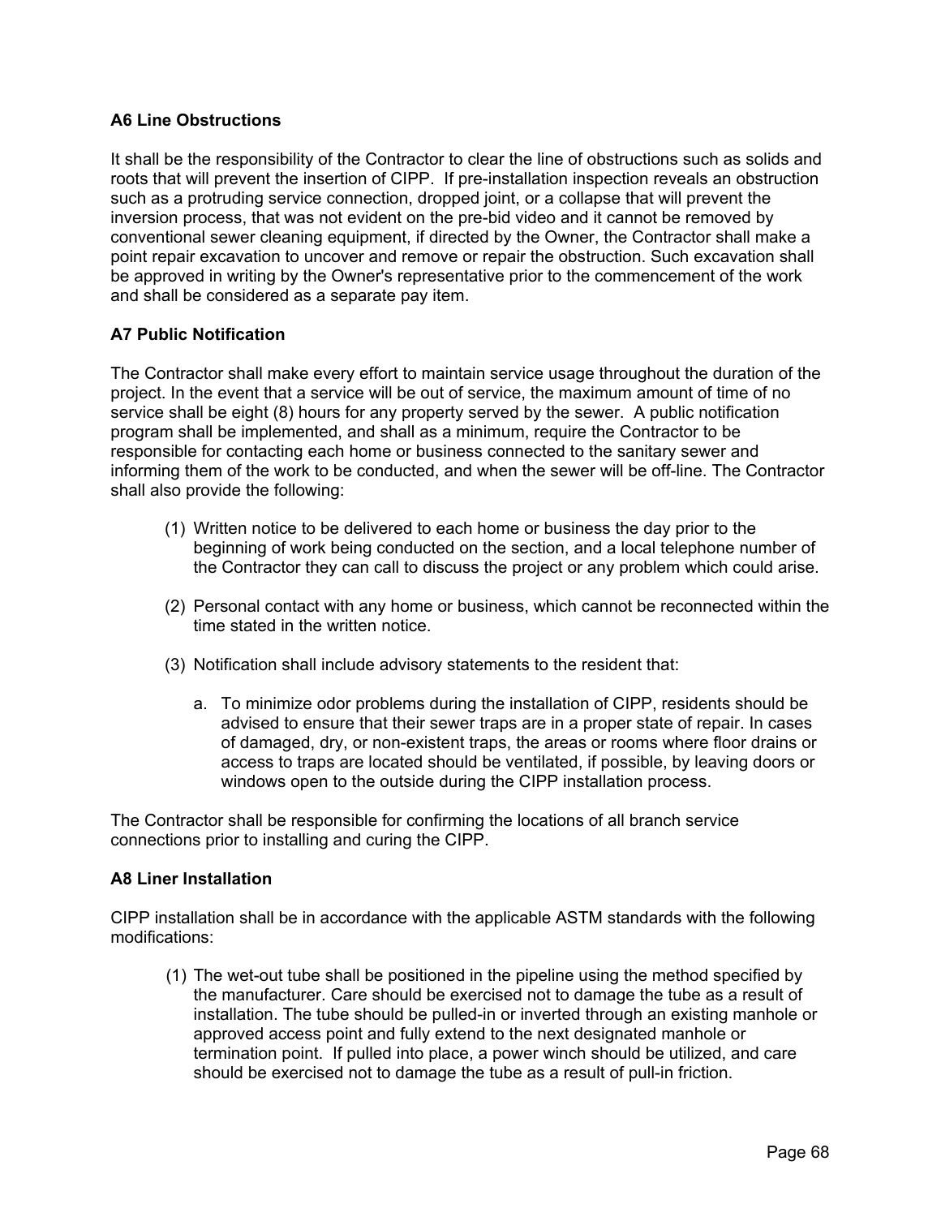### A6 Line Obstructions

It shall be the responsibility of the Contractor to clear the line of obstructions such as solids and roots that will prevent the insertion of CIPP. If pre-installation inspection reveals an obstruction such as a protruding service connection, dropped joint, or a collapse that will prevent the inversion process, that was not evident on the pre-bid video and it cannot be removed by conventional sewer cleaning equipment, if directed by the Owner, the Contractor shall make a point repair excavation to uncover and remove or repair the obstruction. Such excavation shall be approved in writing by the Owner's representative prior to the commencement of the work and shall be considered as a separate pay item.

### A7 Public Notification

The Contractor shall make every effort to maintain service usage throughout the duration of the project. In the event that a service will be out of service, the maximum amount of time of no service shall be eight (8) hours for any property served by the sewer. A public notification program shall be implemented, and shall as a minimum, require the Contractor to be responsible for contacting each home or business connected to the sanitary sewer and informing them of the work to be conducted, and when the sewer will be off-line. The Contractor shall also provide the following:

(1) Written notice to be delivered to each home or business the day prior to the beginning of work being conducted on the section, and a local telephone number of the Contractor they can call to discuss the project or any problem which could arise.

(2) Personal contact with any home or business, which cannot be reconnected within the time stated in the written notice.

(3) Notification shall include advisory statements to the resident that:

   a. To minimize odor problems during the installation of CIPP, residents should be advised to ensure that their sewer traps are in a proper state of repair. In cases of damaged, dry, or non-existent traps, the areas or rooms where floor drains or access to traps are located should be ventilated, if possible, by leaving doors or windows open to the outside during the CIPP installation process.

The Contractor shall be responsible for confirming the locations of all branch service connections prior to installing and curing the CIPP.

### A8 Liner Installation

CIPP installation shall be in accordance with the applicable ASTM standards with the following modifications:

(1) The wet-out tube shall be positioned in the pipeline using the method specified by the manufacturer. Care should be exercised not to damage the tube as a result of installation. The tube should be pulled-in or inverted through an existing manhole or approved access point and fully extend to the next designated manhole or termination point. If pulled into place, a power winch should be utilized, and care should be exercised not to damage the tube as a result of pull-in friction.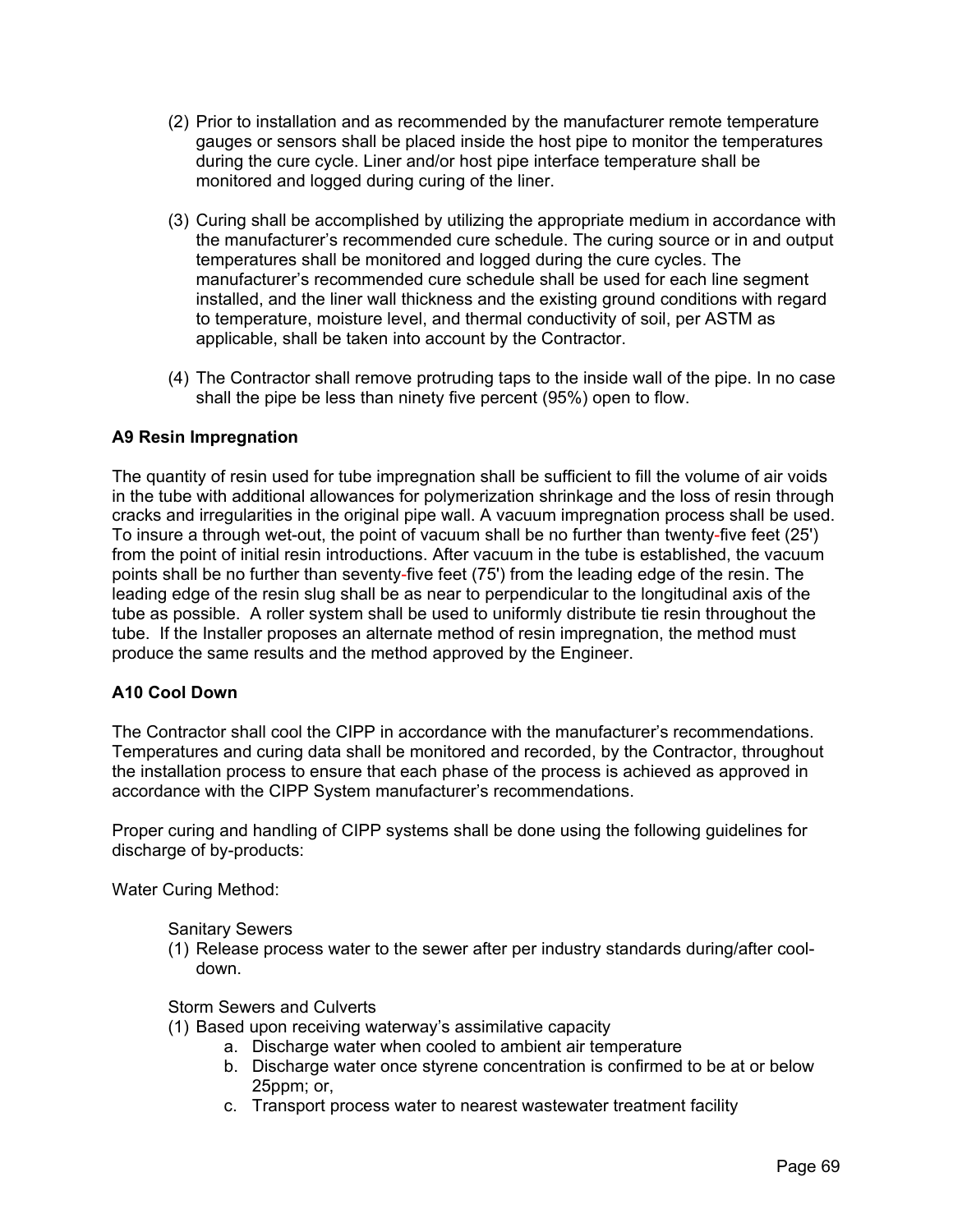(2) Prior to installation and as recommended by the manufacturer remote temperature gauges or sensors shall be placed inside the host pipe to monitor the temperatures during the cure cycle. Liner and/or host pipe interface temperature shall be monitored and logged during curing of the liner.

(3) Curing shall be accomplished by utilizing the appropriate medium in accordance with the manufacturer's recommended cure schedule. The curing source or in and output temperatures shall be monitored and logged during the cure cycles. The manufacturer's recommended cure schedule shall be used for each line segment installed, and the liner wall thickness and the existing ground conditions with regard to temperature, moisture level, and thermal conductivity of soil, per ASTM as applicable, shall be taken into account by the Contractor.

(4) The Contractor shall remove protruding taps to the inside wall of the pipe. In no case shall the pipe be less than ninety five percent (95%) open to flow.

**A9 Resin Impregnation**

The quantity of resin used for tube impregnation shall be sufficient to fill the volume of air voids in the tube with additional allowances for polymerization shrinkage and the loss of resin through cracks and irregularities in the original pipe wall. A vacuum impregnation process shall be used. To insure a through wet-out, the point of vacuum shall be no further than twenty-five feet (25') from the point of initial resin introductions. After vacuum in the tube is established, the vacuum points shall be no further than seventy-five feet (75') from the leading edge of the resin. The leading edge of the resin slug shall be as near to perpendicular to the longitudinal axis of the tube as possible. A roller system shall be used to uniformly distribute tie resin throughout the tube. If the Installer proposes an alternate method of resin impregnation, the method must produce the same results and the method approved by the Engineer.

**A10 Cool Down**

The Contractor shall cool the CIPP in accordance with the manufacturer's recommendations. Temperatures and curing data shall be monitored and recorded, by the Contractor, throughout the installation process to ensure that each phase of the process is achieved as approved in accordance with the CIPP System manufacturer's recommendations.

Proper curing and handling of CIPP systems shall be done using the following guidelines for discharge of by-products:

Water Curing Method:

Sanitary Sewers

(1) Release process water to the sewer after per industry standards during/after cool-down.

Storm Sewers and Culverts

(1) Based upon receiving waterway's assimilative capacity
    a. Discharge water when cooled to ambient air temperature
    b. Discharge water once styrene concentration is confirmed to be at or below 25ppm; or,
    c. Transport process water to nearest wastewater treatment facility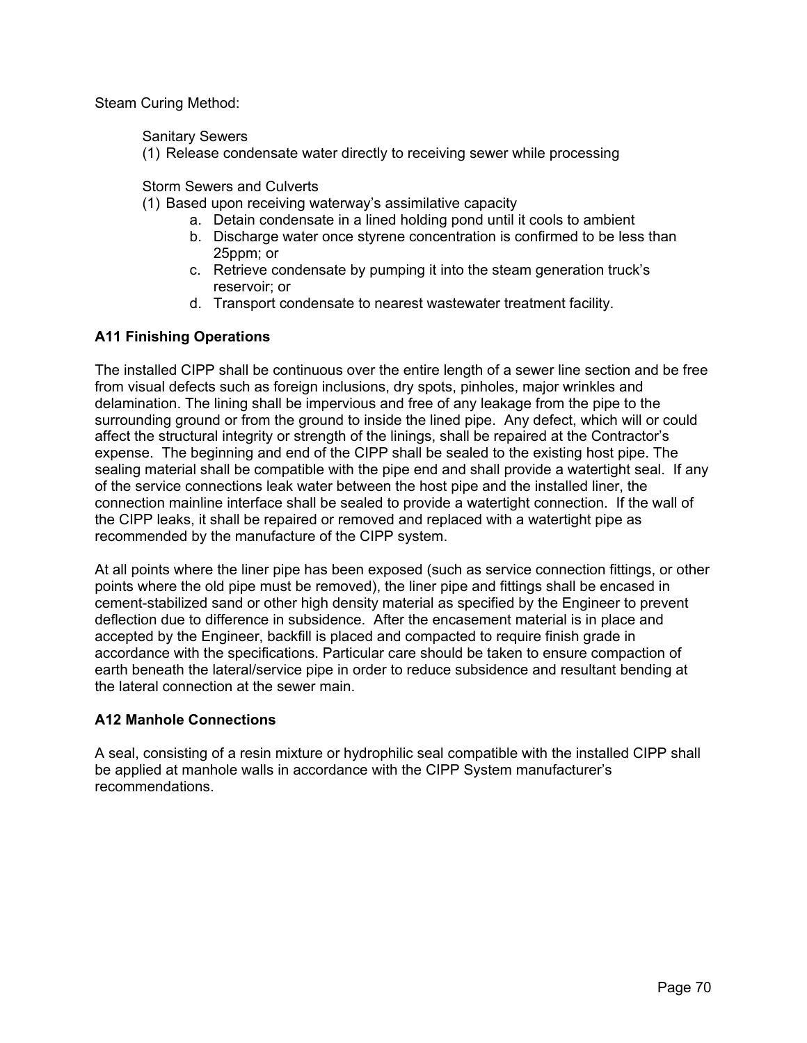Steam Curing Method:

Sanitary Sewers

(1) Release condensate water directly to receiving sewer while processing

Storm Sewers and Culverts

(1) Based upon receiving waterway's assimilative capacity
    a. Detain condensate in a lined holding pond until it cools to ambient
    b. Discharge water once styrene concentration is confirmed to be less than 25ppm; or
    c. Retrieve condensate by pumping it into the steam generation truck's reservoir; or
    d. Transport condensate to nearest wastewater treatment facility.

**A11 Finishing Operations**

The installed CIPP shall be continuous over the entire length of a sewer line section and be free from visual defects such as foreign inclusions, dry spots, pinholes, major wrinkles and delamination. The lining shall be impervious and free of any leakage from the pipe to the surrounding ground or from the ground to inside the lined pipe. Any defect, which will or could affect the structural integrity or strength of the linings, shall be repaired at the Contractor's expense. The beginning and end of the CIPP shall be sealed to the existing host pipe. The sealing material shall be compatible with the pipe end and shall provide a watertight seal. If any of the service connections leak water between the host pipe and the installed liner, the connection mainline interface shall be sealed to provide a watertight connection. If the wall of the CIPP leaks, it shall be repaired or removed and replaced with a watertight pipe as recommended by the manufacture of the CIPP system.

At all points where the liner pipe has been exposed (such as service connection fittings, or other points where the old pipe must be removed), the liner pipe and fittings shall be encased in cement-stabilized sand or other high density material as specified by the Engineer to prevent deflection due to difference in subsidence. After the encasement material is in place and accepted by the Engineer, backfill is placed and compacted to require finish grade in accordance with the specifications. Particular care should be taken to ensure compaction of earth beneath the lateral/service pipe in order to reduce subsidence and resultant bending at the lateral connection at the sewer main.

**A12 Manhole Connections**

A seal, consisting of a resin mixture or hydrophilic seal compatible with the installed CIPP shall be applied at manhole walls in accordance with the CIPP System manufacturer's recommendations.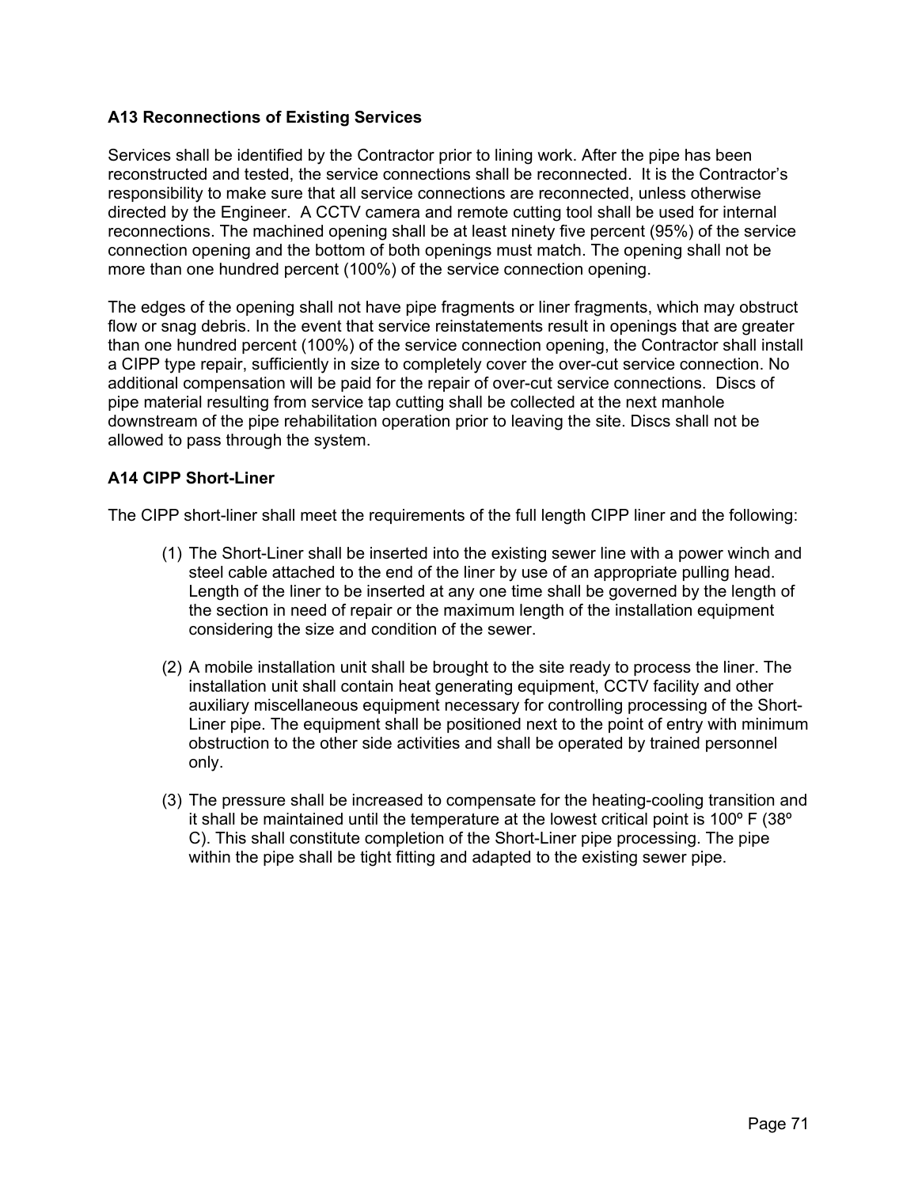### A13 Reconnections of Existing Services

Services shall be identified by the Contractor prior to lining work. After the pipe has been reconstructed and tested, the service connections shall be reconnected. It is the Contractor's responsibility to make sure that all service connections are reconnected, unless otherwise directed by the Engineer. A CCTV camera and remote cutting tool shall be used for internal reconnections. The machined opening shall be at least ninety five percent (95%) of the service connection opening and the bottom of both openings must match. The opening shall not be more than one hundred percent (100%) of the service connection opening.

The edges of the opening shall not have pipe fragments or liner fragments, which may obstruct flow or snag debris. In the event that service reinstatements result in openings that are greater than one hundred percent (100%) of the service connection opening, the Contractor shall install a CIPP type repair, sufficiently in size to completely cover the over-cut service connection. No additional compensation will be paid for the repair of over-cut service connections. Discs of pipe material resulting from service tap cutting shall be collected at the next manhole downstream of the pipe rehabilitation operation prior to leaving the site. Discs shall not be allowed to pass through the system.

### A14 CIPP Short-Liner

The CIPP short-liner shall meet the requirements of the full length CIPP liner and the following:

(1) The Short-Liner shall be inserted into the existing sewer line with a power winch and steel cable attached to the end of the liner by use of an appropriate pulling head. Length of the liner to be inserted at any one time shall be governed by the length of the section in need of repair or the maximum length of the installation equipment considering the size and condition of the sewer.

(2) A mobile installation unit shall be brought to the site ready to process the liner. The installation unit shall contain heat generating equipment, CCTV facility and other auxiliary miscellaneous equipment necessary for controlling processing of the Short-Liner pipe. The equipment shall be positioned next to the point of entry with minimum obstruction to the other side activities and shall be operated by trained personnel only.

(3) The pressure shall be increased to compensate for the heating-cooling transition and it shall be maintained until the temperature at the lowest critical point is 100º F (38º C). This shall constitute completion of the Short-Liner pipe processing. The pipe within the pipe shall be tight fitting and adapted to the existing sewer pipe.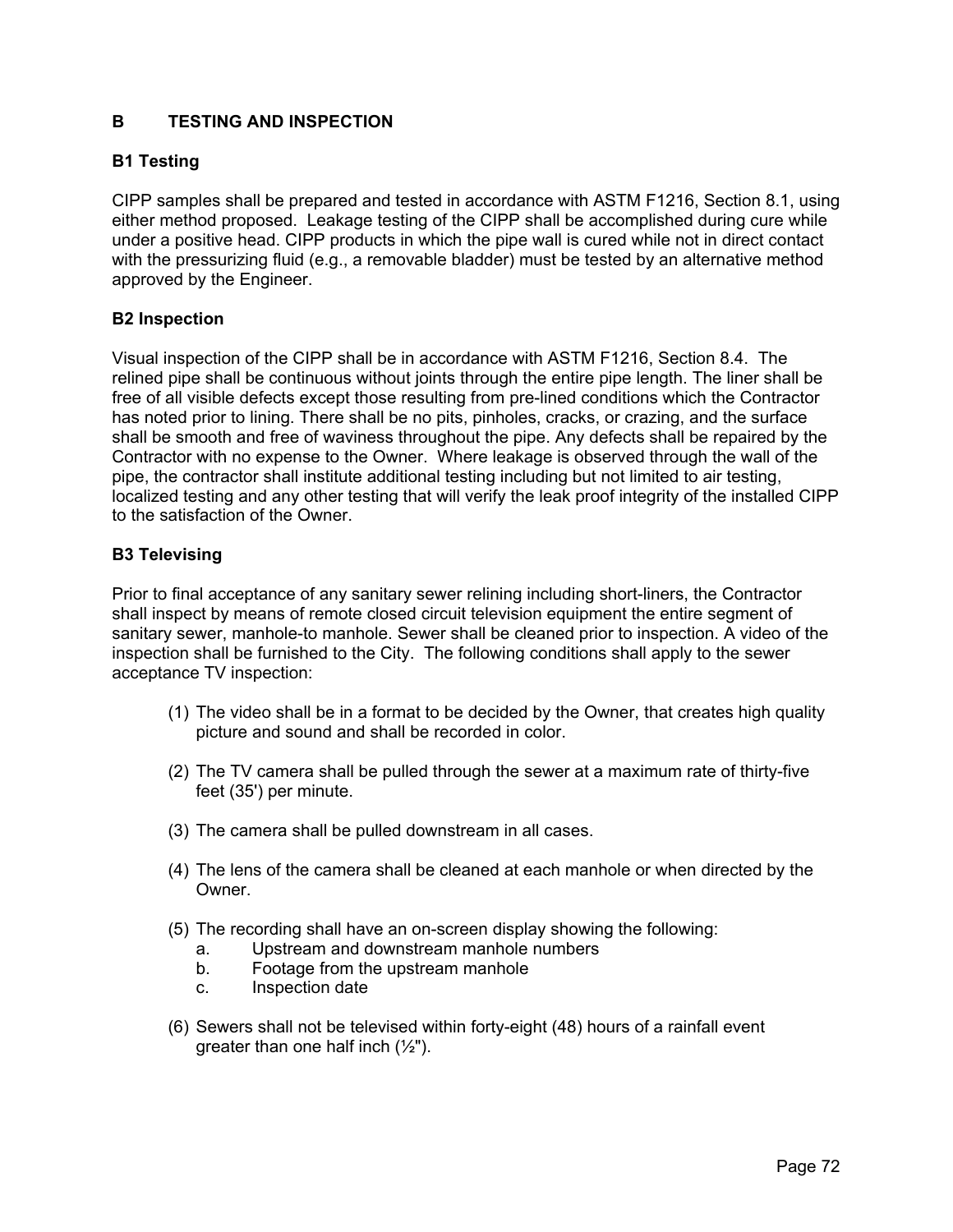## B TESTING AND INSPECTION

### B1 Testing

CIPP samples shall be prepared and tested in accordance with ASTM F1216, Section 8.1, using either method proposed. Leakage testing of the CIPP shall be accomplished during cure while under a positive head. CIPP products in which the pipe wall is cured while not in direct contact with the pressurizing fluid (e.g., a removable bladder) must be tested by an alternative method approved by the Engineer.

### B2 Inspection

Visual inspection of the CIPP shall be in accordance with ASTM F1216, Section 8.4. The relined pipe shall be continuous without joints through the entire pipe length. The liner shall be free of all visible defects except those resulting from pre-lined conditions which the Contractor has noted prior to lining. There shall be no pits, pinholes, cracks, or crazing, and the surface shall be smooth and free of waviness throughout the pipe. Any defects shall be repaired by the Contractor with no expense to the Owner. Where leakage is observed through the wall of the pipe, the contractor shall institute additional testing including but not limited to air testing, localized testing and any other testing that will verify the leak proof integrity of the installed CIPP to the satisfaction of the Owner.

### B3 Televising

Prior to final acceptance of any sanitary sewer relining including short-liners, the Contractor shall inspect by means of remote closed circuit television equipment the entire segment of sanitary sewer, manhole-to manhole. Sewer shall be cleaned prior to inspection. A video of the inspection shall be furnished to the City. The following conditions shall apply to the sewer acceptance TV inspection:

(1) The video shall be in a format to be decided by the Owner, that creates high quality picture and sound and shall be recorded in color.

(2) The TV camera shall be pulled through the sewer at a maximum rate of thirty-five feet (35') per minute.

(3) The camera shall be pulled downstream in all cases.

(4) The lens of the camera shall be cleaned at each manhole or when directed by the Owner.

(5) The recording shall have an on-screen display showing the following:
   a. Upstream and downstream manhole numbers
   b. Footage from the upstream manhole
   c. Inspection date

(6) Sewers shall not be televised within forty-eight (48) hours of a rainfall event greater than one half inch (½").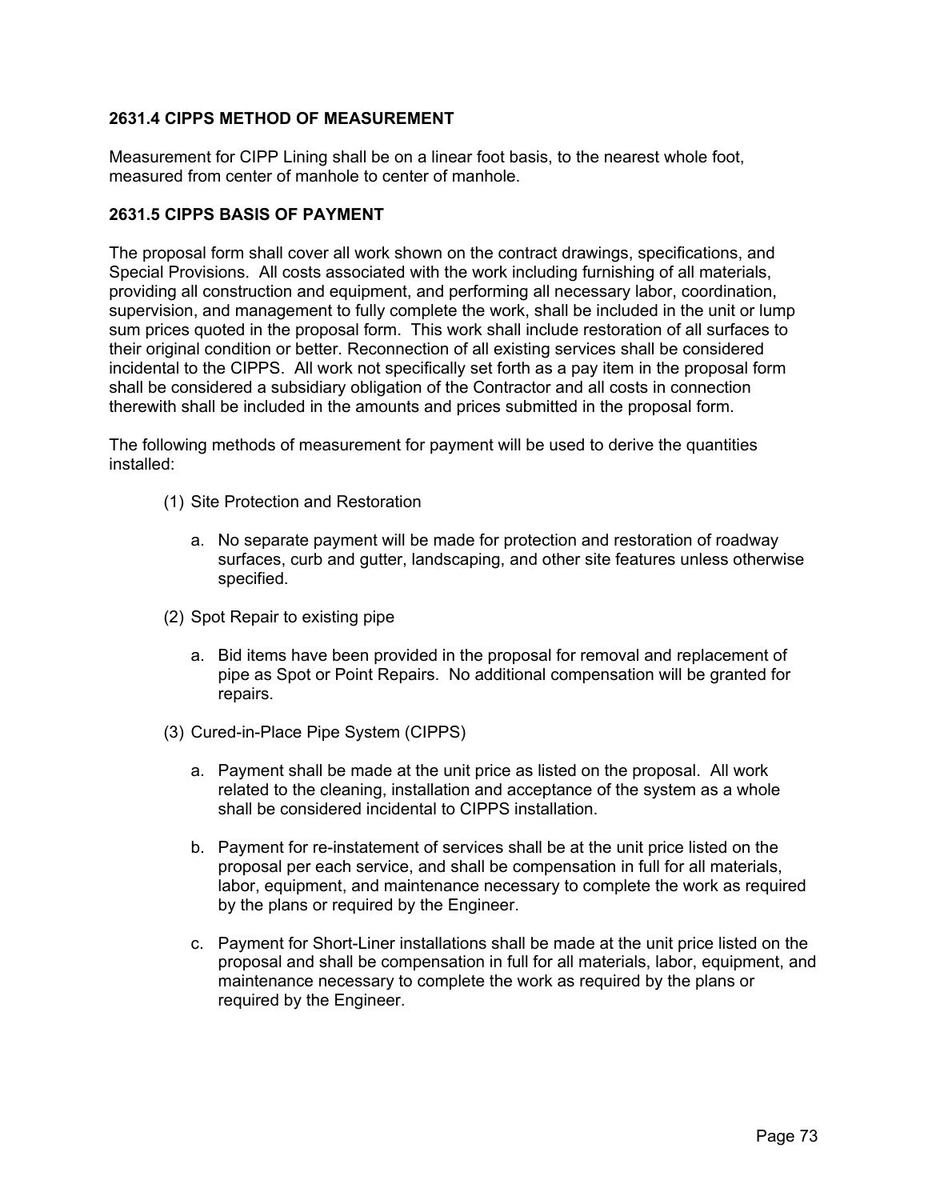### 2631.4 CIPPS METHOD OF MEASUREMENT

Measurement for CIPP Lining shall be on a linear foot basis, to the nearest whole foot, measured from center of manhole to center of manhole.

### 2631.5 CIPPS BASIS OF PAYMENT

The proposal form shall cover all work shown on the contract drawings, specifications, and Special Provisions. All costs associated with the work including furnishing of all materials, providing all construction and equipment, and performing all necessary labor, coordination, supervision, and management to fully complete the work, shall be included in the unit or lump sum prices quoted in the proposal form. This work shall include restoration of all surfaces to their original condition or better. Reconnection of all existing services shall be considered incidental to the CIPPS. All work not specifically set forth as a pay item in the proposal form shall be considered a subsidiary obligation of the Contractor and all costs in connection therewith shall be included in the amounts and prices submitted in the proposal form.

The following methods of measurement for payment will be used to derive the quantities installed:

(1) Site Protection and Restoration

   a. No separate payment will be made for protection and restoration of roadway surfaces, curb and gutter, landscaping, and other site features unless otherwise specified.

(2) Spot Repair to existing pipe

   a. Bid items have been provided in the proposal for removal and replacement of pipe as Spot or Point Repairs. No additional compensation will be granted for repairs.

(3) Cured-in-Place Pipe System (CIPPS)

   a. Payment shall be made at the unit price as listed on the proposal. All work related to the cleaning, installation and acceptance of the system as a whole shall be considered incidental to CIPPS installation.

   b. Payment for re-instatement of services shall be at the unit price listed on the proposal per each service, and shall be compensation in full for all materials, labor, equipment, and maintenance necessary to complete the work as required by the plans or required by the Engineer.

   c. Payment for Short-Liner installations shall be made at the unit price listed on the proposal and shall be compensation in full for all materials, labor, equipment, and maintenance necessary to complete the work as required by the plans or required by the Engineer.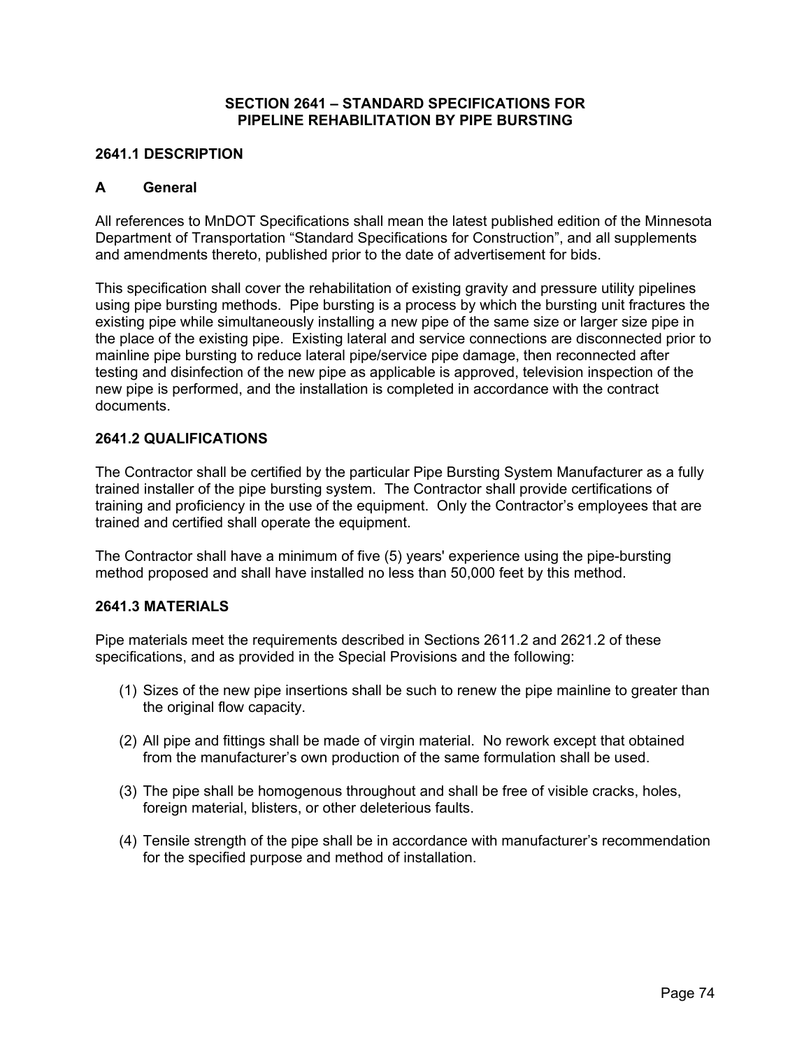# SECTION 2641 – STANDARD SPECIFICATIONS FOR PIPELINE REHABILITATION BY PIPE BURSTING

## 2641.1 DESCRIPTION

### A General

All references to MnDOT Specifications shall mean the latest published edition of the Minnesota Department of Transportation "Standard Specifications for Construction", and all supplements and amendments thereto, published prior to the date of advertisement for bids.

This specification shall cover the rehabilitation of existing gravity and pressure utility pipelines using pipe bursting methods. Pipe bursting is a process by which the bursting unit fractures the existing pipe while simultaneously installing a new pipe of the same size or larger size pipe in the place of the existing pipe. Existing lateral and service connections are disconnected prior to mainline pipe bursting to reduce lateral pipe/service pipe damage, then reconnected after testing and disinfection of the new pipe as applicable is approved, television inspection of the new pipe is performed, and the installation is completed in accordance with the contract documents.

## 2641.2 QUALIFICATIONS

The Contractor shall be certified by the particular Pipe Bursting System Manufacturer as a fully trained installer of the pipe bursting system. The Contractor shall provide certifications of training and proficiency in the use of the equipment. Only the Contractor's employees that are trained and certified shall operate the equipment.

The Contractor shall have a minimum of five (5) years' experience using the pipe-bursting method proposed and shall have installed no less than 50,000 feet by this method.

## 2641.3 MATERIALS

Pipe materials meet the requirements described in Sections 2611.2 and 2621.2 of these specifications, and as provided in the Special Provisions and the following:

(1) Sizes of the new pipe insertions shall be such to renew the pipe mainline to greater than the original flow capacity.

(2) All pipe and fittings shall be made of virgin material. No rework except that obtained from the manufacturer's own production of the same formulation shall be used.

(3) The pipe shall be homogenous throughout and shall be free of visible cracks, holes, foreign material, blisters, or other deleterious faults.

(4) Tensile strength of the pipe shall be in accordance with manufacturer's recommendation for the specified purpose and method of installation.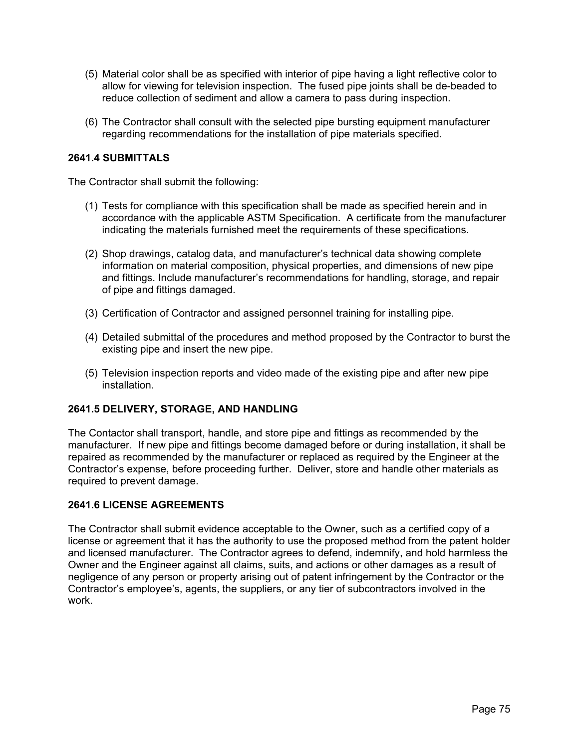(5) Material color shall be as specified with interior of pipe having a light reflective color to allow for viewing for television inspection. The fused pipe joints shall be de-beaded to reduce collection of sediment and allow a camera to pass during inspection.

(6) The Contractor shall consult with the selected pipe bursting equipment manufacturer regarding recommendations for the installation of pipe materials specified.

### 2641.4 SUBMITTALS

The Contractor shall submit the following:

(1) Tests for compliance with this specification shall be made as specified herein and in accordance with the applicable ASTM Specification. A certificate from the manufacturer indicating the materials furnished meet the requirements of these specifications.

(2) Shop drawings, catalog data, and manufacturer's technical data showing complete information on material composition, physical properties, and dimensions of new pipe and fittings. Include manufacturer's recommendations for handling, storage, and repair of pipe and fittings damaged.

(3) Certification of Contractor and assigned personnel training for installing pipe.

(4) Detailed submittal of the procedures and method proposed by the Contractor to burst the existing pipe and insert the new pipe.

(5) Television inspection reports and video made of the existing pipe and after new pipe installation.

### 2641.5 DELIVERY, STORAGE, AND HANDLING

The Contactor shall transport, handle, and store pipe and fittings as recommended by the manufacturer. If new pipe and fittings become damaged before or during installation, it shall be repaired as recommended by the manufacturer or replaced as required by the Engineer at the Contractor's expense, before proceeding further. Deliver, store and handle other materials as required to prevent damage.

### 2641.6 LICENSE AGREEMENTS

The Contractor shall submit evidence acceptable to the Owner, such as a certified copy of a license or agreement that it has the authority to use the proposed method from the patent holder and licensed manufacturer. The Contractor agrees to defend, indemnify, and hold harmless the Owner and the Engineer against all claims, suits, and actions or other damages as a result of negligence of any person or property arising out of patent infringement by the Contractor or the Contractor's employee's, agents, the suppliers, or any tier of subcontractors involved in the work.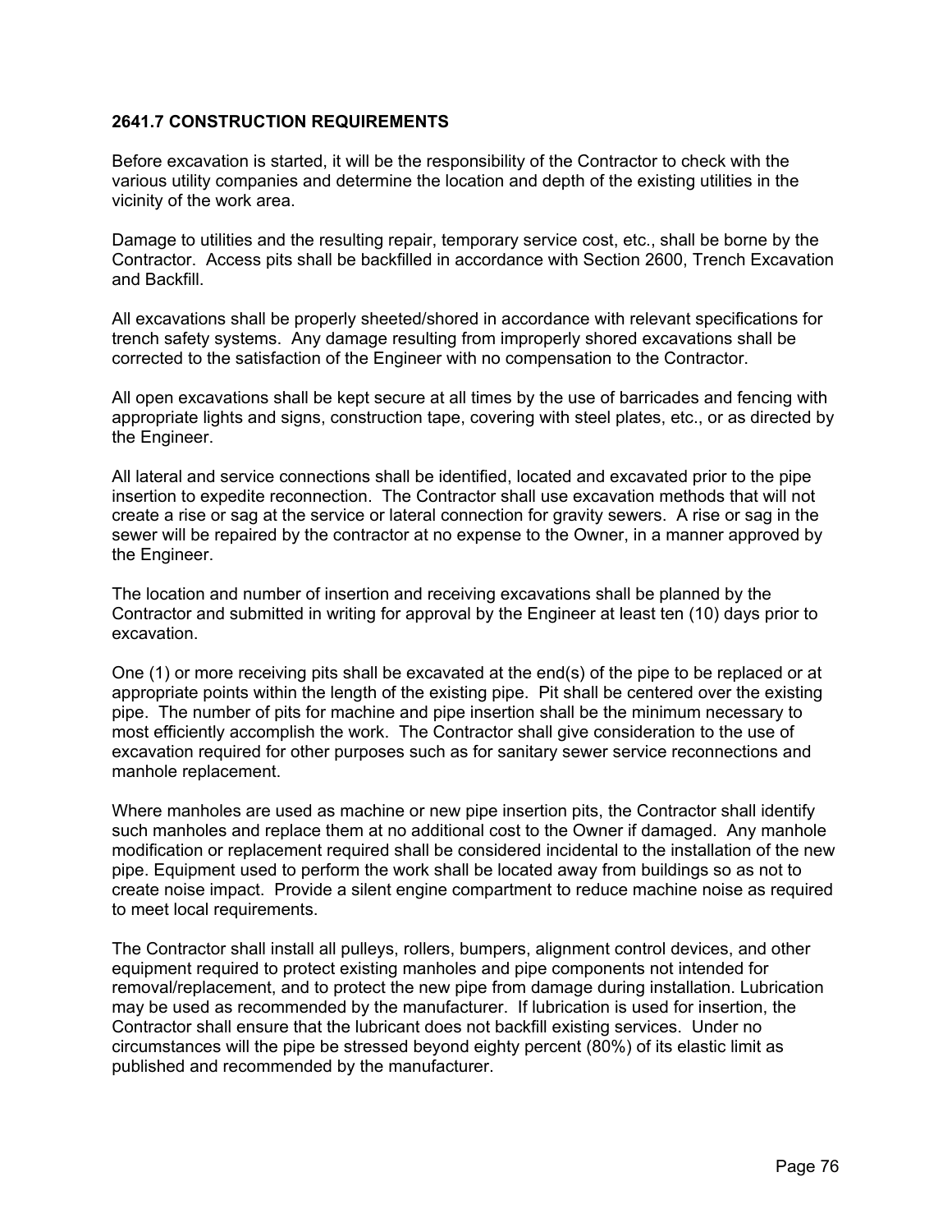### 2641.7 CONSTRUCTION REQUIREMENTS

Before excavation is started, it will be the responsibility of the Contractor to check with the various utility companies and determine the location and depth of the existing utilities in the vicinity of the work area.

Damage to utilities and the resulting repair, temporary service cost, etc., shall be borne by the Contractor. Access pits shall be backfilled in accordance with Section 2600, Trench Excavation and Backfill.

All excavations shall be properly sheeted/shored in accordance with relevant specifications for trench safety systems. Any damage resulting from improperly shored excavations shall be corrected to the satisfaction of the Engineer with no compensation to the Contractor.

All open excavations shall be kept secure at all times by the use of barricades and fencing with appropriate lights and signs, construction tape, covering with steel plates, etc., or as directed by the Engineer.

All lateral and service connections shall be identified, located and excavated prior to the pipe insertion to expedite reconnection. The Contractor shall use excavation methods that will not create a rise or sag at the service or lateral connection for gravity sewers. A rise or sag in the sewer will be repaired by the contractor at no expense to the Owner, in a manner approved by the Engineer.

The location and number of insertion and receiving excavations shall be planned by the Contractor and submitted in writing for approval by the Engineer at least ten (10) days prior to excavation.

One (1) or more receiving pits shall be excavated at the end(s) of the pipe to be replaced or at appropriate points within the length of the existing pipe. Pit shall be centered over the existing pipe. The number of pits for machine and pipe insertion shall be the minimum necessary to most efficiently accomplish the work. The Contractor shall give consideration to the use of excavation required for other purposes such as for sanitary sewer service reconnections and manhole replacement.

Where manholes are used as machine or new pipe insertion pits, the Contractor shall identify such manholes and replace them at no additional cost to the Owner if damaged. Any manhole modification or replacement required shall be considered incidental to the installation of the new pipe. Equipment used to perform the work shall be located away from buildings so as not to create noise impact. Provide a silent engine compartment to reduce machine noise as required to meet local requirements.

The Contractor shall install all pulleys, rollers, bumpers, alignment control devices, and other equipment required to protect existing manholes and pipe components not intended for removal/replacement, and to protect the new pipe from damage during installation. Lubrication may be used as recommended by the manufacturer. If lubrication is used for insertion, the Contractor shall ensure that the lubricant does not backfill existing services. Under no circumstances will the pipe be stressed beyond eighty percent (80%) of its elastic limit as published and recommended by the manufacturer.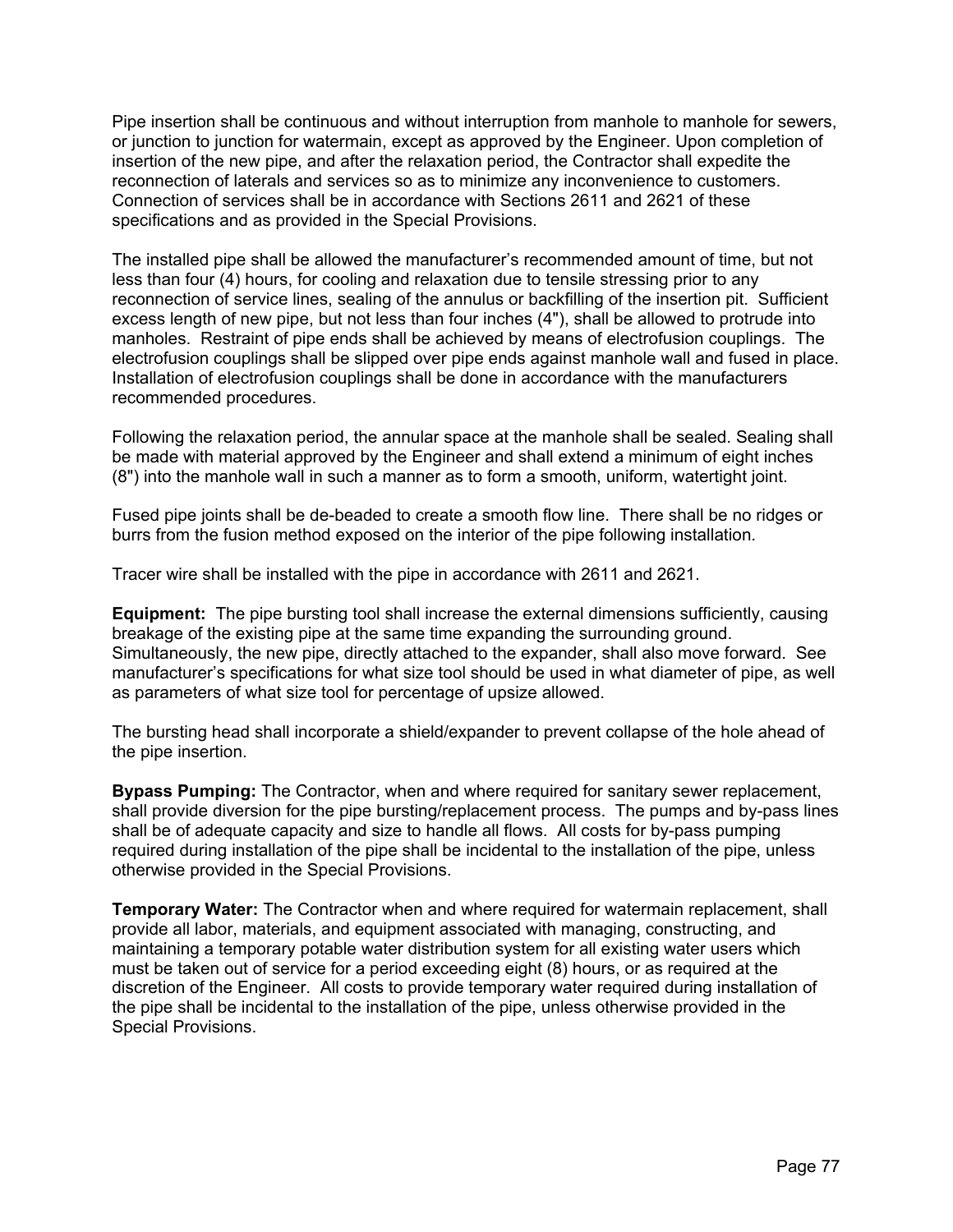Pipe insertion shall be continuous and without interruption from manhole to manhole for sewers, or junction to junction for watermain, except as approved by the Engineer. Upon completion of insertion of the new pipe, and after the relaxation period, the Contractor shall expedite the reconnection of laterals and services so as to minimize any inconvenience to customers. Connection of services shall be in accordance with Sections 2611 and 2621 of these specifications and as provided in the Special Provisions.

The installed pipe shall be allowed the manufacturer's recommended amount of time, but not less than four (4) hours, for cooling and relaxation due to tensile stressing prior to any reconnection of service lines, sealing of the annulus or backfilling of the insertion pit. Sufficient excess length of new pipe, but not less than four inches (4"), shall be allowed to protrude into manholes. Restraint of pipe ends shall be achieved by means of electrofusion couplings. The electrofusion couplings shall be slipped over pipe ends against manhole wall and fused in place. Installation of electrofusion couplings shall be done in accordance with the manufacturers recommended procedures.

Following the relaxation period, the annular space at the manhole shall be sealed. Sealing shall be made with material approved by the Engineer and shall extend a minimum of eight inches (8") into the manhole wall in such a manner as to form a smooth, uniform, watertight joint.

Fused pipe joints shall be de-beaded to create a smooth flow line. There shall be no ridges or burrs from the fusion method exposed on the interior of the pipe following installation.

Tracer wire shall be installed with the pipe in accordance with 2611 and 2621.

**Equipment:** The pipe bursting tool shall increase the external dimensions sufficiently, causing breakage of the existing pipe at the same time expanding the surrounding ground. Simultaneously, the new pipe, directly attached to the expander, shall also move forward. See manufacturer's specifications for what size tool should be used in what diameter of pipe, as well as parameters of what size tool for percentage of upsize allowed.

The bursting head shall incorporate a shield/expander to prevent collapse of the hole ahead of the pipe insertion.

**Bypass Pumping:** The Contractor, when and where required for sanitary sewer replacement, shall provide diversion for the pipe bursting/replacement process. The pumps and by-pass lines shall be of adequate capacity and size to handle all flows. All costs for by-pass pumping required during installation of the pipe shall be incidental to the installation of the pipe, unless otherwise provided in the Special Provisions.

**Temporary Water:** The Contractor when and where required for watermain replacement, shall provide all labor, materials, and equipment associated with managing, constructing, and maintaining a temporary potable water distribution system for all existing water users which must be taken out of service for a period exceeding eight (8) hours, or as required at the discretion of the Engineer. All costs to provide temporary water required during installation of the pipe shall be incidental to the installation of the pipe, unless otherwise provided in the Special Provisions.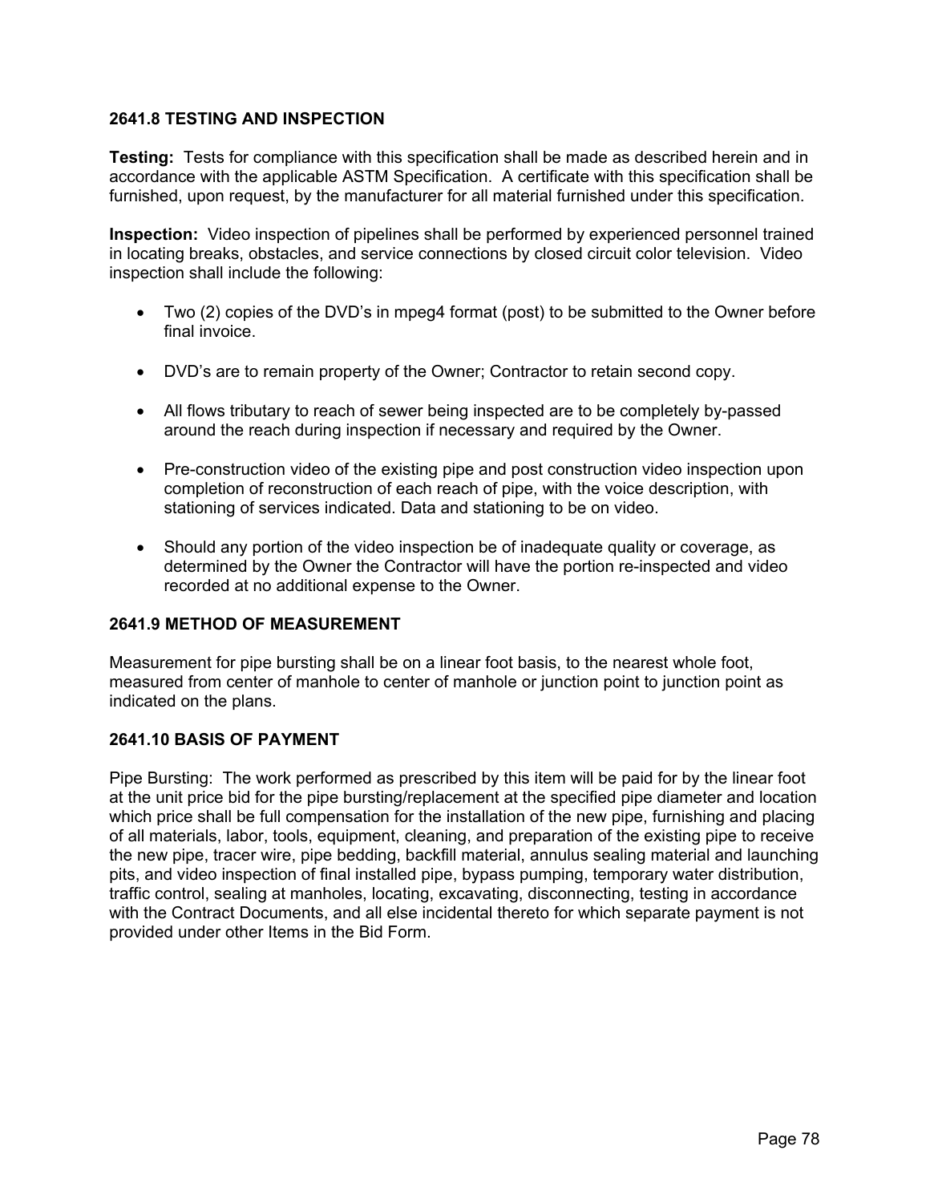### 2641.8 TESTING AND INSPECTION

**Testing:** Tests for compliance with this specification shall be made as described herein and in accordance with the applicable ASTM Specification. A certificate with this specification shall be furnished, upon request, by the manufacturer for all material furnished under this specification.

**Inspection:** Video inspection of pipelines shall be performed by experienced personnel trained in locating breaks, obstacles, and service connections by closed circuit color television. Video inspection shall include the following:

- Two (2) copies of the DVD's in mpeg4 format (post) to be submitted to the Owner before final invoice.
- DVD's are to remain property of the Owner; Contractor to retain second copy.
- All flows tributary to reach of sewer being inspected are to be completely by-passed around the reach during inspection if necessary and required by the Owner.
- Pre-construction video of the existing pipe and post construction video inspection upon completion of reconstruction of each reach of pipe, with the voice description, with stationing of services indicated. Data and stationing to be on video.
- Should any portion of the video inspection be of inadequate quality or coverage, as determined by the Owner the Contractor will have the portion re-inspected and video recorded at no additional expense to the Owner.

### 2641.9 METHOD OF MEASUREMENT

Measurement for pipe bursting shall be on a linear foot basis, to the nearest whole foot, measured from center of manhole to center of manhole or junction point to junction point as indicated on the plans.

### 2641.10 BASIS OF PAYMENT

Pipe Bursting: The work performed as prescribed by this item will be paid for by the linear foot at the unit price bid for the pipe bursting/replacement at the specified pipe diameter and location which price shall be full compensation for the installation of the new pipe, furnishing and placing of all materials, labor, tools, equipment, cleaning, and preparation of the existing pipe to receive the new pipe, tracer wire, pipe bedding, backfill material, annulus sealing material and launching pits, and video inspection of final installed pipe, bypass pumping, temporary water distribution, traffic control, sealing at manholes, locating, excavating, disconnecting, testing in accordance with the Contract Documents, and all else incidental thereto for which separate payment is not provided under other Items in the Bid Form.